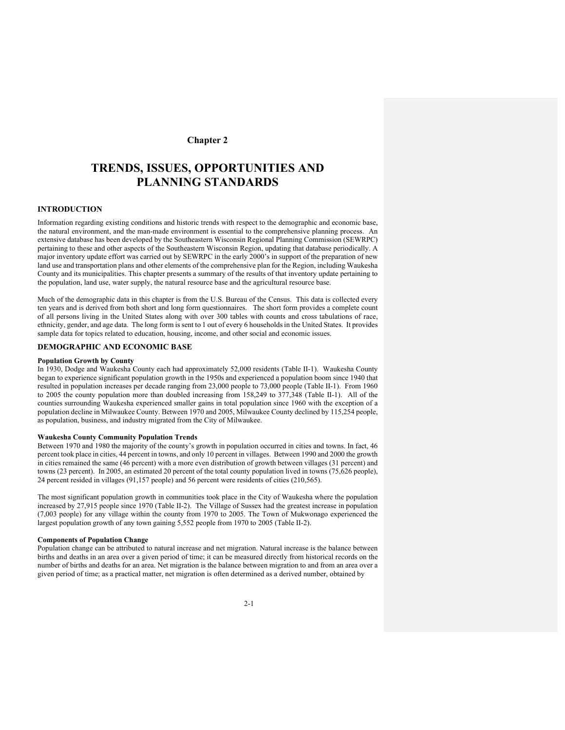# Chapter 2

# TRENDS, ISSUES, OPPORTUNITIES AND PLANNING STANDARDS

## INTRODUCTION

Information regarding existing conditions and historic trends with respect to the demographic and economic base, the natural environment, and the man-made environment is essential to the comprehensive planning process. An extensive database has been developed by the Southeastern Wisconsin Regional Planning Commission (SEWRPC) pertaining to these and other aspects of the Southeastern Wisconsin Region, updating that database periodically. A major inventory update effort was carried out by SEWRPC in the early 2000's in support of the preparation of new land use and transportation plans and other elements of the comprehensive plan for the Region, including Waukesha County and its municipalities. This chapter presents a summary of the results of that inventory update pertaining to the population, land use, water supply, the natural resource base and the agricultural resource base.

Much of the demographic data in this chapter is from the U.S. Bureau of the Census. This data is collected every ten years and is derived from both short and long form questionnaires. The short form provides a complete count of all persons living in the United States along with over 300 tables with counts and cross tabulations of race, ethnicity, gender, and age data. The long form is sent to 1 out of every 6 households in the United States. It provides sample data for topics related to education, housing, income, and other social and economic issues.

## DEMOGRAPHIC AND ECONOMIC BASE

### Population Growth by County

In 1930, Dodge and Waukesha County each had approximately 52,000 residents (Table II-1). Waukesha County began to experience significant population growth in the 1950s and experienced a population boom since 1940 that resulted in population increases per decade ranging from 23,000 people to 73,000 people (Table II-1). From 1960 to 2005 the county population more than doubled increasing from 158,249 to 377,348 (Table II-1). All of the counties surrounding Waukesha experienced smaller gains in total population since 1960 with the exception of a population decline in Milwaukee County. Between 1970 and 2005, Milwaukee County declined by 115,254 people, as population, business, and industry migrated from the City of Milwaukee.

### Waukesha County Community Population Trends

Between 1970 and 1980 the majority of the county's growth in population occurred in cities and towns. In fact, 46 percent took place in cities, 44 percent in towns, and only 10 percent in villages. Between 1990 and 2000 the growth in cities remained the same (46 percent) with a more even distribution of growth between villages (31 percent) and towns (23 percent). In 2005, an estimated 20 percent of the total county population lived in towns (75,626 people), 24 percent resided in villages (91,157 people) and 56 percent were residents of cities (210,565).

The most significant population growth in communities took place in the City of Waukesha where the population increased by 27,915 people since 1970 (Table II-2). The Village of Sussex had the greatest increase in population (7,003 people) for any village within the county from 1970 to 2005. The Town of Mukwonago experienced the largest population growth of any town gaining 5,552 people from 1970 to 2005 (Table II-2).

### Components of Population Change

Population change can be attributed to natural increase and net migration. Natural increase is the balance between births and deaths in an area over a given period of time; it can be measured directly from historical records on the number of births and deaths for an area. Net migration is the balance between migration to and from an area over a given period of time; as a practical matter, net migration is often determined as a derived number, obtained by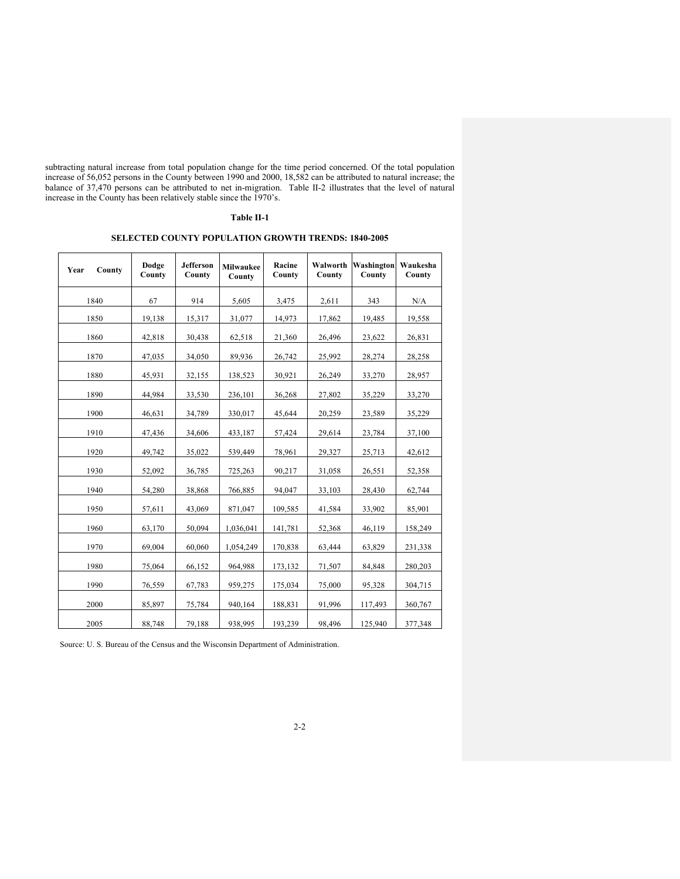subtracting natural increase from total population change for the time period concerned. Of the total population increase of 56,052 persons in the County between 1990 and 2000, 18,582 can be attributed to natural increase; the balance of 37,470 persons can be attributed to net in-migration. Table II-2 illustrates that the level of natural increase in the County has been relatively stable since the 1970's.

**Table II-1**

**SELECTED COUNTY POPULATION GROWTH TRENDS: 1840-2005**

| Year County | Dodge County | Jefferson County | Milwaukee County | Racine County | Walworth County | Washington County | Waukesha County |
|---|---|---|---|---|---|---|---|
| 1840 | 67 | 914 | 5,605 | 3,475 | 2,611 | 343 | N/A |
| 1850 | 19,138 | 15,317 | 31,077 | 14,973 | 17,862 | 19,485 | 19,558 |
| 1860 | 42,818 | 30,438 | 62,518 | 21,360 | 26,496 | 23,622 | 26,831 |
| 1870 | 47,035 | 34,050 | 89,936 | 26,742 | 25,992 | 28,274 | 28,258 |
| 1880 | 45,931 | 32,155 | 138,523 | 30,921 | 26,249 | 33,270 | 28,957 |
| 1890 | 44,984 | 33,530 | 236,101 | 36,268 | 27,802 | 35,229 | 33,270 |
| 1900 | 46,631 | 34,789 | 330,017 | 45,644 | 20,259 | 23,589 | 35,229 |
| 1910 | 47,436 | 34,606 | 433,187 | 57,424 | 29,614 | 23,784 | 37,100 |
| 1920 | 49,742 | 35,022 | 539,449 | 78,961 | 29,327 | 25,713 | 42,612 |
| 1930 | 52,092 | 36,785 | 725,263 | 90,217 | 31,058 | 26,551 | 52,358 |
| 1940 | 54,280 | 38,868 | 766,885 | 94,047 | 33,103 | 28,430 | 62,744 |
| 1950 | 57,611 | 43,069 | 871,047 | 109,585 | 41,584 | 33,902 | 85,901 |
| 1960 | 63,170 | 50,094 | 1,036,041 | 141,781 | 52,368 | 46,119 | 158,249 |
| 1970 | 69,004 | 60,060 | 1,054,249 | 170,838 | 63,444 | 63,829 | 231,338 |
| 1980 | 75,064 | 66,152 | 964,988 | 173,132 | 71,507 | 84,848 | 280,203 |
| 1990 | 76,559 | 67,783 | 959,275 | 175,034 | 75,000 | 95,328 | 304,715 |
| 2000 | 85,897 | 75,784 | 940,164 | 188,831 | 91,996 | 117,493 | 360,767 |
| 2005 | 88,748 | 79,188 | 938,995 | 193,239 | 98,496 | 125,940 | 377,348 |

Source: U. S. Bureau of the Census and the Wisconsin Department of Administration.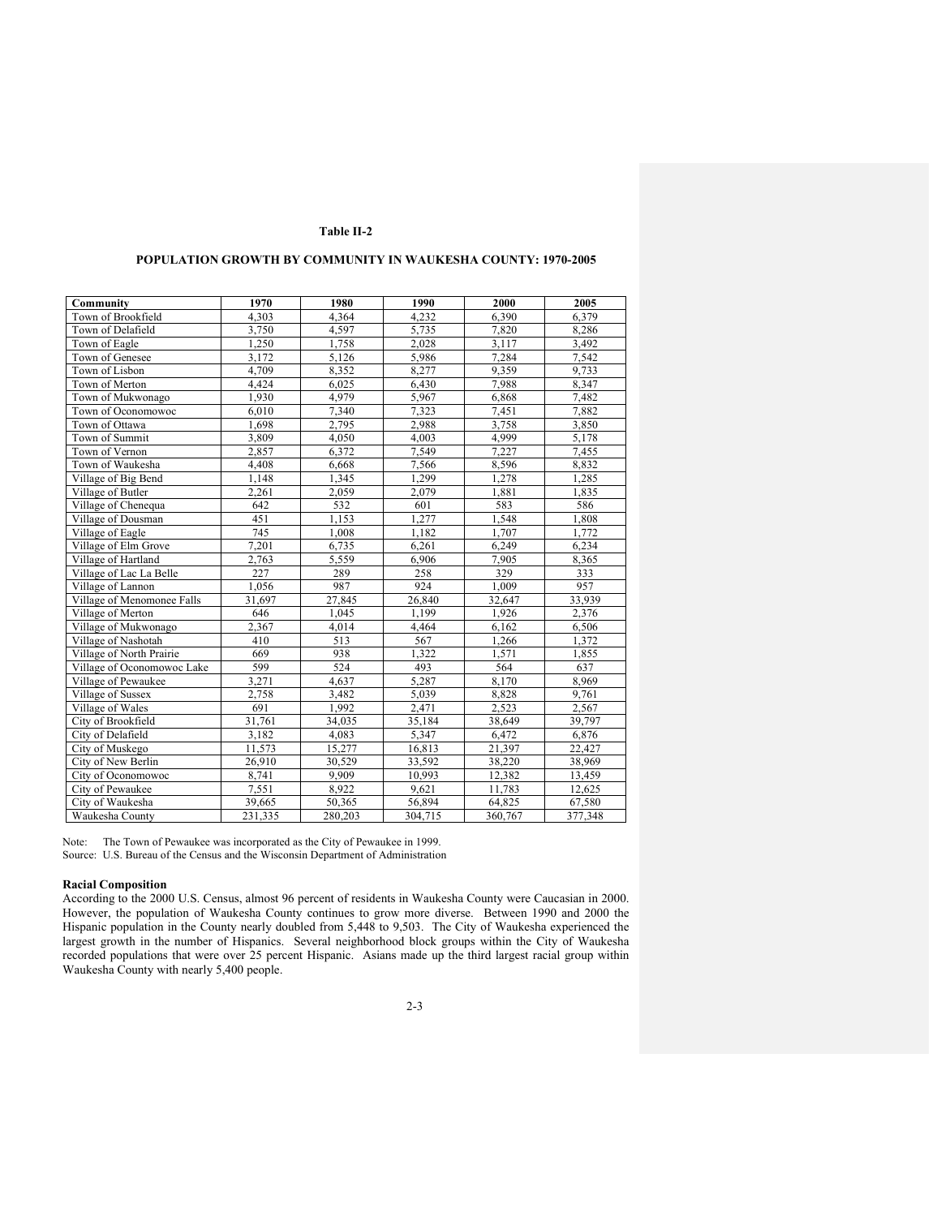**Table II-2**

**POPULATION GROWTH BY COMMUNITY IN WAUKESHA COUNTY: 1970-2005**

| Community | 1970 | 1980 | 1990 | 2000 | 2005 |
|---|---|---|---|---|---|
| Town of Brookfield | 4,303 | 4,364 | 4,232 | 6,390 | 6,379 |
| Town of Delafield | 3,750 | 4,597 | 5,735 | 7,820 | 8,286 |
| Town of Eagle | 1,250 | 1,758 | 2,028 | 3,117 | 3,492 |
| Town of Genesee | 3,172 | 5,126 | 5,986 | 7,284 | 7,542 |
| Town of Lisbon | 4,709 | 8,352 | 8,277 | 9,359 | 9,733 |
| Town of Merton | 4,424 | 6,025 | 6,430 | 7,988 | 8,347 |
| Town of Mukwonago | 1,930 | 4,979 | 5,967 | 6,868 | 7,482 |
| Town of Oconomowoc | 6,010 | 7,340 | 7,323 | 7,451 | 7,882 |
| Town of Ottawa | 1,698 | 2,795 | 2,988 | 3,758 | 3,850 |
| Town of Summit | 3,809 | 4,050 | 4,003 | 4,999 | 5,178 |
| Town of Vernon | 2,857 | 6,372 | 7,549 | 7,227 | 7,455 |
| Town of Waukesha | 4,408 | 6,668 | 7,566 | 8,596 | 8,832 |
| Village of Big Bend | 1,148 | 1,345 | 1,299 | 1,278 | 1,285 |
| Village of Butler | 2,261 | 2,059 | 2,079 | 1,881 | 1,835 |
| Village of Chenequa | 642 | 532 | 601 | 583 | 586 |
| Village of Dousman | 451 | 1,153 | 1,277 | 1,548 | 1,808 |
| Village of Eagle | 745 | 1,008 | 1,182 | 1,707 | 1,772 |
| Village of Elm Grove | 7,201 | 6,735 | 6,261 | 6,249 | 6,234 |
| Village of Hartland | 2,763 | 5,559 | 6,906 | 7,905 | 8,365 |
| Village of Lac La Belle | 227 | 289 | 258 | 329 | 333 |
| Village of Lannon | 1,056 | 987 | 924 | 1,009 | 957 |
| Village of Menomonee Falls | 31,697 | 27,845 | 26,840 | 32,647 | 33,939 |
| Village of Merton | 646 | 1,045 | 1,199 | 1,926 | 2,376 |
| Village of Mukwonago | 2,367 | 4,014 | 4,464 | 6,162 | 6,506 |
| Village of Nashotah | 410 | 513 | 567 | 1,266 | 1,372 |
| Village of North Prairie | 669 | 938 | 1,322 | 1,571 | 1,855 |
| Village of Oconomowoc Lake | 599 | 524 | 493 | 564 | 637 |
| Village of Pewaukee | 3,271 | 4,637 | 5,287 | 8,170 | 8,969 |
| Village of Sussex | 2,758 | 3,482 | 5,039 | 8,828 | 9,761 |
| Village of Wales | 691 | 1,992 | 2,471 | 2,523 | 2,567 |
| City of Brookfield | 31,761 | 34,035 | 35,184 | 38,649 | 39,797 |
| City of Delafield | 3,182 | 4,083 | 5,347 | 6,472 | 6,876 |
| City of Muskego | 11,573 | 15,277 | 16,813 | 21,397 | 22,427 |
| City of New Berlin | 26,910 | 30,529 | 33,592 | 38,220 | 38,969 |
| City of Oconomowoc | 8,741 | 9,909 | 10,993 | 12,382 | 13,459 |
| City of Pewaukee | 7,551 | 8,922 | 9,621 | 11,783 | 12,625 |
| City of Waukesha | 39,665 | 50,365 | 56,894 | 64,825 | 67,580 |
| Waukesha County | 231,335 | 280,203 | 304,715 | 360,767 | 377,348 |

Note: The Town of Pewaukee was incorporated as the City of Pewaukee in 1999.
Source: U.S. Bureau of the Census and the Wisconsin Department of Administration

**Racial Composition**
According to the 2000 U.S. Census, almost 96 percent of residents in Waukesha County were Caucasian in 2000. However, the population of Waukesha County continues to grow more diverse. Between 1990 and 2000 the Hispanic population in the County nearly doubled from 5,448 to 9,503. The City of Waukesha experienced the largest growth in the number of Hispanics. Several neighborhood block groups within the City of Waukesha recorded populations that were over 25 percent Hispanic. Asians made up the third largest racial group within Waukesha County with nearly 5,400 people.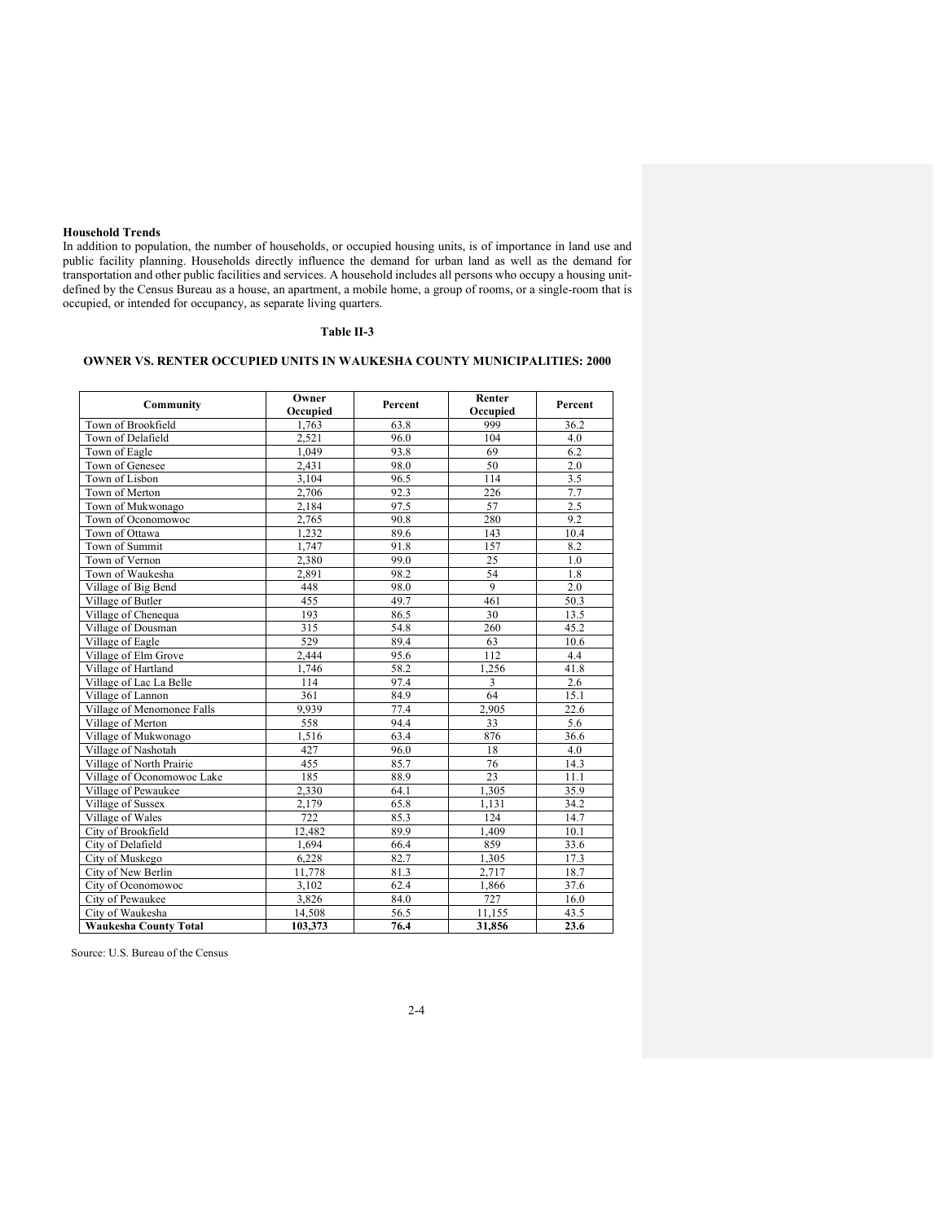**Household Trends**

In addition to population, the number of households, or occupied housing units, is of importance in land use and public facility planning. Households directly influence the demand for urban land as well as the demand for transportation and other public facilities and services. A household includes all persons who occupy a housing unit- defined by the Census Bureau as a house, an apartment, a mobile home, a group of rooms, or a single-room that is occupied, or intended for occupancy, as separate living quarters.

**Table II-3**

**OWNER VS. RENTER OCCUPIED UNITS IN WAUKESHA COUNTY MUNICIPALITIES: 2000**

| Community | Owner Occupied | Percent | Renter Occupied | Percent |
|---|---|---|---|---|
| Town of Brookfield | 1,763 | 63.8 | 999 | 36.2 |
| Town of Delafield | 2,521 | 96.0 | 104 | 4.0 |
| Town of Eagle | 1,049 | 93.8 | 69 | 6.2 |
| Town of Genesee | 2,431 | 98.0 | 50 | 2.0 |
| Town of Lisbon | 3,104 | 96.5 | 114 | 3.5 |
| Town of Merton | 2,706 | 92.3 | 226 | 7.7 |
| Town of Mukwonago | 2,184 | 97.5 | 57 | 2.5 |
| Town of Oconomowoc | 2,765 | 90.8 | 280 | 9.2 |
| Town of Ottawa | 1,232 | 89.6 | 143 | 10.4 |
| Town of Summit | 1,747 | 91.8 | 157 | 8.2 |
| Town of Vernon | 2,380 | 99.0 | 25 | 1.0 |
| Town of Waukesha | 2,891 | 98.2 | 54 | 1.8 |
| Village of Big Bend | 448 | 98.0 | 9 | 2.0 |
| Village of Butler | 455 | 49.7 | 461 | 50.3 |
| Village of Chenequa | 193 | 86.5 | 30 | 13.5 |
| Village of Dousman | 315 | 54.8 | 260 | 45.2 |
| Village of Eagle | 529 | 89.4 | 63 | 10.6 |
| Village of Elm Grove | 2,444 | 95.6 | 112 | 4.4 |
| Village of Hartland | 1,746 | 58.2 | 1,256 | 41.8 |
| Village of Lac La Belle | 114 | 97.4 | 3 | 2.6 |
| Village of Lannon | 361 | 84.9 | 64 | 15.1 |
| Village of Menomonee Falls | 9,939 | 77.4 | 2,905 | 22.6 |
| Village of Merton | 558 | 94.4 | 33 | 5.6 |
| Village of Mukwonago | 1,516 | 63.4 | 876 | 36.6 |
| Village of Nashotah | 427 | 96.0 | 18 | 4.0 |
| Village of North Prairie | 455 | 85.7 | 76 | 14.3 |
| Village of Oconomowoc Lake | 185 | 88.9 | 23 | 11.1 |
| Village of Pewaukee | 2,330 | 64.1 | 1,305 | 35.9 |
| Village of Sussex | 2,179 | 65.8 | 1,131 | 34.2 |
| Village of Wales | 722 | 85.3 | 124 | 14.7 |
| City of Brookfield | 12,482 | 89.9 | 1,409 | 10.1 |
| City of Delafield | 1,694 | 66.4 | 859 | 33.6 |
| City of Muskego | 6,228 | 82.7 | 1,305 | 17.3 |
| City of New Berlin | 11,778 | 81.3 | 2,717 | 18.7 |
| City of Oconomowoc | 3,102 | 62.4 | 1,866 | 37.6 |
| City of Pewaukee | 3,826 | 84.0 | 727 | 16.0 |
| City of Waukesha | 14,508 | 56.5 | 11,155 | 43.5 |
| **Waukesha County Total** | **103,373** | **76.4** | **31,856** | **23.6** |

Source: U.S. Bureau of the Census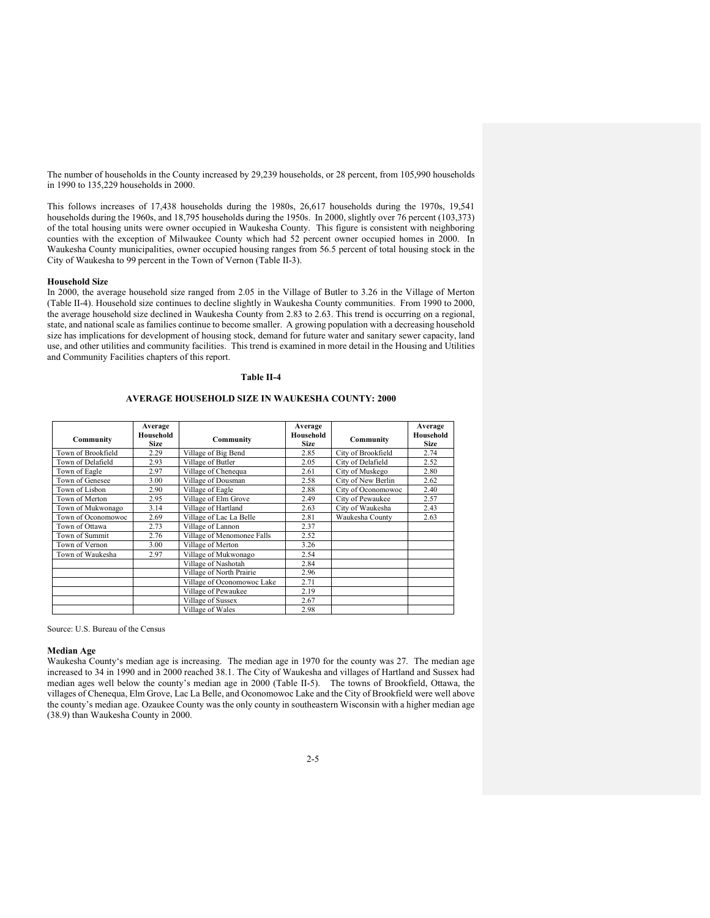The number of households in the County increased by 29,239 households, or 28 percent, from 105,990 households in 1990 to 135,229 households in 2000.

This follows increases of 17,438 households during the 1980s, 26,617 households during the 1970s, 19,541 households during the 1960s, and 18,795 households during the 1950s. In 2000, slightly over 76 percent (103,373) of the total housing units were owner occupied in Waukesha County. This figure is consistent with neighboring counties with the exception of Milwaukee County which had 52 percent owner occupied homes in 2000. In Waukesha County municipalities, owner occupied housing ranges from 56.5 percent of total housing stock in the City of Waukesha to 99 percent in the Town of Vernon (Table II-3).

**Household Size**

In 2000, the average household size ranged from 2.05 in the Village of Butler to 3.26 in the Village of Merton (Table II-4). Household size continues to decline slightly in Waukesha County communities. From 1990 to 2000, the average household size declined in Waukesha County from 2.83 to 2.63. This trend is occurring on a regional, state, and national scale as families continue to become smaller. A growing population with a decreasing household size has implications for development of housing stock, demand for future water and sanitary sewer capacity, land use, and other utilities and community facilities. This trend is examined in more detail in the Housing and Utilities and Community Facilities chapters of this report.

**Table II-4**

**AVERAGE HOUSEHOLD SIZE IN WAUKESHA COUNTY: 2000**

| Community | Average Household Size | Community | Average Household Size | Community | Average Household Size |
|---|---|---|---|---|---|
| Town of Brookfield | 2.29 | Village of Big Bend | 2.85 | City of Brookfield | 2.74 |
| Town of Delafield | 2.93 | Village of Butler | 2.05 | City of Delafield | 2.52 |
| Town of Eagle | 2.97 | Village of Chenequa | 2.61 | City of Muskego | 2.80 |
| Town of Genesee | 3.00 | Village of Dousman | 2.58 | City of New Berlin | 2.62 |
| Town of Lisbon | 2.90 | Village of Eagle | 2.88 | City of Oconomowoc | 2.40 |
| Town of Merton | 2.95 | Village of Elm Grove | 2.49 | City of Pewaukee | 2.57 |
| Town of Mukwonago | 3.14 | Village of Hartland | 2.63 | City of Waukesha | 2.43 |
| Town of Oconomowoc | 2.69 | Village of Lac La Belle | 2.81 | Waukesha County | 2.63 |
| Town of Ottawa | 2.73 | Village of Lannon | 2.37 | | |
| Town of Summit | 2.76 | Village of Menomonee Falls | 2.52 | | |
| Town of Vernon | 3.00 | Village of Merton | 3.26 | | |
| Town of Waukesha | 2.97 | Village of Mukwonago | 2.54 | | |
| | | Village of Nashotah | 2.84 | | |
| | | Village of North Prairie | 2.96 | | |
| | | Village of Oconomowoc Lake | 2.71 | | |
| | | Village of Pewaukee | 2.19 | | |
| | | Village of Sussex | 2.67 | | |
| | | Village of Wales | 2.98 | | |

Source: U.S. Bureau of the Census

**Median Age**

Waukesha County's median age is increasing. The median age in 1970 for the county was 27. The median age increased to 34 in 1990 and in 2000 reached 38.1. The City of Waukesha and villages of Hartland and Sussex had median ages well below the county's median age in 2000 (Table II-5). The towns of Brookfield, Ottawa, the villages of Chenequa, Elm Grove, Lac La Belle, and Oconomowoc Lake and the City of Brookfield were well above the county's median age. Ozaukee County was the only county in southeastern Wisconsin with a higher median age (38.9) than Waukesha County in 2000.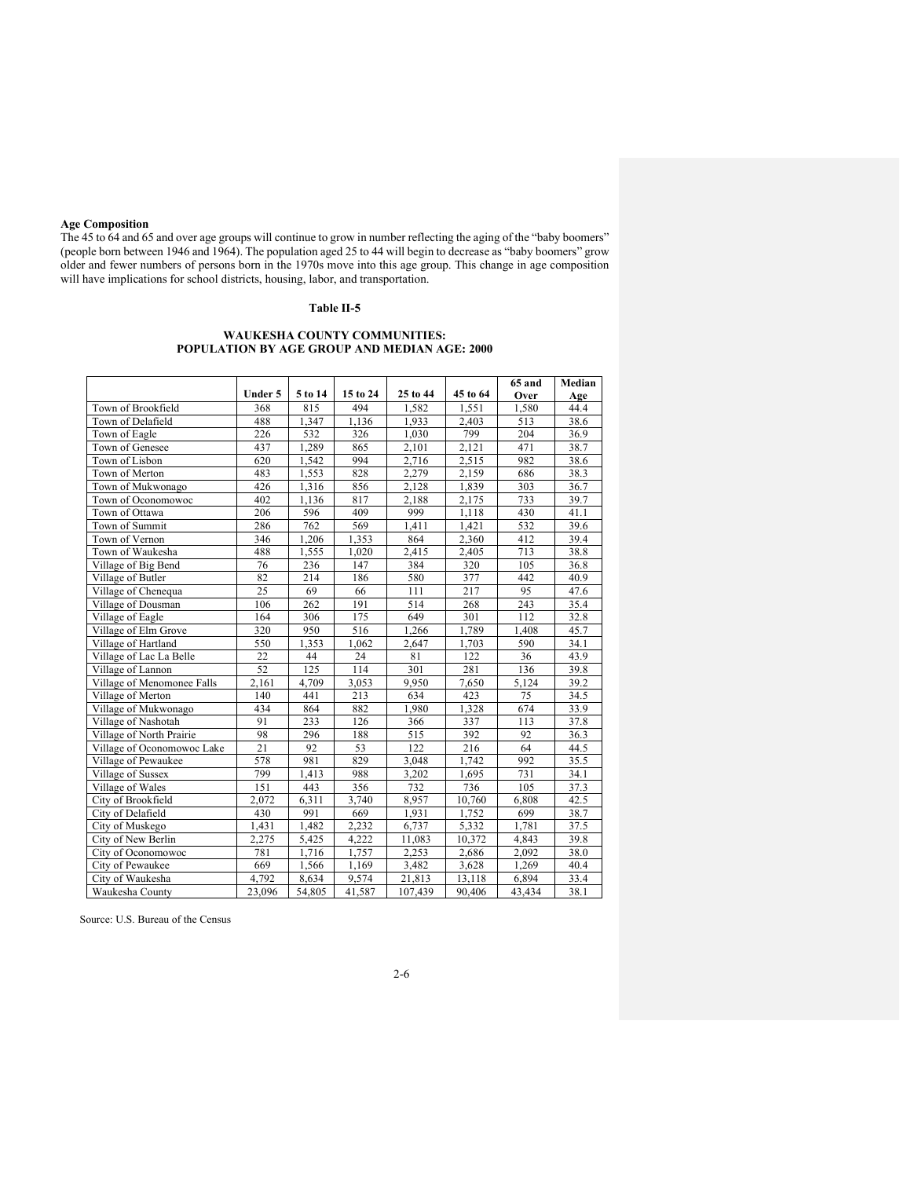**Age Composition**

The 45 to 64 and 65 and over age groups will continue to grow in number reflecting the aging of the "baby boomers" (people born between 1946 and 1964). The population aged 25 to 44 will begin to decrease as "baby boomers" grow older and fewer numbers of persons born in the 1970s move into this age group. This change in age composition will have implications for school districts, housing, labor, and transportation.

**Table II-5**

**WAUKESHA COUNTY COMMUNITIES:
POPULATION BY AGE GROUP AND MEDIAN AGE: 2000**

| | Under 5 | 5 to 14 | 15 to 24 | 25 to 44 | 45 to 64 | 65 and Over | Median Age |
|---|---|---|---|---|---|---|---|
| Town of Brookfield | 368 | 815 | 494 | 1,582 | 1,551 | 1,580 | 44.4 |
| Town of Delafield | 488 | 1,347 | 1,136 | 1,933 | 2,403 | 513 | 38.6 |
| Town of Eagle | 226 | 532 | 326 | 1,030 | 799 | 204 | 36.9 |
| Town of Genesee | 437 | 1,289 | 865 | 2,101 | 2,121 | 471 | 38.7 |
| Town of Lisbon | 620 | 1,542 | 994 | 2,716 | 2,515 | 982 | 38.6 |
| Town of Merton | 483 | 1,553 | 828 | 2,279 | 2,159 | 686 | 38.3 |
| Town of Mukwonago | 426 | 1,316 | 856 | 2,128 | 1,839 | 303 | 36.7 |
| Town of Oconomowoc | 402 | 1,136 | 817 | 2,188 | 2,175 | 733 | 39.7 |
| Town of Ottawa | 206 | 596 | 409 | 999 | 1,118 | 430 | 41.1 |
| Town of Summit | 286 | 762 | 569 | 1,411 | 1,421 | 532 | 39.6 |
| Town of Vernon | 346 | 1,206 | 1,353 | 864 | 2,360 | 412 | 39.4 |
| Town of Waukesha | 488 | 1,555 | 1,020 | 2,415 | 2,405 | 713 | 38.8 |
| Village of Big Bend | 76 | 236 | 147 | 384 | 320 | 105 | 36.8 |
| Village of Butler | 82 | 214 | 186 | 580 | 377 | 442 | 40.9 |
| Village of Chenequa | 25 | 69 | 66 | 111 | 217 | 95 | 47.6 |
| Village of Dousman | 106 | 262 | 191 | 514 | 268 | 243 | 35.4 |
| Village of Eagle | 164 | 306 | 175 | 649 | 301 | 112 | 32.8 |
| Village of Elm Grove | 320 | 950 | 516 | 1,266 | 1,789 | 1,408 | 45.7 |
| Village of Hartland | 550 | 1,353 | 1,062 | 2,647 | 1,703 | 590 | 34.1 |
| Village of Lac La Belle | 22 | 44 | 24 | 81 | 122 | 36 | 43.9 |
| Village of Lannon | 52 | 125 | 114 | 301 | 281 | 136 | 39.8 |
| Village of Menomonee Falls | 2,161 | 4,709 | 3,053 | 9,950 | 7,650 | 5,124 | 39.2 |
| Village of Merton | 140 | 441 | 213 | 634 | 423 | 75 | 34.5 |
| Village of Mukwonago | 434 | 864 | 882 | 1,980 | 1,328 | 674 | 33.9 |
| Village of Nashotah | 91 | 233 | 126 | 366 | 337 | 113 | 37.8 |
| Village of North Prairie | 98 | 296 | 188 | 515 | 392 | 92 | 36.3 |
| Village of Oconomowoc Lake | 21 | 92 | 53 | 122 | 216 | 64 | 44.5 |
| Village of Pewaukee | 578 | 981 | 829 | 3,048 | 1,742 | 992 | 35.5 |
| Village of Sussex | 799 | 1,413 | 988 | 3,202 | 1,695 | 731 | 34.1 |
| Village of Wales | 151 | 443 | 356 | 732 | 736 | 105 | 37.3 |
| City of Brookfield | 2,072 | 6,311 | 3,740 | 8,957 | 10,760 | 6,808 | 42.5 |
| City of Delafield | 430 | 991 | 669 | 1,931 | 1,752 | 699 | 38.7 |
| City of Muskego | 1,431 | 1,482 | 2,232 | 6,737 | 5,332 | 1,781 | 37.5 |
| City of New Berlin | 2,275 | 5,425 | 4,222 | 11,083 | 10,372 | 4,843 | 39.8 |
| City of Oconomowoc | 781 | 1,716 | 1,757 | 2,253 | 2,686 | 2,092 | 38.0 |
| City of Pewaukee | 669 | 1,566 | 1,169 | 3,482 | 3,628 | 1,269 | 40.4 |
| City of Waukesha | 4,792 | 8,634 | 9,574 | 21,813 | 13,118 | 6,894 | 33.4 |
| Waukesha County | 23,096 | 54,805 | 41,587 | 107,439 | 90,406 | 43,434 | 38.1 |

Source: U.S. Bureau of the Census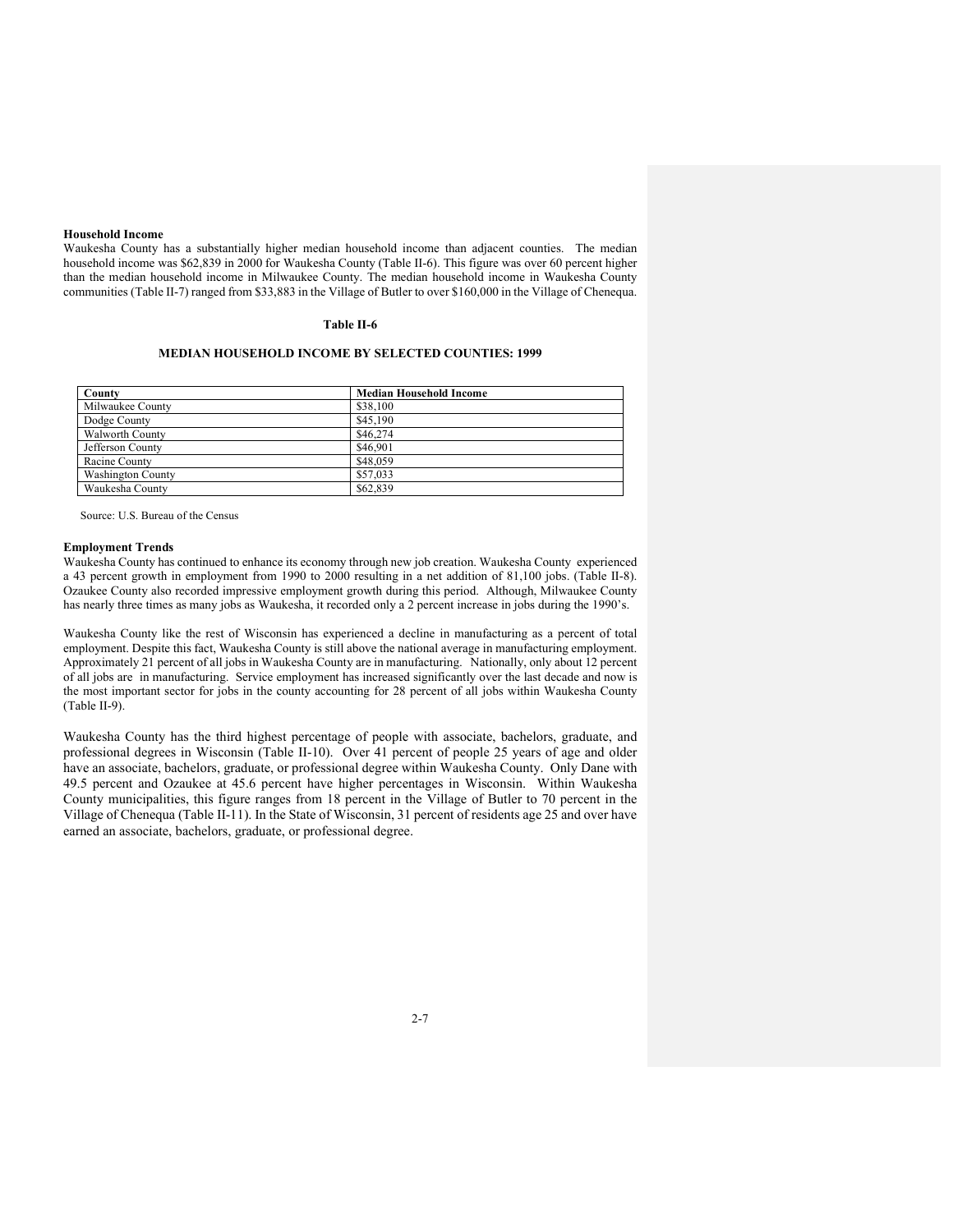**Household Income**

Waukesha County has a substantially higher median household income than adjacent counties. The median household income was $62,839 in 2000 for Waukesha County (Table II-6). This figure was over 60 percent higher than the median household income in Milwaukee County. The median household income in Waukesha County communities (Table II-7) ranged from $33,883 in the Village of Butler to over $160,000 in the Village of Chenequa.

**Table II-6**

**MEDIAN HOUSEHOLD INCOME BY SELECTED COUNTIES: 1999**

| County | Median Household Income |
|---|---|
| Milwaukee County | $38,100 |
| Dodge County | $45,190 |
| Walworth County | $46,274 |
| Jefferson County | $46,901 |
| Racine County | $48,059 |
| Washington County | $57,033 |
| Waukesha County | $62,839 |

Source: U.S. Bureau of the Census

**Employment Trends**

Waukesha County has continued to enhance its economy through new job creation. Waukesha County experienced a 43 percent growth in employment from 1990 to 2000 resulting in a net addition of 81,100 jobs. (Table II-8). Ozaukee County also recorded impressive employment growth during this period. Although, Milwaukee County has nearly three times as many jobs as Waukesha, it recorded only a 2 percent increase in jobs during the 1990's.

Waukesha County like the rest of Wisconsin has experienced a decline in manufacturing as a percent of total employment. Despite this fact, Waukesha County is still above the national average in manufacturing employment. Approximately 21 percent of all jobs in Waukesha County are in manufacturing. Nationally, only about 12 percent of all jobs are in manufacturing. Service employment has increased significantly over the last decade and now is the most important sector for jobs in the county accounting for 28 percent of all jobs within Waukesha County (Table II-9).

Waukesha County has the third highest percentage of people with associate, bachelors, graduate, and professional degrees in Wisconsin (Table II-10). Over 41 percent of people 25 years of age and older have an associate, bachelors, graduate, or professional degree within Waukesha County. Only Dane with 49.5 percent and Ozaukee at 45.6 percent have higher percentages in Wisconsin. Within Waukesha County municipalities, this figure ranges from 18 percent in the Village of Butler to 70 percent in the Village of Chenequa (Table II-11). In the State of Wisconsin, 31 percent of residents age 25 and over have earned an associate, bachelors, graduate, or professional degree.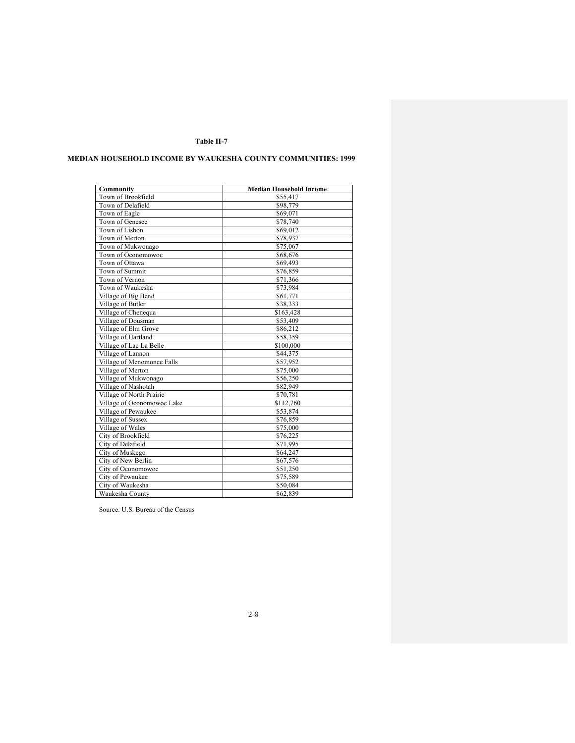**Table II-7**

**MEDIAN HOUSEHOLD INCOME BY WAUKESHA COUNTY COMMUNITIES: 1999**

| Community | Median Household Income |
|---|---|
| Town of Brookfield | $55,417 |
| Town of Delafield | $98,779 |
| Town of Eagle | $69,071 |
| Town of Genesee | $78,740 |
| Town of Lisbon | $69,012 |
| Town of Merton | $78,937 |
| Town of Mukwonago | $75,067 |
| Town of Oconomowoc | $68,676 |
| Town of Ottawa | $69,493 |
| Town of Summit | $76,859 |
| Town of Vernon | $71,366 |
| Town of Waukesha | $73,984 |
| Village of Big Bend | $61,771 |
| Village of Butler | $38,333 |
| Village of Chenequa | $163,428 |
| Village of Dousman | $53,409 |
| Village of Elm Grove | $86,212 |
| Village of Hartland | $58,359 |
| Village of Lac La Belle | $100,000 |
| Village of Lannon | $44,375 |
| Village of Menomonee Falls | $57,952 |
| Village of Merton | $75,000 |
| Village of Mukwonago | $56,250 |
| Village of Nashotah | $82,949 |
| Village of North Prairie | $70,781 |
| Village of Oconomowoc Lake | $112,760 |
| Village of Pewaukee | $53,874 |
| Village of Sussex | $76,859 |
| Village of Wales | $75,000 |
| City of Brookfield | $76,225 |
| City of Delafield | $71,995 |
| City of Muskego | $64,247 |
| City of New Berlin | $67,576 |
| City of Oconomowoc | $51,250 |
| City of Pewaukee | $75,589 |
| City of Waukesha | $50,084 |
| Waukesha County | $62,839 |

Source: U.S. Bureau of the Census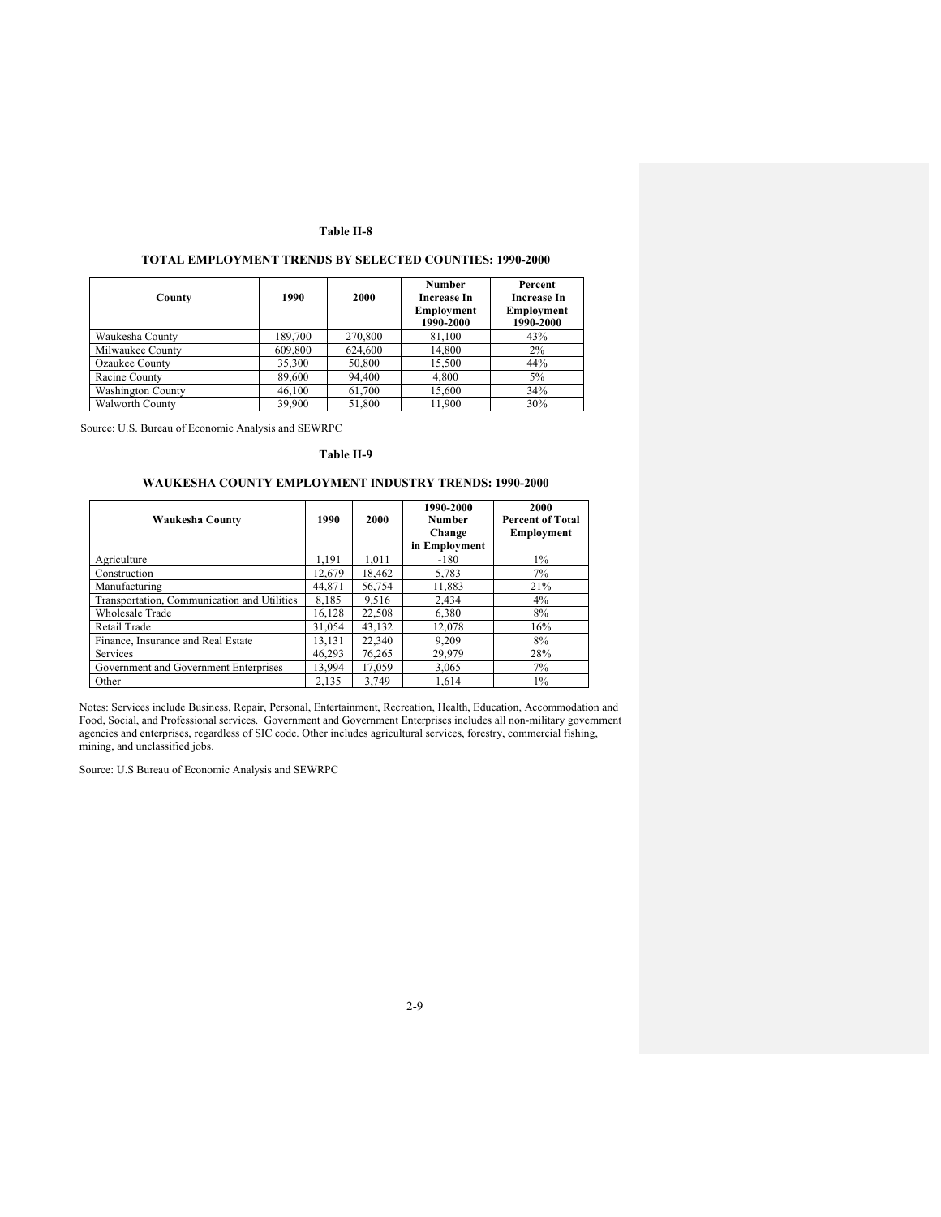**Table II-8**

**TOTAL EMPLOYMENT TRENDS BY SELECTED COUNTIES: 1990-2000**

| County | 1990 | 2000 | Number Increase In Employment 1990-2000 | Percent Increase In Employment 1990-2000 |
|---|---|---|---|---|
| Waukesha County | 189,700 | 270,800 | 81,100 | 43% |
| Milwaukee County | 609,800 | 624,600 | 14,800 | 2% |
| Ozaukee County | 35,300 | 50,800 | 15,500 | 44% |
| Racine County | 89,600 | 94,400 | 4,800 | 5% |
| Washington County | 46,100 | 61,700 | 15,600 | 34% |
| Walworth County | 39,900 | 51,800 | 11,900 | 30% |

Source: U.S. Bureau of Economic Analysis and SEWRPC

**Table II-9**

**WAUKESHA COUNTY EMPLOYMENT INDUSTRY TRENDS: 1990-2000**

| Waukesha County | 1990 | 2000 | 1990-2000 Number Change in Employment | 2000 Percent of Total Employment |
|---|---|---|---|---|
| Agriculture | 1,191 | 1,011 | -180 | 1% |
| Construction | 12,679 | 18,462 | 5,783 | 7% |
| Manufacturing | 44,871 | 56,754 | 11,883 | 21% |
| Transportation, Communication and Utilities | 8,185 | 9,516 | 2,434 | 4% |
| Wholesale Trade | 16,128 | 22,508 | 6,380 | 8% |
| Retail Trade | 31,054 | 43,132 | 12,078 | 16% |
| Finance, Insurance and Real Estate | 13,131 | 22,340 | 9,209 | 8% |
| Services | 46,293 | 76,265 | 29,979 | 28% |
| Government and Government Enterprises | 13,994 | 17,059 | 3,065 | 7% |
| Other | 2,135 | 3,749 | 1,614 | 1% |

Notes: Services include Business, Repair, Personal, Entertainment, Recreation, Health, Education, Accommodation and Food, Social, and Professional services. Government and Government Enterprises includes all non-military government agencies and enterprises, regardless of SIC code. Other includes agricultural services, forestry, commercial fishing, mining, and unclassified jobs.

Source: U.S Bureau of Economic Analysis and SEWRPC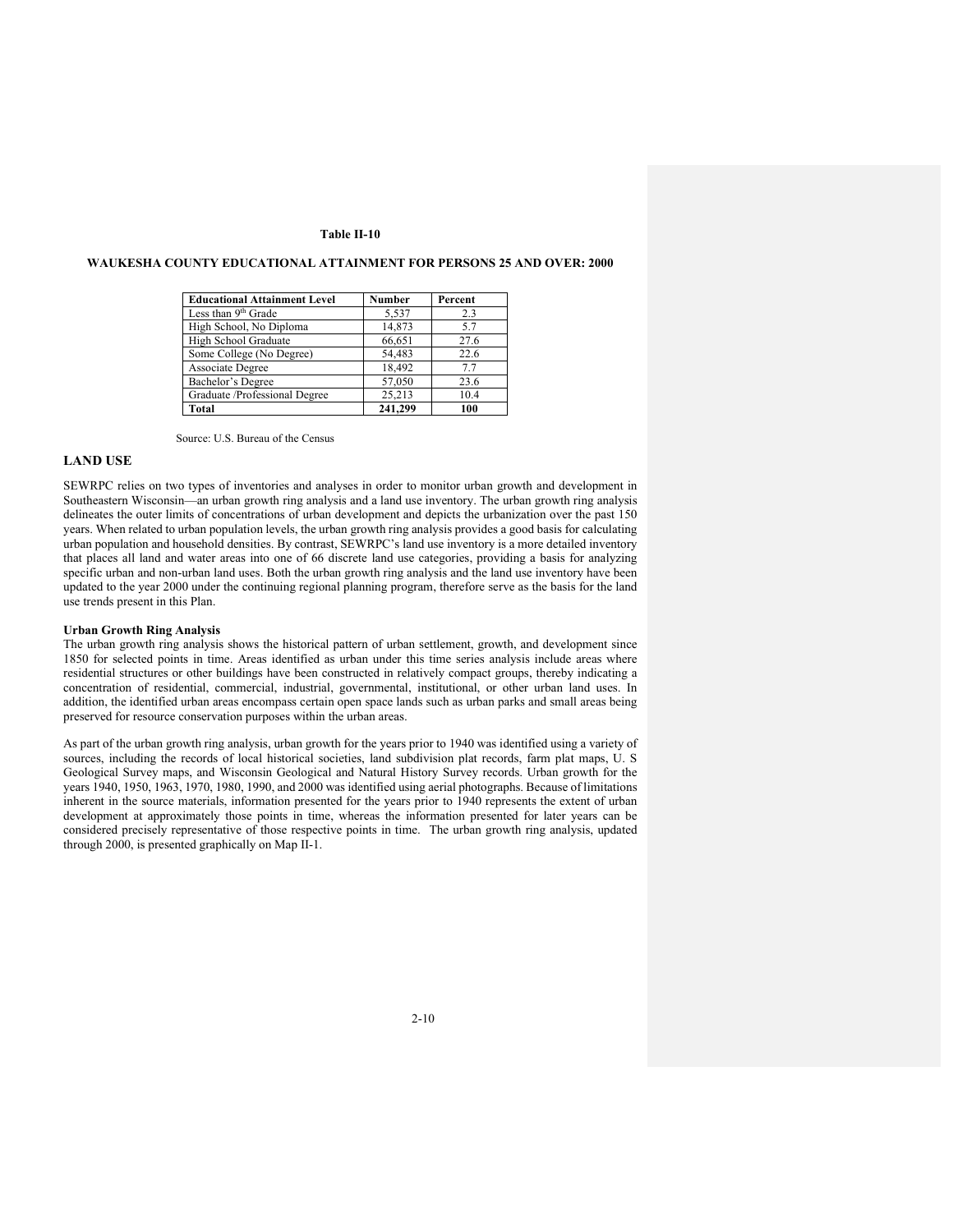**Table II-10**

**WAUKESHA COUNTY EDUCATIONAL ATTAINMENT FOR PERSONS 25 AND OVER: 2000**

| Educational Attainment Level | Number | Percent |
|---|---|---|
| Less than 9th Grade | 5,537 | 2.3 |
| High School, No Diploma | 14,873 | 5.7 |
| High School Graduate | 66,651 | 27.6 |
| Some College (No Degree) | 54,483 | 22.6 |
| Associate Degree | 18,492 | 7.7 |
| Bachelor's Degree | 57,050 | 23.6 |
| Graduate /Professional Degree | 25,213 | 10.4 |
| **Total** | **241,299** | **100** |

Source: U.S. Bureau of the Census

## LAND USE

SEWRPC relies on two types of inventories and analyses in order to monitor urban growth and development in Southeastern Wisconsin—an urban growth ring analysis and a land use inventory. The urban growth ring analysis delineates the outer limits of concentrations of urban development and depicts the urbanization over the past 150 years. When related to urban population levels, the urban growth ring analysis provides a good basis for calculating urban population and household densities. By contrast, SEWRPC's land use inventory is a more detailed inventory that places all land and water areas into one of 66 discrete land use categories, providing a basis for analyzing specific urban and non-urban land uses. Both the urban growth ring analysis and the land use inventory have been updated to the year 2000 under the continuing regional planning program, therefore serve as the basis for the land use trends present in this Plan.

### Urban Growth Ring Analysis

The urban growth ring analysis shows the historical pattern of urban settlement, growth, and development since 1850 for selected points in time. Areas identified as urban under this time series analysis include areas where residential structures or other buildings have been constructed in relatively compact groups, thereby indicating a concentration of residential, commercial, industrial, governmental, institutional, or other urban land uses. In addition, the identified urban areas encompass certain open space lands such as urban parks and small areas being preserved for resource conservation purposes within the urban areas.

As part of the urban growth ring analysis, urban growth for the years prior to 1940 was identified using a variety of sources, including the records of local historical societies, land subdivision plat records, farm plat maps, U. S Geological Survey maps, and Wisconsin Geological and Natural History Survey records. Urban growth for the years 1940, 1950, 1963, 1970, 1980, 1990, and 2000 was identified using aerial photographs. Because of limitations inherent in the source materials, information presented for the years prior to 1940 represents the extent of urban development at approximately those points in time, whereas the information presented for later years can be considered precisely representative of those respective points in time. The urban growth ring analysis, updated through 2000, is presented graphically on Map II-1.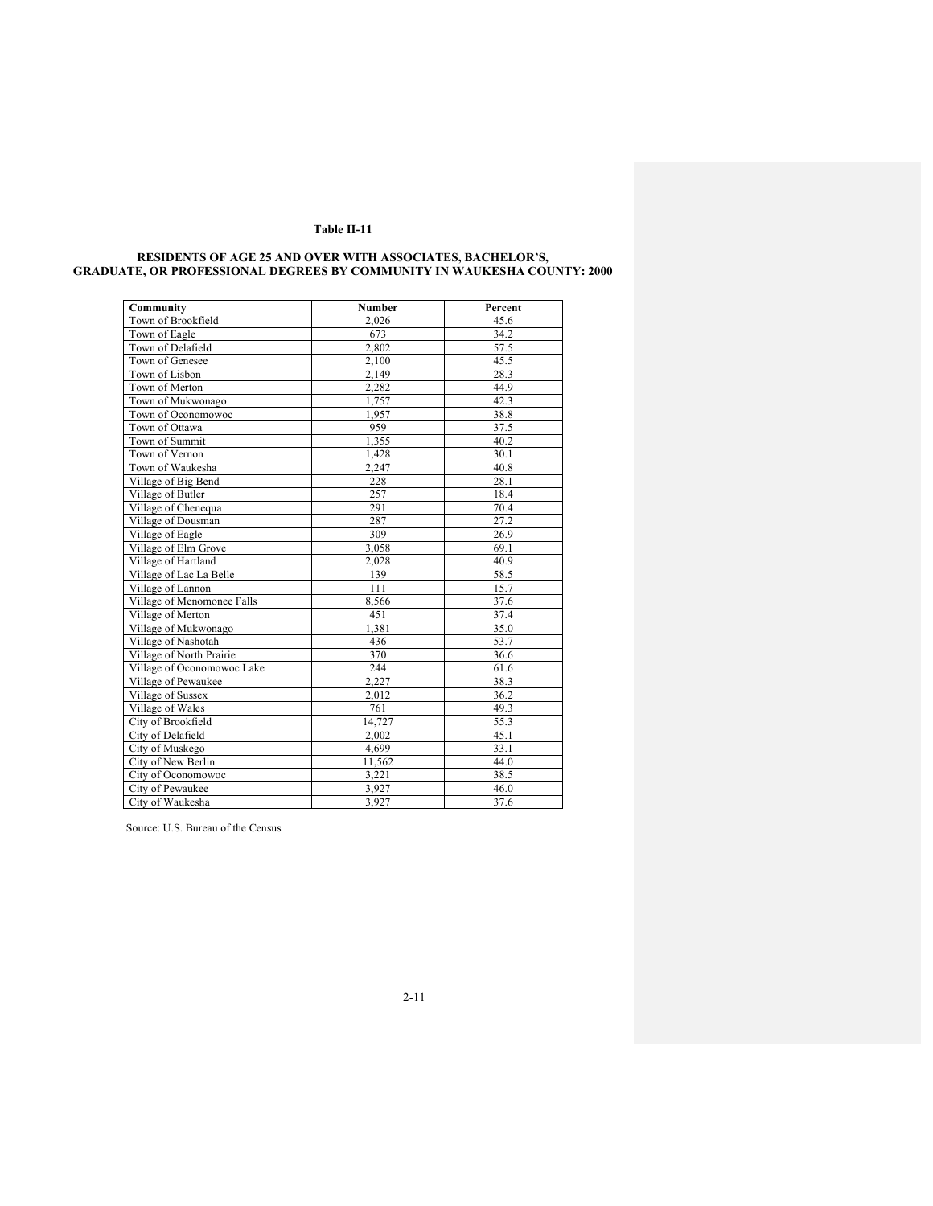**Table II-11**

**RESIDENTS OF AGE 25 AND OVER WITH ASSOCIATES, BACHELOR'S, GRADUATE, OR PROFESSIONAL DEGREES BY COMMUNITY IN WAUKESHA COUNTY: 2000**

| Community | Number | Percent |
|---|---|---|
| Town of Brookfield | 2,026 | 45.6 |
| Town of Eagle | 673 | 34.2 |
| Town of Delafield | 2,802 | 57.5 |
| Town of Genesee | 2,100 | 45.5 |
| Town of Lisbon | 2,149 | 28.3 |
| Town of Merton | 2,282 | 44.9 |
| Town of Mukwonago | 1,757 | 42.3 |
| Town of Oconomowoc | 1,957 | 38.8 |
| Town of Ottawa | 959 | 37.5 |
| Town of Summit | 1,355 | 40.2 |
| Town of Vernon | 1,428 | 30.1 |
| Town of Waukesha | 2,247 | 40.8 |
| Village of Big Bend | 228 | 28.1 |
| Village of Butler | 257 | 18.4 |
| Village of Chenequa | 291 | 70.4 |
| Village of Dousman | 287 | 27.2 |
| Village of Eagle | 309 | 26.9 |
| Village of Elm Grove | 3,058 | 69.1 |
| Village of Hartland | 2,028 | 40.9 |
| Village of Lac La Belle | 139 | 58.5 |
| Village of Lannon | 111 | 15.7 |
| Village of Menomonee Falls | 8,566 | 37.6 |
| Village of Merton | 451 | 37.4 |
| Village of Mukwonago | 1,381 | 35.0 |
| Village of Nashotah | 436 | 53.7 |
| Village of North Prairie | 370 | 36.6 |
| Village of Oconomowoc Lake | 244 | 61.6 |
| Village of Pewaukee | 2,227 | 38.3 |
| Village of Sussex | 2,012 | 36.2 |
| Village of Wales | 761 | 49.3 |
| City of Brookfield | 14,727 | 55.3 |
| City of Delafield | 2,002 | 45.1 |
| City of Muskego | 4,699 | 33.1 |
| City of New Berlin | 11,562 | 44.0 |
| City of Oconomowoc | 3,221 | 38.5 |
| City of Pewaukee | 3,927 | 46.0 |
| City of Waukesha | 3,927 | 37.6 |

Source: U.S. Bureau of the Census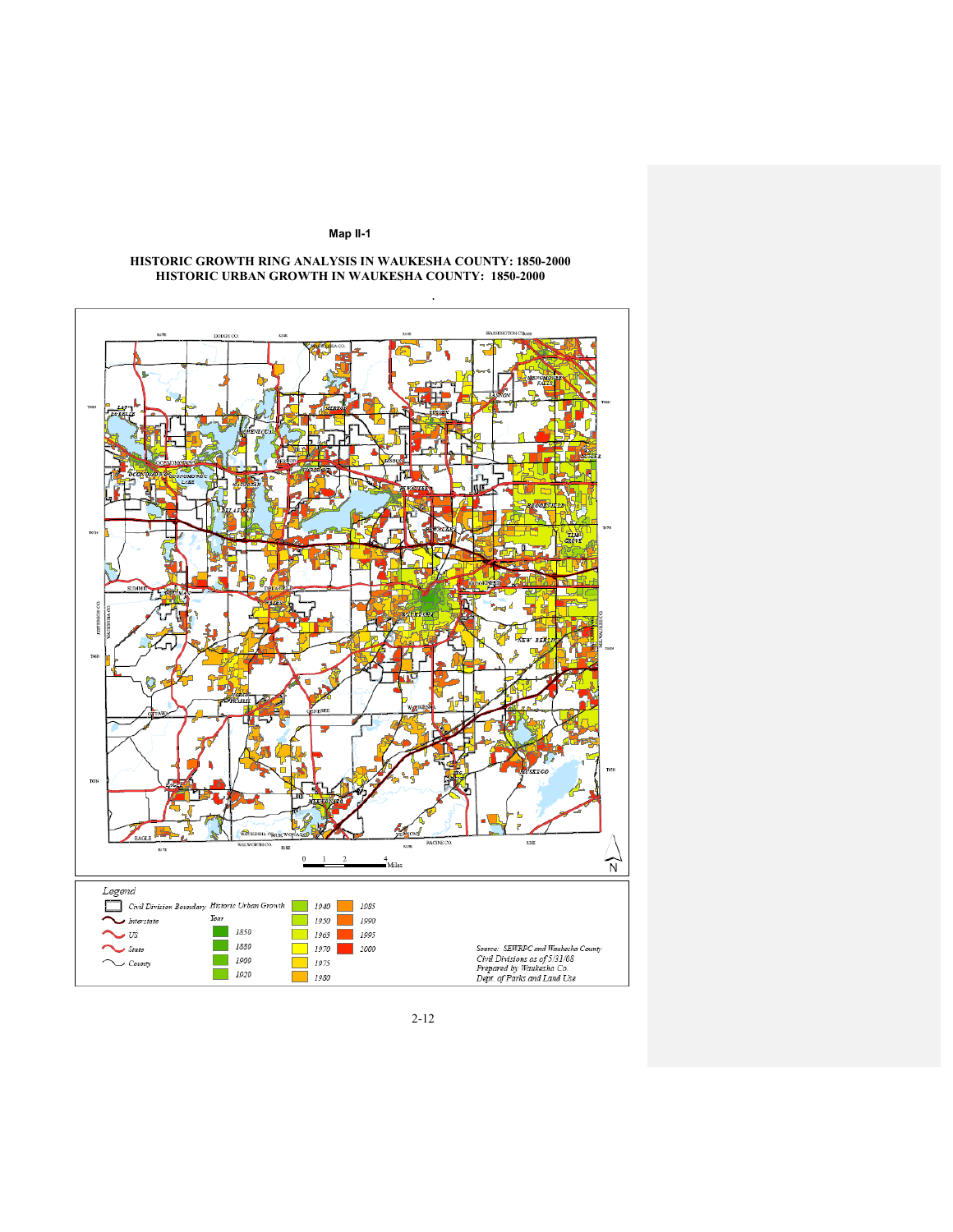**Map II-1**

**HISTORIC GROWTH RING ANALYSIS IN WAUKESHA COUNTY: 1850-2000**
**HISTORIC URBAN GROWTH IN WAUKESHA COUNTY: 1850-2000**

Legend

| | Historic Urban Growth Year | | |
|---|---|---|---|
| Civil Division Boundary | 1850 | 1940 | 1985 |
| Interstate | 1880 | 1950 | 1990 |
| US | 1900 | 1965 | 1995 |
| State | 1920 | 1970 | 2000 |
| County | | 1975 | |
| | | 1980 | |

Source: SEWRPC and Waukesha County
Civil Divisions as of 5/31/08
Prepared by Waukesha Co.
Dept. of Parks and Land Use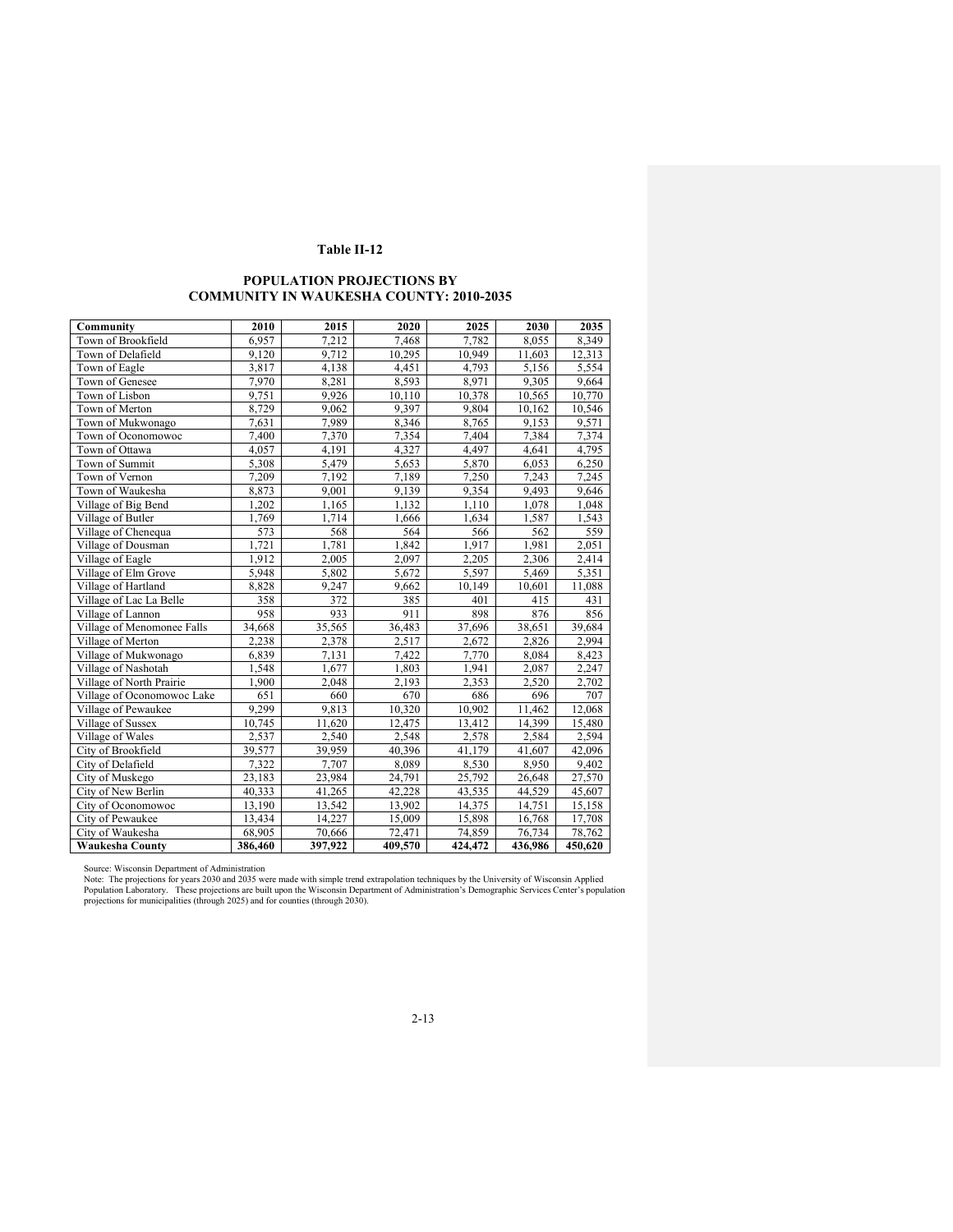### Table II-12

### POPULATION PROJECTIONS BY COMMUNITY IN WAUKESHA COUNTY: 2010-2035

| Community | 2010 | 2015 | 2020 | 2025 | 2030 | 2035 |
|---|---|---|---|---|---|---|
| Town of Brookfield | 6,957 | 7,212 | 7,468 | 7,782 | 8,055 | 8,349 |
| Town of Delafield | 9,120 | 9,712 | 10,295 | 10,949 | 11,603 | 12,313 |
| Town of Eagle | 3,817 | 4,138 | 4,451 | 4,793 | 5,156 | 5,554 |
| Town of Genesee | 7,970 | 8,281 | 8,593 | 8,971 | 9,305 | 9,664 |
| Town of Lisbon | 9,751 | 9,926 | 10,110 | 10,378 | 10,565 | 10,770 |
| Town of Merton | 8,729 | 9,062 | 9,397 | 9,804 | 10,162 | 10,546 |
| Town of Mukwonago | 7,631 | 7,989 | 8,346 | 8,765 | 9,153 | 9,571 |
| Town of Oconomowoc | 7,400 | 7,370 | 7,354 | 7,404 | 7,384 | 7,374 |
| Town of Ottawa | 4,057 | 4,191 | 4,327 | 4,497 | 4,641 | 4,795 |
| Town of Summit | 5,308 | 5,479 | 5,653 | 5,870 | 6,053 | 6,250 |
| Town of Vernon | 7,209 | 7,192 | 7,189 | 7,250 | 7,243 | 7,245 |
| Town of Waukesha | 8,873 | 9,001 | 9,139 | 9,354 | 9,493 | 9,646 |
| Village of Big Bend | 1,202 | 1,165 | 1,132 | 1,110 | 1,078 | 1,048 |
| Village of Butler | 1,769 | 1,714 | 1,666 | 1,634 | 1,587 | 1,543 |
| Village of Chenequa | 573 | 568 | 564 | 566 | 562 | 559 |
| Village of Dousman | 1,721 | 1,781 | 1,842 | 1,917 | 1,981 | 2,051 |
| Village of Eagle | 1,912 | 2,005 | 2,097 | 2,205 | 2,306 | 2,414 |
| Village of Elm Grove | 5,948 | 5,802 | 5,672 | 5,597 | 5,469 | 5,351 |
| Village of Hartland | 8,828 | 9,247 | 9,662 | 10,149 | 10,601 | 11,088 |
| Village of Lac La Belle | 358 | 372 | 385 | 401 | 415 | 431 |
| Village of Lannon | 958 | 933 | 911 | 898 | 876 | 856 |
| Village of Menomonee Falls | 34,668 | 35,565 | 36,483 | 37,696 | 38,651 | 39,684 |
| Village of Merton | 2,238 | 2,378 | 2,517 | 2,672 | 2,826 | 2,994 |
| Village of Mukwonago | 6,839 | 7,131 | 7,422 | 7,770 | 8,084 | 8,423 |
| Village of Nashotah | 1,548 | 1,677 | 1,803 | 1,941 | 2,087 | 2,247 |
| Village of North Prairie | 1,900 | 2,048 | 2,193 | 2,353 | 2,520 | 2,702 |
| Village of Oconomowoc Lake | 651 | 660 | 670 | 686 | 696 | 707 |
| Village of Pewaukee | 9,299 | 9,813 | 10,320 | 10,902 | 11,462 | 12,068 |
| Village of Sussex | 10,745 | 11,620 | 12,475 | 13,412 | 14,399 | 15,480 |
| Village of Wales | 2,537 | 2,540 | 2,548 | 2,578 | 2,584 | 2,594 |
| City of Brookfield | 39,577 | 39,959 | 40,396 | 41,179 | 41,607 | 42,096 |
| City of Delafield | 7,322 | 7,707 | 8,089 | 8,530 | 8,950 | 9,402 |
| City of Muskego | 23,183 | 23,984 | 24,791 | 25,792 | 26,648 | 27,570 |
| City of New Berlin | 40,333 | 41,265 | 42,228 | 43,535 | 44,529 | 45,607 |
| City of Oconomowoc | 13,190 | 13,542 | 13,902 | 14,375 | 14,751 | 15,158 |
| City of Pewaukee | 13,434 | 14,227 | 15,009 | 15,898 | 16,768 | 17,708 |
| City of Waukesha | 68,905 | 70,666 | 72,471 | 74,859 | 76,734 | 78,762 |
| **Waukesha County** | **386,460** | **397,922** | **409,570** | **424,472** | **436,986** | **450,620** |

Source: Wisconsin Department of Administration

Note: The projections for years 2030 and 2035 were made with simple trend extrapolation techniques by the University of Wisconsin Applied Population Laboratory. These projections are built upon the Wisconsin Department of Administration's Demographic Services Center's population projections for municipalities (through 2025) and for counties (through 2030).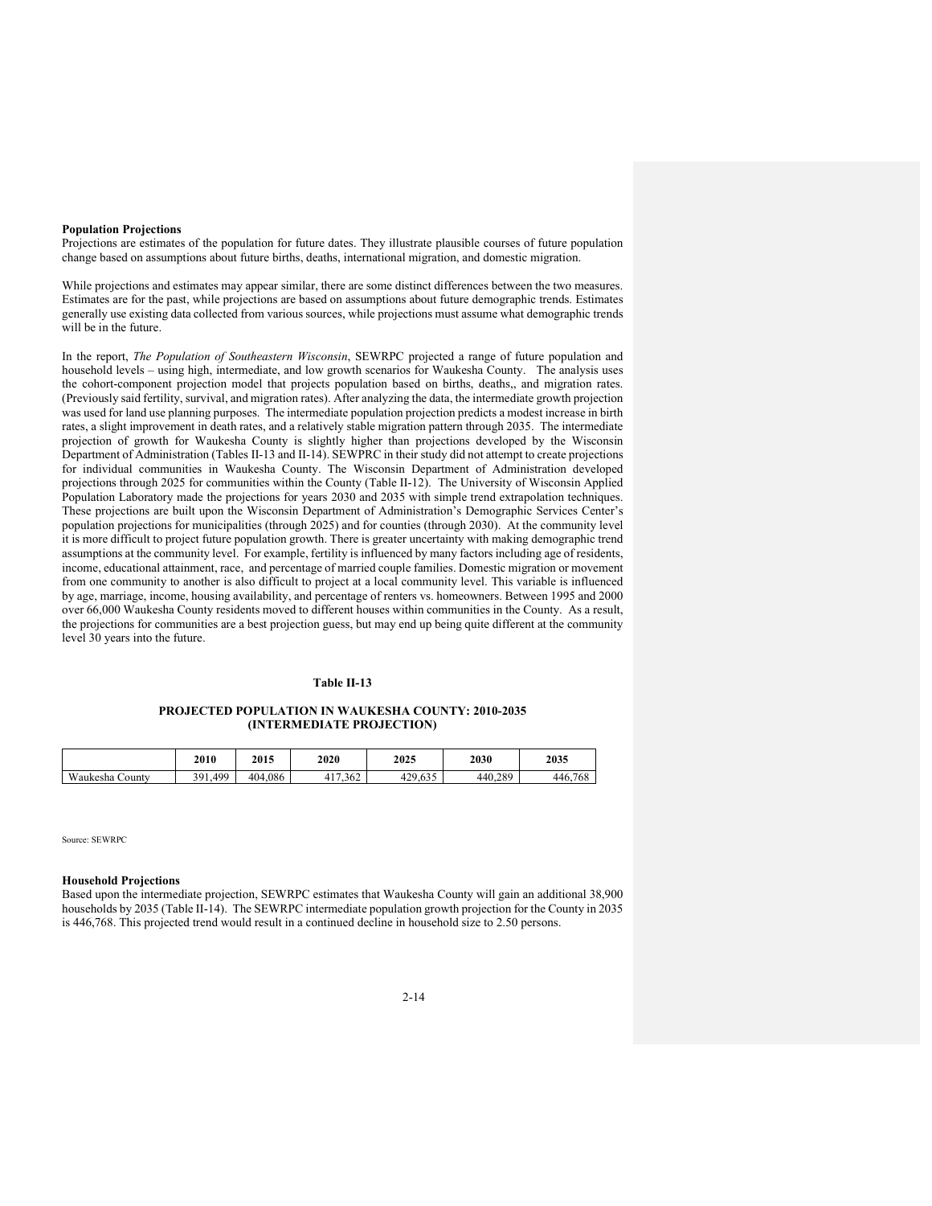**Population Projections**

Projections are estimates of the population for future dates. They illustrate plausible courses of future population change based on assumptions about future births, deaths, international migration, and domestic migration.

While projections and estimates may appear similar, there are some distinct differences between the two measures. Estimates are for the past, while projections are based on assumptions about future demographic trends. Estimates generally use existing data collected from various sources, while projections must assume what demographic trends will be in the future.

In the report, *The Population of Southeastern Wisconsin*, SEWRPC projected a range of future population and household levels – using high, intermediate, and low growth scenarios for Waukesha County. The analysis uses the cohort-component projection model that projects population based on births, deaths,, and migration rates. (Previously said fertility, survival, and migration rates). After analyzing the data, the intermediate growth projection was used for land use planning purposes. The intermediate population projection predicts a modest increase in birth rates, a slight improvement in death rates, and a relatively stable migration pattern through 2035. The intermediate projection of growth for Waukesha County is slightly higher than projections developed by the Wisconsin Department of Administration (Tables II-13 and II-14). SEWPRC in their study did not attempt to create projections for individual communities in Waukesha County. The Wisconsin Department of Administration developed projections through 2025 for communities within the County (Table II-12). The University of Wisconsin Applied Population Laboratory made the projections for years 2030 and 2035 with simple trend extrapolation techniques. These projections are built upon the Wisconsin Department of Administration's Demographic Services Center's population projections for municipalities (through 2025) and for counties (through 2030). At the community level it is more difficult to project future population growth. There is greater uncertainty with making demographic trend assumptions at the community level. For example, fertility is influenced by many factors including age of residents, income, educational attainment, race, and percentage of married couple families. Domestic migration or movement from one community to another is also difficult to project at a local community level. This variable is influenced by age, marriage, income, housing availability, and percentage of renters vs. homeowners. Between 1995 and 2000 over 66,000 Waukesha County residents moved to different houses within communities in the County. As a result, the projections for communities are a best projection guess, but may end up being quite different at the community level 30 years into the future.

**Table II-13**

**PROJECTED POPULATION IN WAUKESHA COUNTY: 2010-2035 (INTERMEDIATE PROJECTION)**

| | 2010 | 2015 | 2020 | 2025 | 2030 | 2035 |
|---|---|---|---|---|---|---|
| Waukesha County | 391,499 | 404,086 | 417,362 | 429,635 | 440,289 | 446,768 |

Source: SEWRPC

**Household Projections**

Based upon the intermediate projection, SEWRPC estimates that Waukesha County will gain an additional 38,900 households by 2035 (Table II-14). The SEWRPC intermediate population growth projection for the County in 2035 is 446,768. This projected trend would result in a continued decline in household size to 2.50 persons.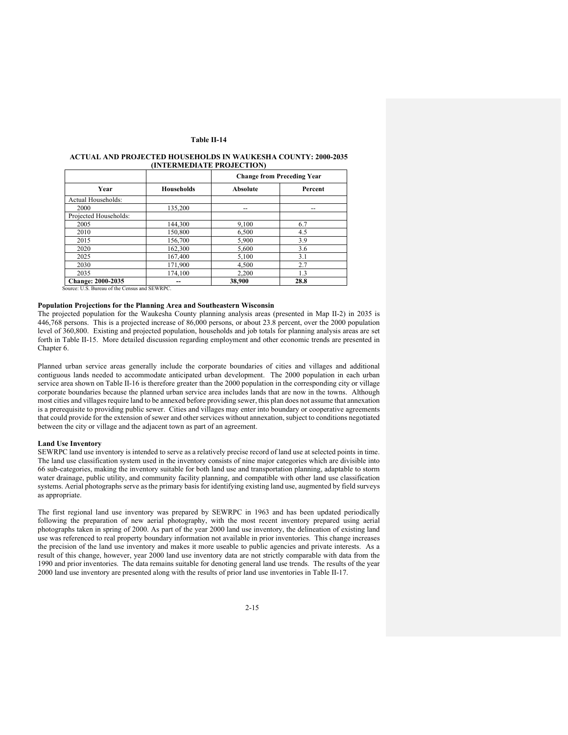**Table II-14**

**ACTUAL AND PROJECTED HOUSEHOLDS IN WAUKESHA COUNTY: 2000-2035 (INTERMEDIATE PROJECTION)**

| | | Change from Preceding Year | |
|---|---|---|---|
| **Year** | **Households** | **Absolute** | **Percent** |
| Actual Households: | | | |
| 2000 | 135,200 | -- | -- |
| Projected Households: | | | |
| 2005 | 144,300 | 9,100 | 6.7 |
| 2010 | 150,800 | 6,500 | 4.5 |
| 2015 | 156,700 | 5,900 | 3.9 |
| 2020 | 162,300 | 5,600 | 3.6 |
| 2025 | 167,400 | 5,100 | 3.1 |
| 2030 | 171,900 | 4,500 | 2.7 |
| 2035 | 174,100 | 2,200 | 1.3 |
| **Change: 2000-2035** | **--** | **38,900** | **28.8** |

Source: U.S. Bureau of the Census and SEWRPC.

**Population Projections for the Planning Area and Southeastern Wisconsin**

The projected population for the Waukesha County planning analysis areas (presented in Map II-2) in 2035 is 446,768 persons. This is a projected increase of 86,000 persons, or about 23.8 percent, over the 2000 population level of 360,800. Existing and projected population, households and job totals for planning analysis areas are set forth in Table II-15. More detailed discussion regarding employment and other economic trends are presented in Chapter 6.

Planned urban service areas generally include the corporate boundaries of cities and villages and additional contiguous lands needed to accommodate anticipated urban development. The 2000 population in each urban service area shown on Table II-16 is therefore greater than the 2000 population in the corresponding city or village corporate boundaries because the planned urban service area includes lands that are now in the towns. Although most cities and villages require land to be annexed before providing sewer, this plan does not assume that annexation is a prerequisite to providing public sewer. Cities and villages may enter into boundary or cooperative agreements that could provide for the extension of sewer and other services without annexation, subject to conditions negotiated between the city or village and the adjacent town as part of an agreement.

**Land Use Inventory**

SEWRPC land use inventory is intended to serve as a relatively precise record of land use at selected points in time. The land use classification system used in the inventory consists of nine major categories which are divisible into 66 sub-categories, making the inventory suitable for both land use and transportation planning, adaptable to storm water drainage, public utility, and community facility planning, and compatible with other land use classification systems. Aerial photographs serve as the primary basis for identifying existing land use, augmented by field surveys as appropriate.

The first regional land use inventory was prepared by SEWRPC in 1963 and has been updated periodically following the preparation of new aerial photography, with the most recent inventory prepared using aerial photographs taken in spring of 2000. As part of the year 2000 land use inventory, the delineation of existing land use was referenced to real property boundary information not available in prior inventories. This change increases the precision of the land use inventory and makes it more useable to public agencies and private interests. As a result of this change, however, year 2000 land use inventory data are not strictly comparable with data from the 1990 and prior inventories. The data remains suitable for denoting general land use trends. The results of the year 2000 land use inventory are presented along with the results of prior land use inventories in Table II-17.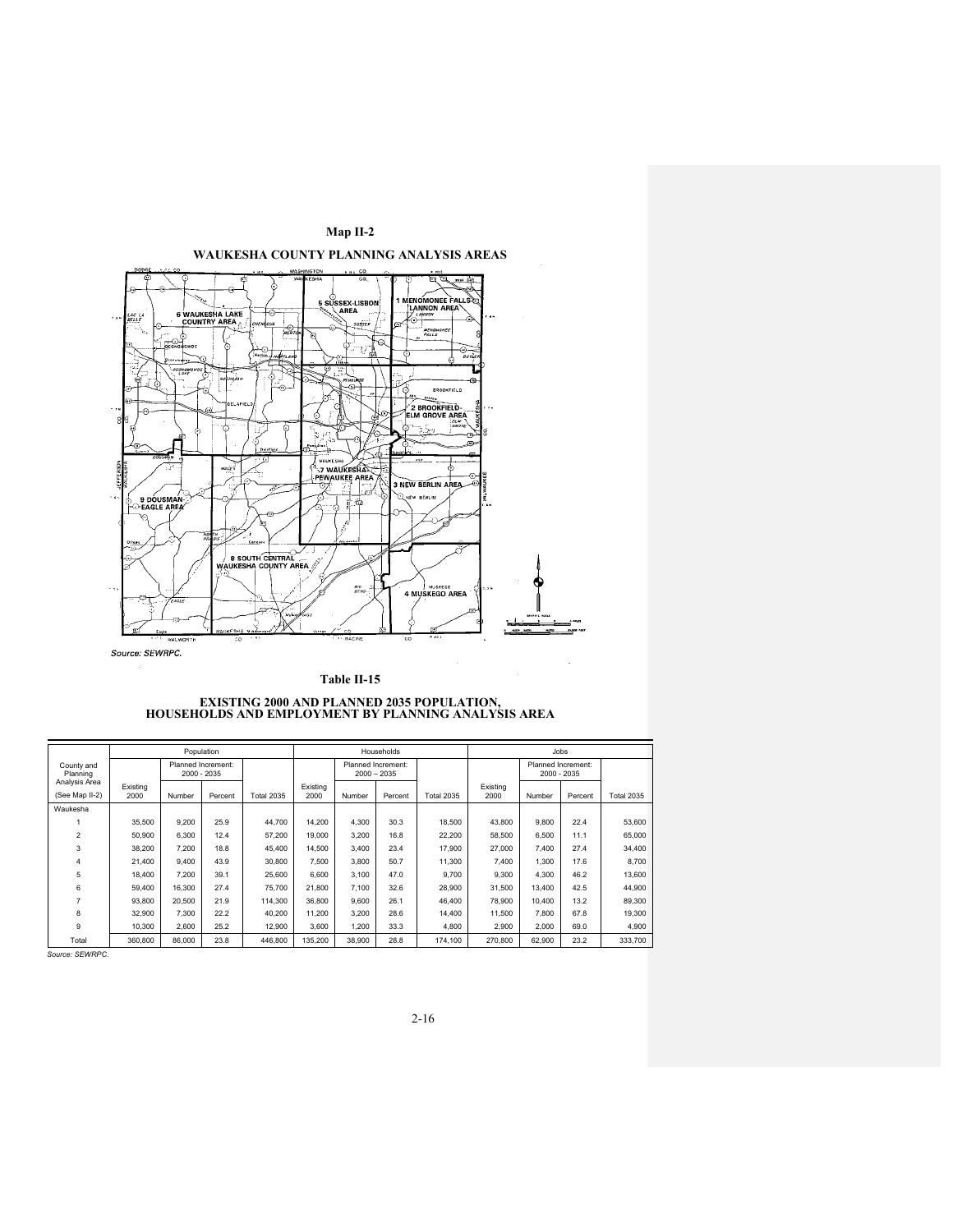**Map II-2**

**WAUKESHA COUNTY PLANNING ANALYSIS AREAS**

Source: SEWRPC.

**Table II-15**

**EXISTING 2000 AND PLANNED 2035 POPULATION, HOUSEHOLDS AND EMPLOYMENT BY PLANNING ANALYSIS AREA**

| County and Planning Analysis Area (See Map II-2) | Population | | | | Households | | | | Jobs | | | |
|---|---|---|---|---|---|---|---|---|---|---|---|---|
| | Existing 2000 | Planned Increment: 2000 - 2035 | | Total 2035 | Existing 2000 | Planned Increment: 2000 – 2035 | | Total 2035 | Existing 2000 | Planned Increment: 2000 - 2035 | | Total 2035 |
| | | Number | Percent | | | Number | Percent | | | Number | Percent | |
| Waukesha | | | | | | | | | | | | |
| 1 | 35,500 | 9,200 | 25.9 | 44,700 | 14,200 | 4,300 | 30.3 | 18,500 | 43,800 | 9,800 | 22.4 | 53,600 |
| 2 | 50,900 | 6,300 | 12.4 | 57,200 | 19,000 | 3,200 | 16.8 | 22,200 | 58,500 | 6,500 | 11.1 | 65,000 |
| 3 | 38,200 | 7,200 | 18.8 | 45,400 | 14,500 | 3,400 | 23.4 | 17,900 | 27,000 | 7,400 | 27.4 | 34,400 |
| 4 | 21,400 | 9,400 | 43.9 | 30,800 | 7,500 | 3,800 | 50.7 | 11,300 | 7,400 | 1,300 | 17.6 | 8,700 |
| 5 | 18,400 | 7,200 | 39.1 | 25,600 | 6,600 | 3,100 | 47.0 | 9,700 | 9,300 | 4,300 | 46.2 | 13,600 |
| 6 | 59,400 | 16,300 | 27.4 | 75,700 | 21,800 | 7,100 | 32.6 | 28,900 | 31,500 | 13,400 | 42.5 | 44,900 |
| 7 | 93,800 | 20,500 | 21.9 | 114,300 | 36,800 | 9,600 | 26.1 | 46,400 | 78,900 | 10,400 | 13.2 | 89,300 |
| 8 | 32,900 | 7,300 | 22.2 | 40,200 | 11,200 | 3,200 | 28.6 | 14,400 | 11,500 | 7,800 | 67.8 | 19,300 |
| 9 | 10,300 | 2,600 | 25.2 | 12,900 | 3,600 | 1,200 | 33.3 | 4,800 | 2,900 | 2,000 | 69.0 | 4,900 |
| Total | 360,800 | 86,000 | 23.8 | 446,800 | 135,200 | 38,900 | 28.8 | 174,100 | 270,800 | 62,900 | 23.2 | 333,700 |

Source: SEWRPC.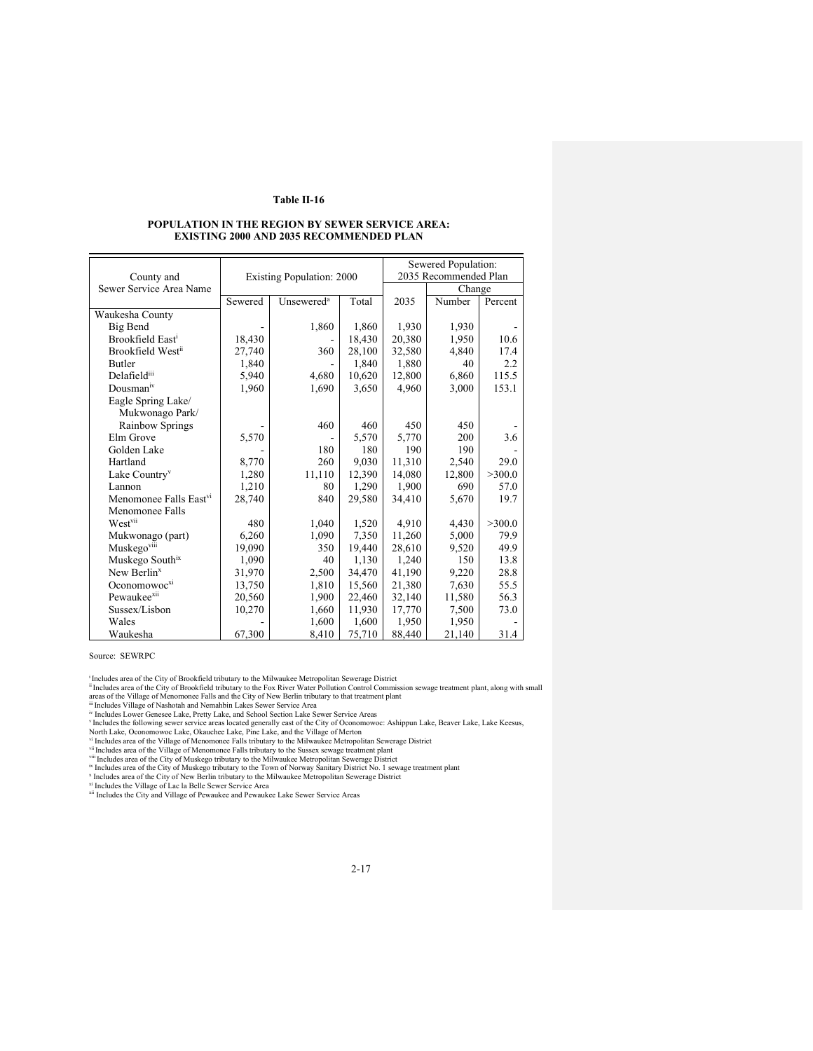**Table II-16**

**POPULATION IN THE REGION BY SEWER SERVICE AREA: EXISTING 2000 AND 2035 RECOMMENDED PLAN**

| County and Sewer Service Area Name | Existing Population: 2000 | | | Sewered Population: 2035 Recommended Plan | | |
|---|---|---|---|---|---|---|
| | | | | | Change | |
| | Sewered | Unsewered[a] | Total | 2035 | Number | Percent |
| Waukesha County | | | | | | |
| Big Bend | - | 1,860 | 1,860 | 1,930 | 1,930 | - |
| Brookfield East[i] | 18,430 | - | 18,430 | 20,380 | 1,950 | 10.6 |
| Brookfield West[ii] | 27,740 | 360 | 28,100 | 32,580 | 4,840 | 17.4 |
| Butler | 1,840 | - | 1,840 | 1,880 | 40 | 2.2 |
| Delafield[iii] | 5,940 | 4,680 | 10,620 | 12,800 | 6,860 | 115.5 |
| Dousman[iv] | 1,960 | 1,690 | 3,650 | 4,960 | 3,000 | 153.1 |
| Eagle Spring Lake/ Mukwonago Park/ Rainbow Springs | - | 460 | 460 | 450 | 450 | - |
| Elm Grove | 5,570 | - | 5,570 | 5,770 | 200 | 3.6 |
| Golden Lake | - | 180 | 180 | 190 | 190 | - |
| Hartland | 8,770 | 260 | 9,030 | 11,310 | 2,540 | 29.0 |
| Lake Country[v] | 1,280 | 11,110 | 12,390 | 14,080 | 12,800 | >300.0 |
| Lannon | 1,210 | 80 | 1,290 | 1,900 | 690 | 57.0 |
| Menomonee Falls East[vi] | 28,740 | 840 | 29,580 | 34,410 | 5,670 | 19.7 |
| Menomonee Falls West[vii] | 480 | 1,040 | 1,520 | 4,910 | 4,430 | >300.0 |
| Mukwonago (part) | 6,260 | 1,090 | 7,350 | 11,260 | 5,000 | 79.9 |
| Muskego[viii] | 19,090 | 350 | 19,440 | 28,610 | 9,520 | 49.9 |
| Muskego South[ix] | 1,090 | 40 | 1,130 | 1,240 | 150 | 13.8 |
| New Berlin[x] | 31,970 | 2,500 | 34,470 | 41,190 | 9,220 | 28.8 |
| Oconomowoc[xi] | 13,750 | 1,810 | 15,560 | 21,380 | 7,630 | 55.5 |
| Pewaukee[xii] | 20,560 | 1,900 | 22,460 | 32,140 | 11,580 | 56.3 |
| Sussex/Lisbon | 10,270 | 1,660 | 11,930 | 17,770 | 7,500 | 73.0 |
| Wales | - | 1,600 | 1,600 | 1,950 | 1,950 | - |
| Waukesha | 67,300 | 8,410 | 75,710 | 88,440 | 21,140 | 31.4 |

Source: SEWRPC

[i] Includes area of the City of Brookfield tributary to the Milwaukee Metropolitan Sewerage District
[ii] Includes area of the City of Brookfield tributary to the Fox River Water Pollution Control Commission sewage treatment plant, along with small areas of the Village of Menomonee Falls and the City of New Berlin tributary to that treatment plant
[iii] Includes Village of Nashotah and Nemahbin Lakes Sewer Service Area
[iv] Includes Lower Genesee Lake, Pretty Lake, and School Section Lake Sewer Service Areas
[v] Includes the following sewer service areas located generally east of the City of Oconomowoc: Ashippun Lake, Beaver Lake, Lake Keesus, North Lake, Oconomowoc Lake, Okauchee Lake, Pine Lake, and the Village of Merton
[vi] Includes area of the Village of Menomonee Falls tributary to the Milwaukee Metropolitan Sewerage District
[vii] Includes area of the Village of Menomonee Falls tributary to the Sussex sewage treatment plant
[viii] Includes area of the City of Muskego tributary to the Milwaukee Metropolitan Sewerage District
[ix] Includes area of the City of Muskego tributary to the Town of Norway Sanitary District No. 1 sewage treatment plant
[x] Includes area of the City of New Berlin tributary to the Milwaukee Metropolitan Sewerage District
[xi] Includes the Village of Lac la Belle Sewer Service Area
[xii] Includes the City and Village of Pewaukee and Pewaukee Lake Sewer Service Areas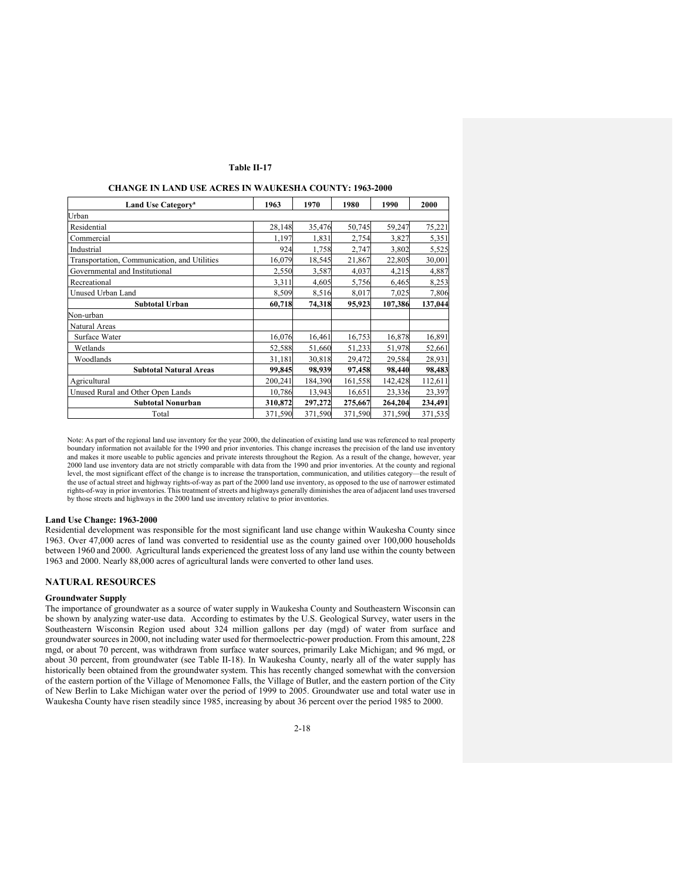**Table II-17**

**CHANGE IN LAND USE ACRES IN WAUKESHA COUNTY: 1963-2000**

| Land Use Category[a] | 1963 | 1970 | 1980 | 1990 | 2000 |
|---|---|---|---|---|---|
| Urban | | | | | |
| Residential | 28,148 | 35,476 | 50,745 | 59,247 | 75,221 |
| Commercial | 1,197 | 1,831 | 2,754 | 3,827 | 5,351 |
| Industrial | 924 | 1,758 | 2,747 | 3,802 | 5,525 |
| Transportation, Communication, and Utilities | 16,079 | 18,545 | 21,867 | 22,805 | 30,001 |
| Governmental and Institutional | 2,550 | 3,587 | 4,037 | 4,215 | 4,887 |
| Recreational | 3,311 | 4,605 | 5,756 | 6,465 | 8,253 |
| Unused Urban Land | 8,509 | 8,516 | 8,017 | 7,025 | 7,806 |
| **Subtotal Urban** | **60,718** | **74,318** | **95,923** | **107,386** | **137,044** |
| Non-urban | | | | | |
| Natural Areas | | | | | |
| Surface Water | 16,076 | 16,461 | 16,753 | 16,878 | 16,891 |
| Wetlands | 52,588 | 51,660 | 51,233 | 51,978 | 52,661 |
| Woodlands | 31,181 | 30,818 | 29,472 | 29,584 | 28,931 |
| **Subtotal Natural Areas** | **99,845** | **98,939** | **97,458** | **98,440** | **98,483** |
| Agricultural | 200,241 | 184,390 | 161,558 | 142,428 | 112,611 |
| Unused Rural and Other Open Lands | 10,786 | 13,943 | 16,651 | 23,336 | 23,397 |
| **Subtotal Nonurban** | **310,872** | **297,272** | **275,667** | **264,204** | **234,491** |
| Total | 371,590 | 371,590 | 371,590 | 371,590 | 371,535 |

Note: As part of the regional land use inventory for the year 2000, the delineation of existing land use was referenced to real property boundary information not available for the 1990 and prior inventories. This change increases the precision of the land use inventory and makes it more useable to public agencies and private interests throughout the Region. As a result of the change, however, year 2000 land use inventory data are not strictly comparable with data from the 1990 and prior inventories. At the county and regional level, the most significant effect of the change is to increase the transportation, communication, and utilities category—the result of the use of actual street and highway rights-of-way as part of the 2000 land use inventory, as opposed to the use of narrower estimated rights-of-way in prior inventories. This treatment of streets and highways generally diminishes the area of adjacent land uses traversed by those streets and highways in the 2000 land use inventory relative to prior inventories.

### Land Use Change: 1963-2000

Residential development was responsible for the most significant land use change within Waukesha County since 1963. Over 47,000 acres of land was converted to residential use as the county gained over 100,000 households between 1960 and 2000. Agricultural lands experienced the greatest loss of any land use within the county between 1963 and 2000. Nearly 88,000 acres of agricultural lands were converted to other land uses.

## NATURAL RESOURCES

### Groundwater Supply

The importance of groundwater as a source of water supply in Waukesha County and Southeastern Wisconsin can be shown by analyzing water-use data. According to estimates by the U.S. Geological Survey, water users in the Southeastern Wisconsin Region used about 324 million gallons per day (mgd) of water from surface and groundwater sources in 2000, not including water used for thermoelectric-power production. From this amount, 228 mgd, or about 70 percent, was withdrawn from surface water sources, primarily Lake Michigan; and 96 mgd, or about 30 percent, from groundwater (see Table II-18). In Waukesha County, nearly all of the water supply has historically been obtained from the groundwater system. This has recently changed somewhat with the conversion of the eastern portion of the Village of Menomonee Falls, the Village of Butler, and the eastern portion of the City of New Berlin to Lake Michigan water over the period of 1999 to 2005. Groundwater use and total water use in Waukesha County have risen steadily since 1985, increasing by about 36 percent over the period 1985 to 2000.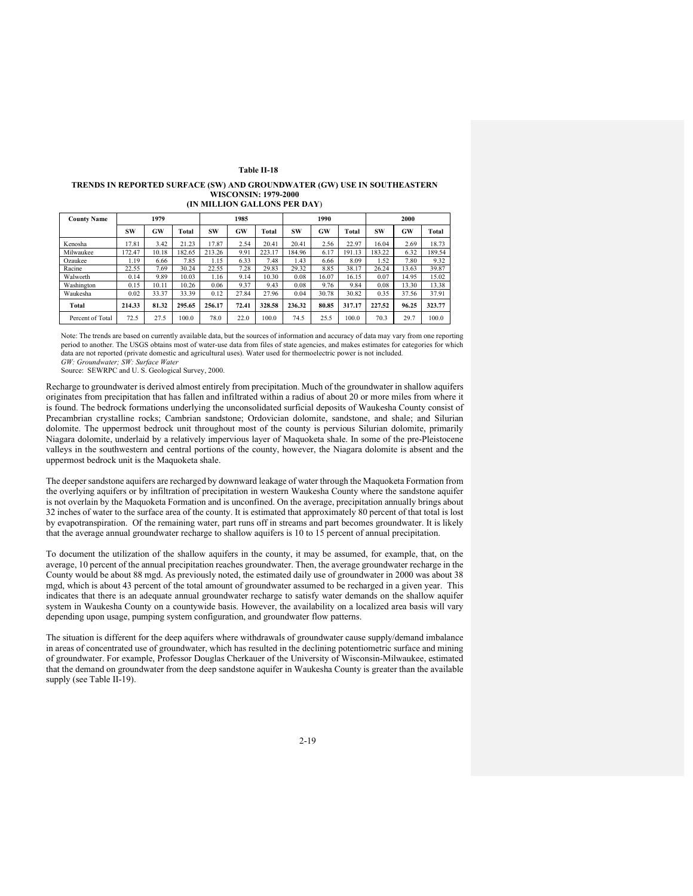**Table II-18**

**TRENDS IN REPORTED SURFACE (SW) AND GROUNDWATER (GW) USE IN SOUTHEASTERN WISCONSIN: 1979-2000 (IN MILLION GALLONS PER DAY)**

| County Name | 1979 | | | 1985 | | | 1990 | | | 2000 | | |
|---|---|---|---|---|---|---|---|---|---|---|---|---|
| | SW | GW | Total | SW | GW | Total | SW | GW | Total | SW | GW | Total |
| Kenosha | 17.81 | 3.42 | 21.23 | 17.87 | 2.54 | 20.41 | 20.41 | 2.56 | 22.97 | 16.04 | 2.69 | 18.73 |
| Milwaukee | 172.47 | 10.18 | 182.65 | 213.26 | 9.91 | 223.17 | 184.96 | 6.17 | 191.13 | 183.22 | 6.32 | 189.54 |
| Ozaukee | 1.19 | 6.66 | 7.85 | 1.15 | 6.33 | 7.48 | 1.43 | 6.66 | 8.09 | 1.52 | 7.80 | 9.32 |
| Racine | 22.55 | 7.69 | 30.24 | 22.55 | 7.28 | 29.83 | 29.32 | 8.85 | 38.17 | 26.24 | 13.63 | 39.87 |
| Walworth | 0.14 | 9.89 | 10.03 | 1.16 | 9.14 | 10.30 | 0.08 | 16.07 | 16.15 | 0.07 | 14.95 | 15.02 |
| Washington | 0.15 | 10.11 | 10.26 | 0.06 | 9.37 | 9.43 | 0.08 | 9.76 | 9.84 | 0.08 | 13.30 | 13.38 |
| Waukesha | 0.02 | 33.37 | 33.39 | 0.12 | 27.84 | 27.96 | 0.04 | 30.78 | 30.82 | 0.35 | 37.56 | 37.91 |
| **Total** | **214.33** | **81.32** | **295.65** | **256.17** | **72.41** | **328.58** | **236.32** | **80.85** | **317.17** | **227.52** | **96.25** | **323.77** |
| Percent of Total | 72.5 | 27.5 | 100.0 | 78.0 | 22.0 | 100.0 | 74.5 | 25.5 | 100.0 | 70.3 | 29.7 | 100.0 |

Note: The trends are based on currently available data, but the sources of information and accuracy of data may vary from one reporting period to another. The USGS obtains most of water-use data from files of state agencies, and makes estimates for categories for which data are not reported (private domestic and agricultural uses). Water used for thermoelectric power is not included.
*GW: Groundwater; SW: Surface Water*
Source: SEWRPC and U. S. Geological Survey, 2000.

Recharge to groundwater is derived almost entirely from precipitation. Much of the groundwater in shallow aquifers originates from precipitation that has fallen and infiltrated within a radius of about 20 or more miles from where it is found. The bedrock formations underlying the unconsolidated surficial deposits of Waukesha County consist of Precambrian crystalline rocks; Cambrian sandstone; Ordovician dolomite, sandstone, and shale; and Silurian dolomite. The uppermost bedrock unit throughout most of the county is pervious Silurian dolomite, primarily Niagara dolomite, underlaid by a relatively impervious layer of Maquoketa shale. In some of the pre-Pleistocene valleys in the southwestern and central portions of the county, however, the Niagara dolomite is absent and the uppermost bedrock unit is the Maquoketa shale.

The deeper sandstone aquifers are recharged by downward leakage of water through the Maquoketa Formation from the overlying aquifers or by infiltration of precipitation in western Waukesha County where the sandstone aquifer is not overlain by the Maquoketa Formation and is unconfined. On the average, precipitation annually brings about 32 inches of water to the surface area of the county. It is estimated that approximately 80 percent of that total is lost by evapotranspiration. Of the remaining water, part runs off in streams and part becomes groundwater. It is likely that the average annual groundwater recharge to shallow aquifers is 10 to 15 percent of annual precipitation.

To document the utilization of the shallow aquifers in the county, it may be assumed, for example, that, on the average, 10 percent of the annual precipitation reaches groundwater. Then, the average groundwater recharge in the County would be about 88 mgd. As previously noted, the estimated daily use of groundwater in 2000 was about 38 mgd, which is about 43 percent of the total amount of groundwater assumed to be recharged in a given year. This indicates that there is an adequate annual groundwater recharge to satisfy water demands on the shallow aquifer system in Waukesha County on a countywide basis. However, the availability on a localized area basis will vary depending upon usage, pumping system configuration, and groundwater flow patterns.

The situation is different for the deep aquifers where withdrawals of groundwater cause supply/demand imbalance in areas of concentrated use of groundwater, which has resulted in the declining potentiometric surface and mining of groundwater. For example, Professor Douglas Cherkauer of the University of Wisconsin-Milwaukee, estimated that the demand on groundwater from the deep sandstone aquifer in Waukesha County is greater than the available supply (see Table II-19).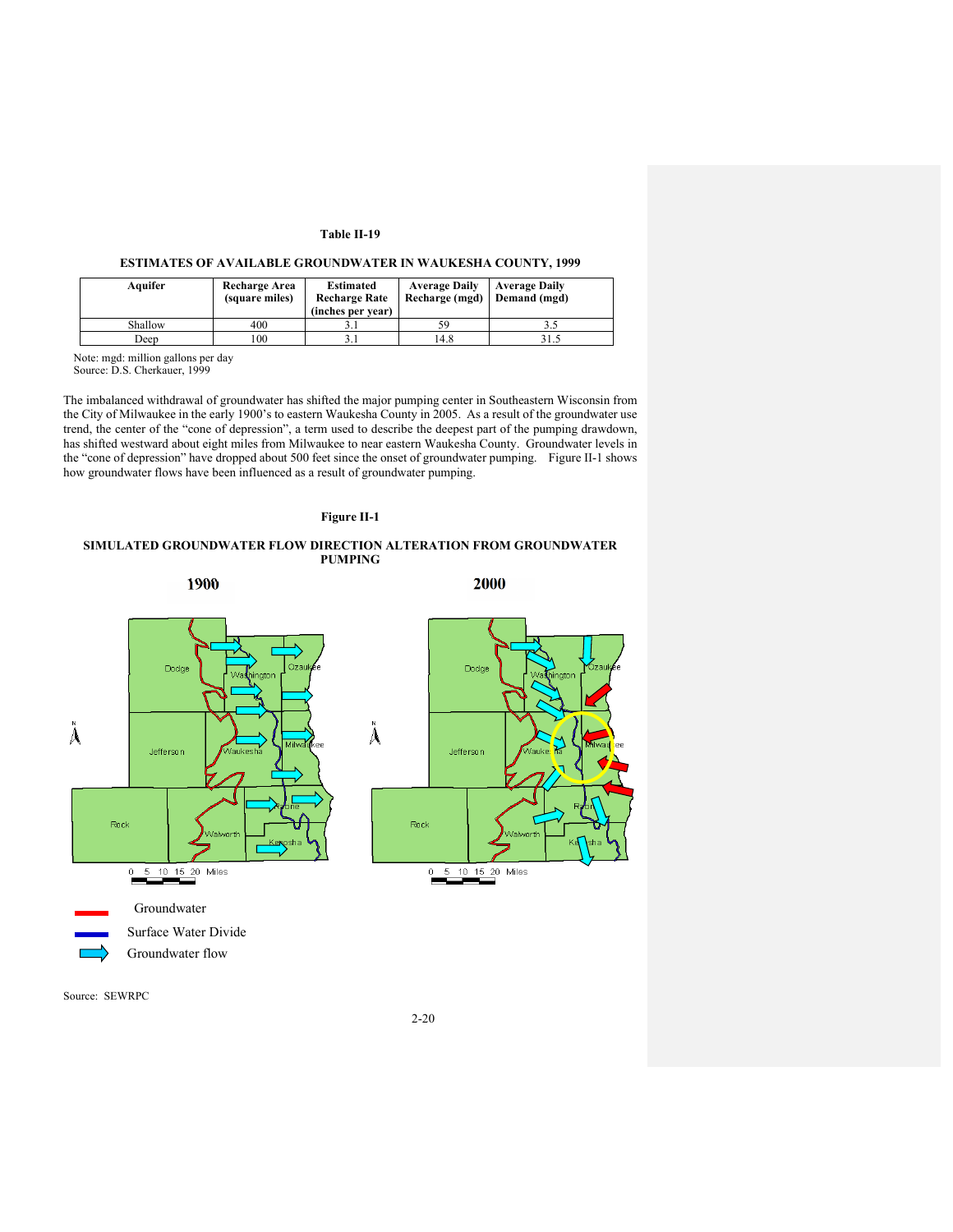Table II-19

**ESTIMATES OF AVAILABLE GROUNDWATER IN WAUKESHA COUNTY, 1999**

| Aquifer | Recharge Area (square miles) | Estimated Recharge Rate (inches per year) | Average Daily Recharge (mgd) | Average Daily Demand (mgd) |
|---|---|---|---|---|
| Shallow | 400 | 3.1 | 59 | 3.5 |
| Deep | 100 | 3.1 | 14.8 | 31.5 |

Note: mgd: million gallons per day
Source: D.S. Cherkauer, 1999

The imbalanced withdrawal of groundwater has shifted the major pumping center in Southeastern Wisconsin from the City of Milwaukee in the early 1900's to eastern Waukesha County in 2005. As a result of the groundwater use trend, the center of the "cone of depression", a term used to describe the deepest part of the pumping drawdown, has shifted westward about eight miles from Milwaukee to near eastern Waukesha County. Groundwater levels in the "cone of depression" have dropped about 500 feet since the onset of groundwater pumping. Figure II-1 shows how groundwater flows have been influenced as a result of groundwater pumping.

Figure II-1

**SIMULATED GROUNDWATER FLOW DIRECTION ALTERATION FROM GROUNDWATER PUMPING**

1900 2000

Dodge, Washington, Ozaukee, Jefferson, Waukesha, Milwaukee, Rock, Walworth, Racine, Kenosha

0 5 10 15 20 Miles

Groundwater
Surface Water Divide
Groundwater flow

Source: SEWRPC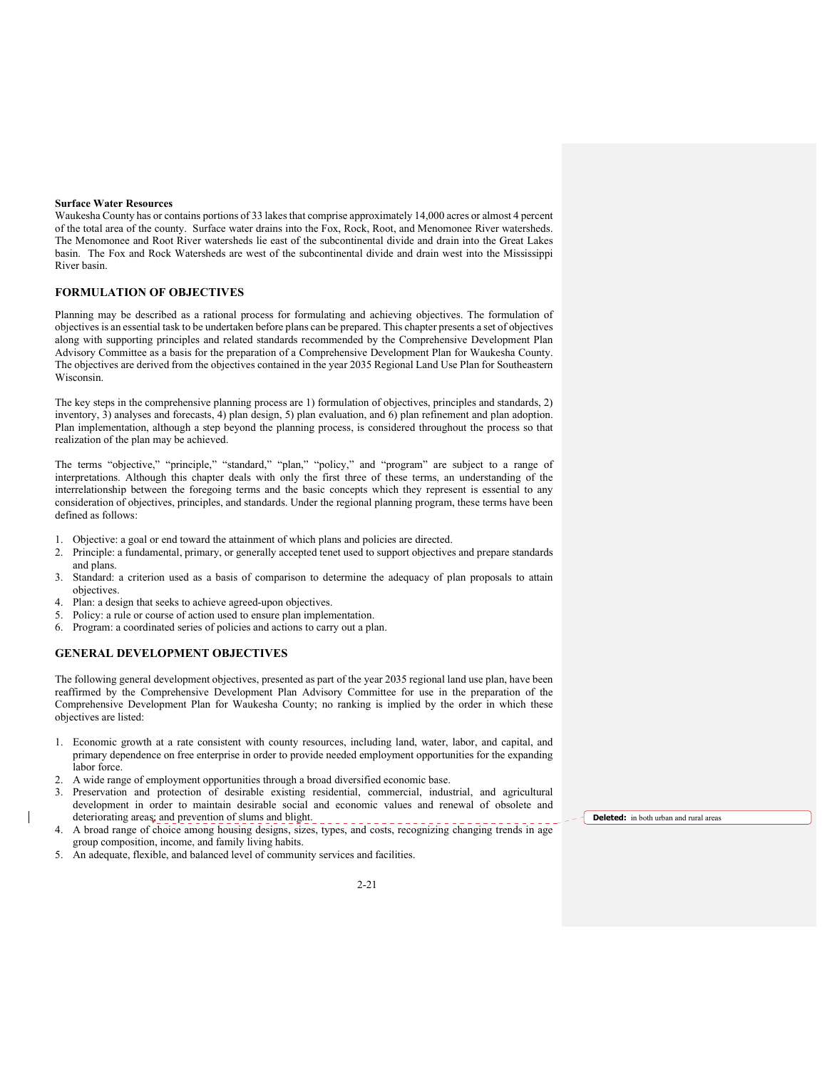**Surface Water Resources**
Waukesha County has or contains portions of 33 lakes that comprise approximately 14,000 acres or almost 4 percent of the total area of the county. Surface water drains into the Fox, Rock, Root, and Menomonee River watersheds. The Menomonee and Root River watersheds lie east of the subcontinental divide and drain into the Great Lakes basin. The Fox and Rock Watersheds are west of the subcontinental divide and drain west into the Mississippi River basin.

## FORMULATION OF OBJECTIVES

Planning may be described as a rational process for formulating and achieving objectives. The formulation of objectives is an essential task to be undertaken before plans can be prepared. This chapter presents a set of objectives along with supporting principles and related standards recommended by the Comprehensive Development Plan Advisory Committee as a basis for the preparation of a Comprehensive Development Plan for Waukesha County. The objectives are derived from the objectives contained in the year 2035 Regional Land Use Plan for Southeastern Wisconsin.

The key steps in the comprehensive planning process are 1) formulation of objectives, principles and standards, 2) inventory, 3) analyses and forecasts, 4) plan design, 5) plan evaluation, and 6) plan refinement and plan adoption. Plan implementation, although a step beyond the planning process, is considered throughout the process so that realization of the plan may be achieved.

The terms "objective," "principle," "standard," "plan," "policy," and "program" are subject to a range of interpretations. Although this chapter deals with only the first three of these terms, an understanding of the interrelationship between the foregoing terms and the basic concepts which they represent is essential to any consideration of objectives, principles, and standards. Under the regional planning program, these terms have been defined as follows:

1. Objective: a goal or end toward the attainment of which plans and policies are directed.
2. Principle: a fundamental, primary, or generally accepted tenet used to support objectives and prepare standards and plans.
3. Standard: a criterion used as a basis of comparison to determine the adequacy of plan proposals to attain objectives.
4. Plan: a design that seeks to achieve agreed-upon objectives.
5. Policy: a rule or course of action used to ensure plan implementation.
6. Program: a coordinated series of policies and actions to carry out a plan.

## GENERAL DEVELOPMENT OBJECTIVES

The following general development objectives, presented as part of the year 2035 regional land use plan, have been reaffirmed by the Comprehensive Development Plan Advisory Committee for use in the preparation of the Comprehensive Development Plan for Waukesha County; no ranking is implied by the order in which these objectives are listed:

1. Economic growth at a rate consistent with county resources, including land, water, labor, and capital, and primary dependence on free enterprise in order to provide needed employment opportunities for the expanding labor force.
2. A wide range of employment opportunities through a broad diversified economic base.
3. Preservation and protection of desirable existing residential, commercial, industrial, and agricultural development in order to maintain desirable social and economic values and renewal of obsolete and deteriorating areas; and prevention of slums and blight.
4. A broad range of choice among housing designs, sizes, types, and costs, recognizing changing trends in age group composition, income, and family living habits.
5. An adequate, flexible, and balanced level of community services and facilities.

Deleted: in both urban and rural areas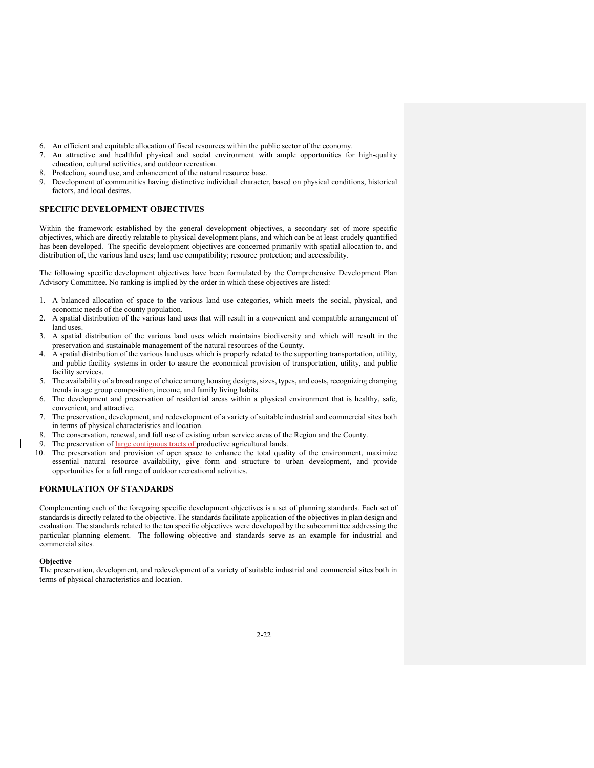6. An efficient and equitable allocation of fiscal resources within the public sector of the economy.
7. An attractive and healthful physical and social environment with ample opportunities for high-quality education, cultural activities, and outdoor recreation.
8. Protection, sound use, and enhancement of the natural resource base.
9. Development of communities having distinctive individual character, based on physical conditions, historical factors, and local desires.

## SPECIFIC DEVELOPMENT OBJECTIVES

Within the framework established by the general development objectives, a secondary set of more specific objectives, which are directly relatable to physical development plans, and which can be at least crudely quantified has been developed. The specific development objectives are concerned primarily with spatial allocation to, and distribution of, the various land uses; land use compatibility; resource protection; and accessibility.

The following specific development objectives have been formulated by the Comprehensive Development Plan Advisory Committee. No ranking is implied by the order in which these objectives are listed:

1. A balanced allocation of space to the various land use categories, which meets the social, physical, and economic needs of the county population.
2. A spatial distribution of the various land uses that will result in a convenient and compatible arrangement of land uses.
3. A spatial distribution of the various land uses which maintains biodiversity and which will result in the preservation and sustainable management of the natural resources of the County.
4. A spatial distribution of the various land uses which is properly related to the supporting transportation, utility, and public facility systems in order to assure the economical provision of transportation, utility, and public facility services.
5. The availability of a broad range of choice among housing designs, sizes, types, and costs, recognizing changing trends in age group composition, income, and family living habits.
6. The development and preservation of residential areas within a physical environment that is healthy, safe, convenient, and attractive.
7. The preservation, development, and redevelopment of a variety of suitable industrial and commercial sites both in terms of physical characteristics and location.
8. The conservation, renewal, and full use of existing urban service areas of the Region and the County.
9. The preservation of large contiguous tracts of productive agricultural lands.
10. The preservation and provision of open space to enhance the total quality of the environment, maximize essential natural resource availability, give form and structure to urban development, and provide opportunities for a full range of outdoor recreational activities.

## FORMULATION OF STANDARDS

Complementing each of the foregoing specific development objectives is a set of planning standards. Each set of standards is directly related to the objective. The standards facilitate application of the objectives in plan design and evaluation. The standards related to the ten specific objectives were developed by the subcommittee addressing the particular planning element. The following objective and standards serve as an example for industrial and commercial sites.

**Objective**

The preservation, development, and redevelopment of a variety of suitable industrial and commercial sites both in terms of physical characteristics and location.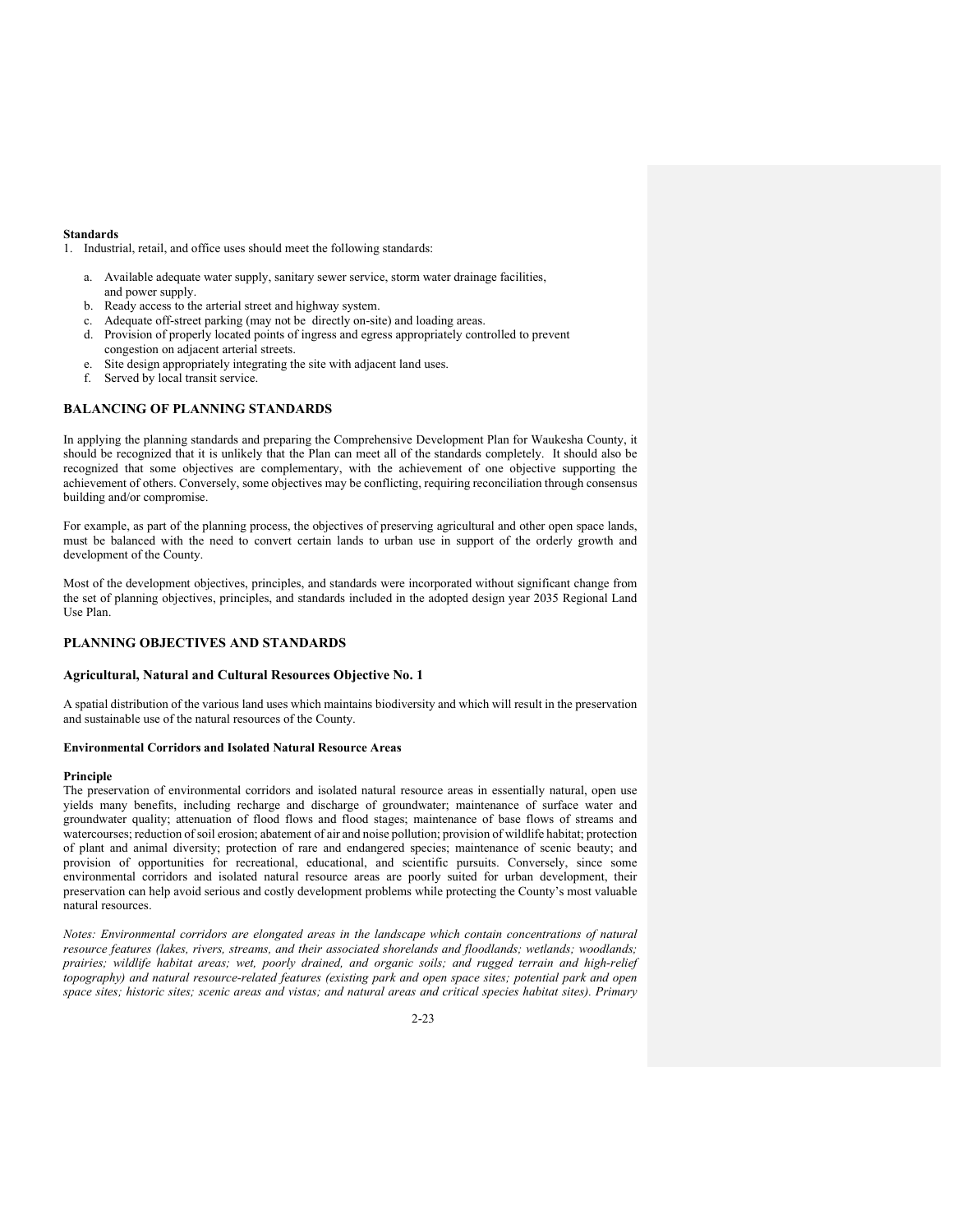**Standards**

1. Industrial, retail, and office uses should meet the following standards:

    a. Available adequate water supply, sanitary sewer service, storm water drainage facilities, and power supply.
    b. Ready access to the arterial street and highway system.
    c. Adequate off-street parking (may not be directly on-site) and loading areas.
    d. Provision of properly located points of ingress and egress appropriately controlled to prevent congestion on adjacent arterial streets.
    e. Site design appropriately integrating the site with adjacent land uses.
    f. Served by local transit service.

## BALANCING OF PLANNING STANDARDS

In applying the planning standards and preparing the Comprehensive Development Plan for Waukesha County, it should be recognized that it is unlikely that the Plan can meet all of the standards completely. It should also be recognized that some objectives are complementary, with the achievement of one objective supporting the achievement of others. Conversely, some objectives may be conflicting, requiring reconciliation through consensus building and/or compromise.

For example, as part of the planning process, the objectives of preserving agricultural and other open space lands, must be balanced with the need to convert certain lands to urban use in support of the orderly growth and development of the County.

Most of the development objectives, principles, and standards were incorporated without significant change from the set of planning objectives, principles, and standards included in the adopted design year 2035 Regional Land Use Plan.

## PLANNING OBJECTIVES AND STANDARDS

### Agricultural, Natural and Cultural Resources Objective No. 1

A spatial distribution of the various land uses which maintains biodiversity and which will result in the preservation and sustainable use of the natural resources of the County.

**Environmental Corridors and Isolated Natural Resource Areas**

**Principle**

The preservation of environmental corridors and isolated natural resource areas in essentially natural, open use yields many benefits, including recharge and discharge of groundwater; maintenance of surface water and groundwater quality; attenuation of flood flows and flood stages; maintenance of base flows of streams and watercourses; reduction of soil erosion; abatement of air and noise pollution; provision of wildlife habitat; protection of plant and animal diversity; protection of rare and endangered species; maintenance of scenic beauty; and provision of opportunities for recreational, educational, and scientific pursuits. Conversely, since some environmental corridors and isolated natural resource areas are poorly suited for urban development, their preservation can help avoid serious and costly development problems while protecting the County's most valuable natural resources.

*Notes: Environmental corridors are elongated areas in the landscape which contain concentrations of natural resource features (lakes, rivers, streams, and their associated shorelands and floodlands; wetlands; woodlands; prairies; wildlife habitat areas; wet, poorly drained, and organic soils; and rugged terrain and high-relief topography) and natural resource-related features (existing park and open space sites; potential park and open space sites; historic sites; scenic areas and vistas; and natural areas and critical species habitat sites). Primary*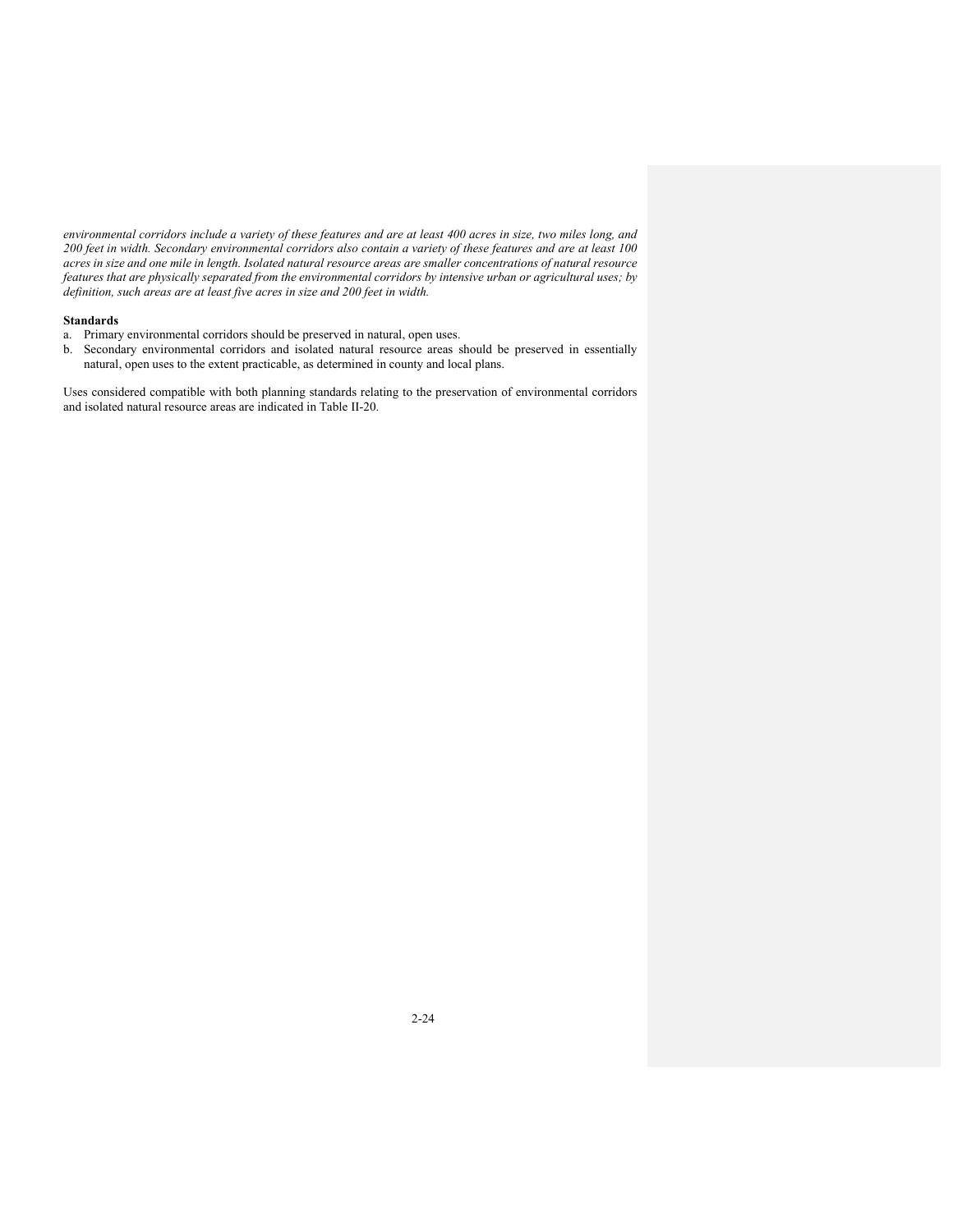*environmental corridors include a variety of these features and are at least 400 acres in size, two miles long, and 200 feet in width. Secondary environmental corridors also contain a variety of these features and are at least 100 acres in size and one mile in length. Isolated natural resource areas are smaller concentrations of natural resource features that are physically separated from the environmental corridors by intensive urban or agricultural uses; by definition, such areas are at least five acres in size and 200 feet in width.*

**Standards**

a. Primary environmental corridors should be preserved in natural, open uses.
b. Secondary environmental corridors and isolated natural resource areas should be preserved in essentially natural, open uses to the extent practicable, as determined in county and local plans.

Uses considered compatible with both planning standards relating to the preservation of environmental corridors and isolated natural resource areas are indicated in Table II-20.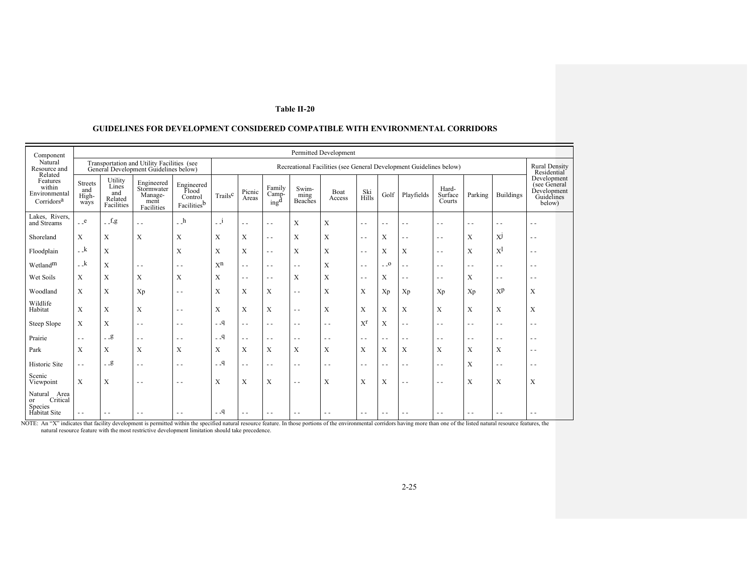# Table II-20

## GUIDELINES FOR DEVELOPMENT CONSIDERED COMPATIBLE WITH ENVIRONMENTAL CORRIDORS

| Component Natural Resource and Related Features within Environmental Corridors[a] | Permitted Development | | | | | | | | | | | | | | | | |
|---|---|---|---|---|---|---|---|---|---|---|---|---|---|---|---|---|---|
| | Transportation and Utility Facilities (see General Development Guidelines below) | | | | Recreational Facilities (see General Development Guidelines below) | | | | | | | | | | | | Rural Density Residential Development (see General Development Guidelines below) |
| | Streets and Highways | Utility Lines and Related Facilities | Engineered Stormwater Management Facilities | Engineered Flood Control Facilities[b] | Trails[c] | Picnic Areas | Family Camping[d] | Swimming Beaches | Boat Access | Ski Hills | Golf | Playfields | Hard-Surface Courts | Parking | Buildings | |
| Lakes, Rivers, and Streams | - -[e] | - -[f,g] | - - | - -[h] | - -[i] | - - | - - | X | X | - - | - - | - - | - - | - - | - - | - - |
| Shoreland | X | X | X | X | X | X | - - | X | X | - - | X | - - | - - | X | X[j] | - - |
| Floodplain | - -[k] | X | | X | X | X | - - | X | X | - - | X | X | - - | X | X[l] | - - |
| Wetland[m] | - -[k] | X | - - | - - | X[n] | - - | - - | - - | X | - - | - -[o] | - - | - - | - - | - - | - - |
| Wet Soils | X | X | X | X | X | - - | - - | X | X | - - | X | - - | - - | X | - - | - - |
| Woodland | X | X | Xp | - - | X | X | X | - - | X | X | Xp | Xp | Xp | Xp | X[p] | X |
| Wildlife Habitat | X | X | X | - - | X | X | X | - - | X | X | X | X | X | X | X | X |
| Steep Slope | X | X | - - | - - | - -[q] | - - | - - | - - | - - | X[r] | X | - - | - - | - - | - - | - - |
| Prairie | - - | - -[g] | - - | - - | - -[q] | - - | - - | - - | - - | - - | - - | - - | - - | - - | - - | - - |
| Park | X | X | X | X | X | X | X | X | X | X | X | X | X | X | X | - - |
| Historic Site | - - | - -[g] | - - | - - | - -[q] | - - | - - | - - | - - | - - | - - | - - | - - | X | - - | - - |
| Scenic Viewpoint | X | X | - - | - - | X | X | X | - - | X | X | X | - - | - - | X | X | X |
| Natural Area or Critical Species Habitat Site | - - | - - | - - | - - | - -[q] | - - | - - | - - | - - | - - | - - | - - | - - | - - | - - | - - |

NOTE: An "X" indicates that facility development is permitted within the specified natural resource feature. In those portions of the environmental corridors having more than one of the listed natural resource features, the natural resource feature with the most restrictive development limitation should take precedence.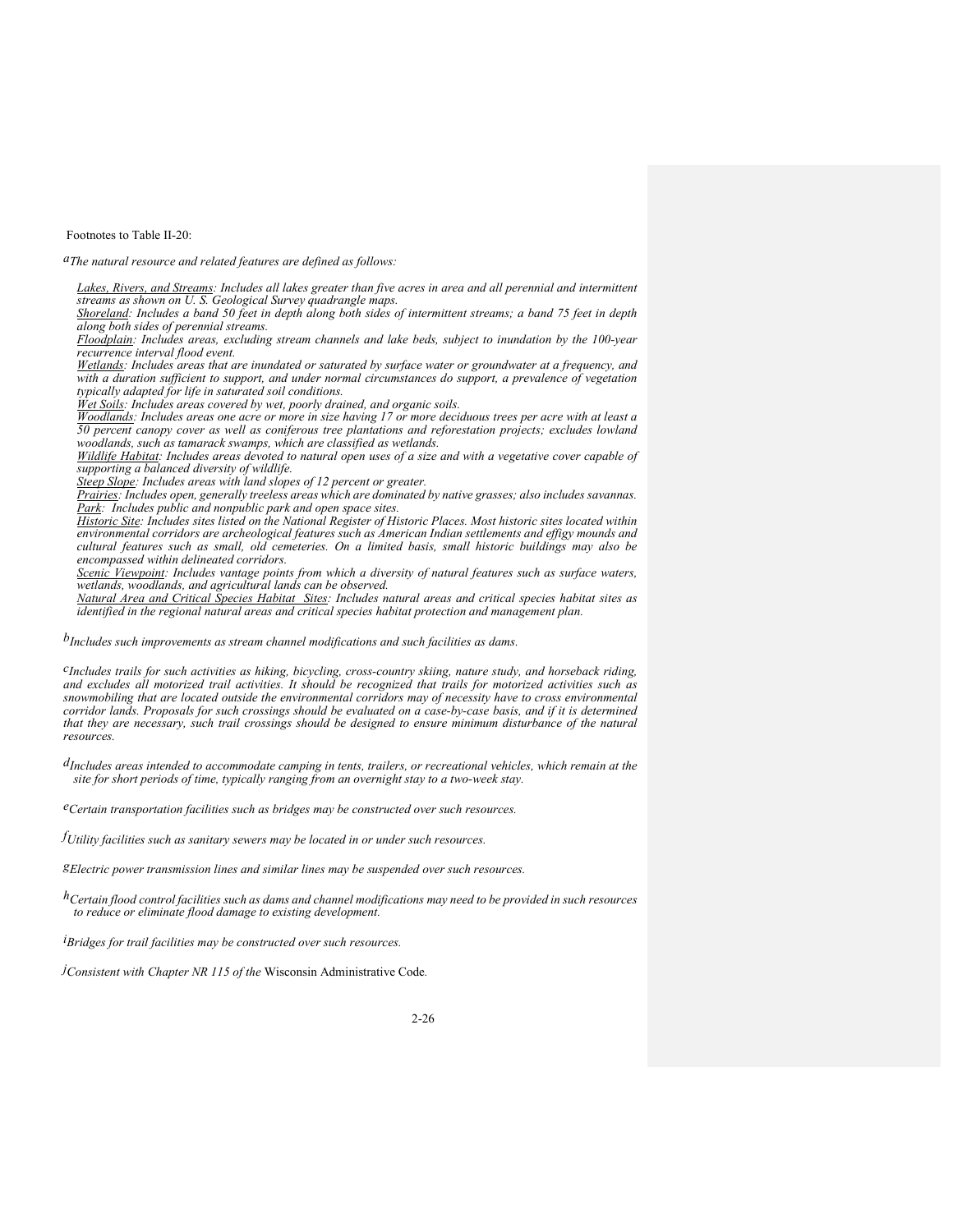Footnotes to Table II-20:

[a]*The natural resource and related features are defined as follows:*

*Lakes, Rivers, and Streams: Includes all lakes greater than five acres in area and all perennial and intermittent streams as shown on U. S. Geological Survey quadrangle maps.*

*Shoreland: Includes a band 50 feet in depth along both sides of intermittent streams; a band 75 feet in depth along both sides of perennial streams.*

*Floodplain: Includes areas, excluding stream channels and lake beds, subject to inundation by the 100-year recurrence interval flood event.*

*Wetlands: Includes areas that are inundated or saturated by surface water or groundwater at a frequency, and with a duration sufficient to support, and under normal circumstances do support, a prevalence of vegetation typically adapted for life in saturated soil conditions.*

*Wet Soils: Includes areas covered by wet, poorly drained, and organic soils.*

*Woodlands: Includes areas one acre or more in size having 17 or more deciduous trees per acre with at least a 50 percent canopy cover as well as coniferous tree plantations and reforestation projects; excludes lowland woodlands, such as tamarack swamps, which are classified as wetlands.*

*Wildlife Habitat: Includes areas devoted to natural open uses of a size and with a vegetative cover capable of supporting a balanced diversity of wildlife.*

*Steep Slope: Includes areas with land slopes of 12 percent or greater.*

*Prairies: Includes open, generally treeless areas which are dominated by native grasses; also includes savannas.*

*Park: Includes public and nonpublic park and open space sites.*

*Historic Site: Includes sites listed on the National Register of Historic Places. Most historic sites located within environmental corridors are archeological features such as American Indian settlements and effigy mounds and cultural features such as small, old cemeteries. On a limited basis, small historic buildings may also be encompassed within delineated corridors.*

*Scenic Viewpoint: Includes vantage points from which a diversity of natural features such as surface waters, wetlands, woodlands, and agricultural lands can be observed.*

*Natural Area and Critical Species Habitat Sites: Includes natural areas and critical species habitat sites as identified in the regional natural areas and critical species habitat protection and management plan.*

[b]*Includes such improvements as stream channel modifications and such facilities as dams.*

[c]*Includes trails for such activities as hiking, bicycling, cross-country skiing, nature study, and horseback riding, and excludes all motorized trail activities. It should be recognized that trails for motorized activities such as snowmobiling that are located outside the environmental corridors may of necessity have to cross environmental corridor lands. Proposals for such crossings should be evaluated on a case-by-case basis, and if it is determined that they are necessary, such trail crossings should be designed to ensure minimum disturbance of the natural resources.*

[d]*Includes areas intended to accommodate camping in tents, trailers, or recreational vehicles, which remain at the site for short periods of time, typically ranging from an overnight stay to a two-week stay.*

[e]*Certain transportation facilities such as bridges may be constructed over such resources.*

[f]*Utility facilities such as sanitary sewers may be located in or under such resources.*

[g]*Electric power transmission lines and similar lines may be suspended over such resources.*

[h]*Certain flood control facilities such as dams and channel modifications may need to be provided in such resources to reduce or eliminate flood damage to existing development.*

[i]*Bridges for trail facilities may be constructed over such resources.*

[j]*Consistent with Chapter NR 115 of the* Wisconsin Administrative Code.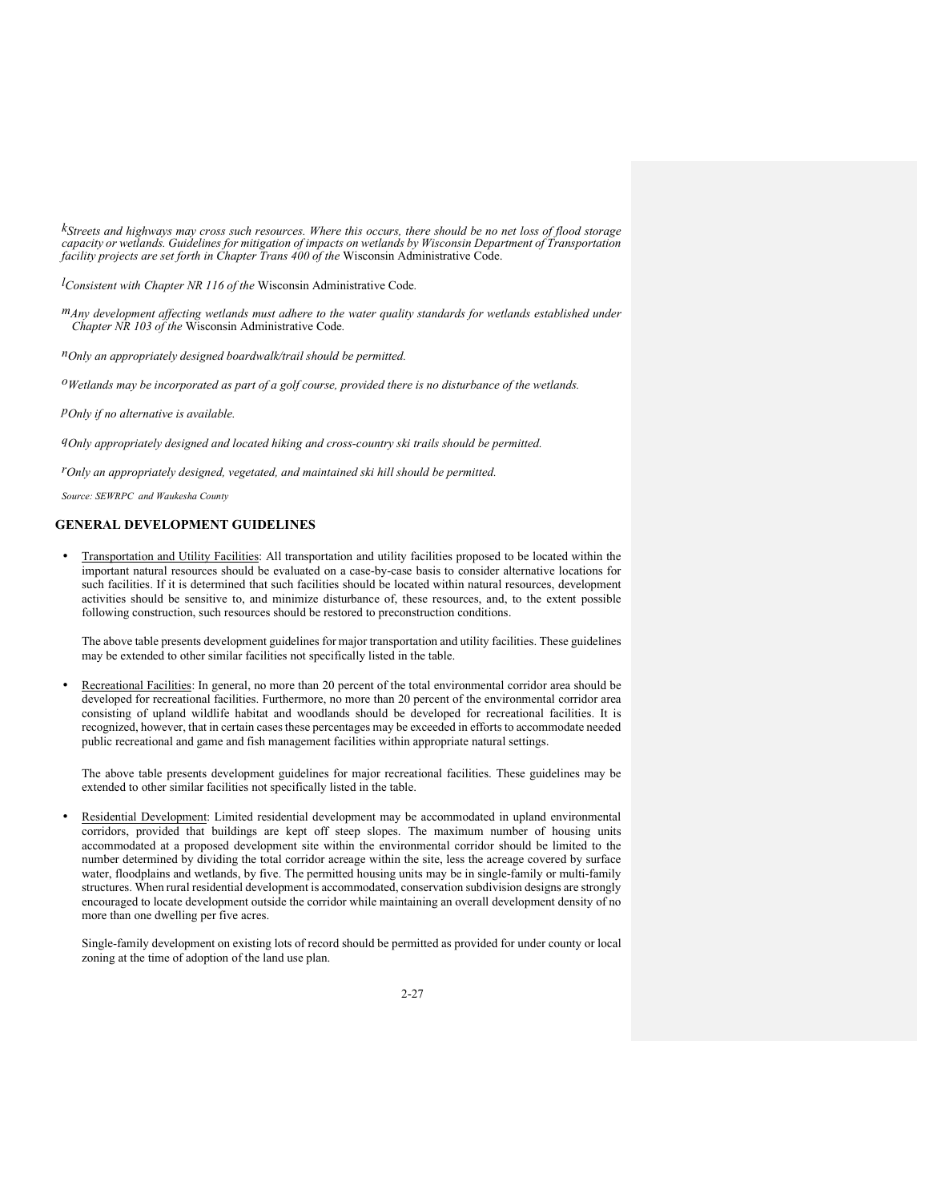[k] *Streets and highways may cross such resources. Where this occurs, there should be no net loss of flood storage capacity or wetlands. Guidelines for mitigation of impacts on wetlands by Wisconsin Department of Transportation facility projects are set forth in Chapter Trans 400 of the* Wisconsin Administrative Code.

[l] *Consistent with Chapter NR 116 of the* Wisconsin Administrative Code.

[m] *Any development affecting wetlands must adhere to the water quality standards for wetlands established under Chapter NR 103 of the* Wisconsin Administrative Code.

[n] *Only an appropriately designed boardwalk/trail should be permitted.*

[o] *Wetlands may be incorporated as part of a golf course, provided there is no disturbance of the wetlands.*

[p] *Only if no alternative is available.*

[q] *Only appropriately designed and located hiking and cross-country ski trails should be permitted.*

[r] *Only an appropriately designed, vegetated, and maintained ski hill should be permitted.*

*Source: SEWRPC and Waukesha County*

## GENERAL DEVELOPMENT GUIDELINES

- Transportation and Utility Facilities: All transportation and utility facilities proposed to be located within the important natural resources should be evaluated on a case-by-case basis to consider alternative locations for such facilities. If it is determined that such facilities should be located within natural resources, development activities should be sensitive to, and minimize disturbance of, these resources, and, to the extent possible following construction, such resources should be restored to preconstruction conditions.

  The above table presents development guidelines for major transportation and utility facilities. These guidelines may be extended to other similar facilities not specifically listed in the table.

- Recreational Facilities: In general, no more than 20 percent of the total environmental corridor area should be developed for recreational facilities. Furthermore, no more than 20 percent of the environmental corridor area consisting of upland wildlife habitat and woodlands should be developed for recreational facilities. It is recognized, however, that in certain cases these percentages may be exceeded in efforts to accommodate needed public recreational and game and fish management facilities within appropriate natural settings.

  The above table presents development guidelines for major recreational facilities. These guidelines may be extended to other similar facilities not specifically listed in the table.

- Residential Development: Limited residential development may be accommodated in upland environmental corridors, provided that buildings are kept off steep slopes. The maximum number of housing units accommodated at a proposed development site within the environmental corridor should be limited to the number determined by dividing the total corridor acreage within the site, less the acreage covered by surface water, floodplains and wetlands, by five. The permitted housing units may be in single-family or multi-family structures. When rural residential development is accommodated, conservation subdivision designs are strongly encouraged to locate development outside the corridor while maintaining an overall development density of no more than one dwelling per five acres.

  Single-family development on existing lots of record should be permitted as provided for under county or local zoning at the time of adoption of the land use plan.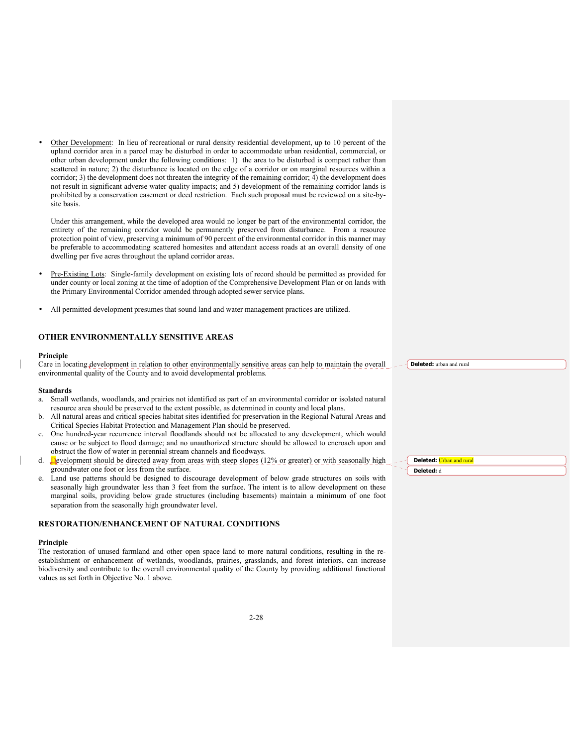- Other Development: In lieu of recreational or rural density residential development, up to 10 percent of the upland corridor area in a parcel may be disturbed in order to accommodate urban residential, commercial, or other urban development under the following conditions: 1) the area to be disturbed is compact rather than scattered in nature; 2) the disturbance is located on the edge of a corridor or on marginal resources within a corridor; 3) the development does not threaten the integrity of the remaining corridor; 4) the development does not result in significant adverse water quality impacts; and 5) development of the remaining corridor lands is prohibited by a conservation easement or deed restriction. Each such proposal must be reviewed on a site-by-site basis.

  Under this arrangement, while the developed area would no longer be part of the environmental corridor, the entirety of the remaining corridor would be permanently preserved from disturbance. From a resource protection point of view, preserving a minimum of 90 percent of the environmental corridor in this manner may be preferable to accommodating scattered homesites and attendant access roads at an overall density of one dwelling per five acres throughout the upland corridor areas.

- Pre-Existing Lots: Single-family development on existing lots of record should be permitted as provided for under county or local zoning at the time of adoption of the Comprehensive Development Plan or on lands with the Primary Environmental Corridor amended through adopted sewer service plans.

- All permitted development presumes that sound land and water management practices are utilized.

## OTHER ENVIRONMENTALLY SENSITIVE AREAS

**Principle**

Care in locating development in relation to other environmentally sensitive areas can help to maintain the overall environmental quality of the County and to avoid developmental problems.

**Standards**

a. Small wetlands, woodlands, and prairies not identified as part of an environmental corridor or isolated natural resource area should be preserved to the extent possible, as determined in county and local plans.
b. All natural areas and critical species habitat sites identified for preservation in the Regional Natural Areas and Critical Species Habitat Protection and Management Plan should be preserved.
c. One hundred-year recurrence interval floodlands should not be allocated to any development, which would cause or be subject to flood damage; and no unauthorized structure should be allowed to encroach upon and obstruct the flow of water in perennial stream channels and floodways.
d. Development should be directed away from areas with steep slopes (12% or greater) or with seasonally high groundwater one foot or less from the surface.
e. Land use patterns should be designed to discourage development of below grade structures on soils with seasonally high groundwater less than 3 feet from the surface. The intent is to allow development on these marginal soils, providing below grade structures (including basements) maintain a minimum of one foot separation from the seasonally high groundwater level.

## RESTORATION/ENHANCEMENT OF NATURAL CONDITIONS

**Principle**

The restoration of unused farmland and other open space land to more natural conditions, resulting in the re-establishment or enhancement of wetlands, woodlands, prairies, grasslands, and forest interiors, can increase biodiversity and contribute to the overall environmental quality of the County by providing additional functional values as set forth in Objective No. 1 above.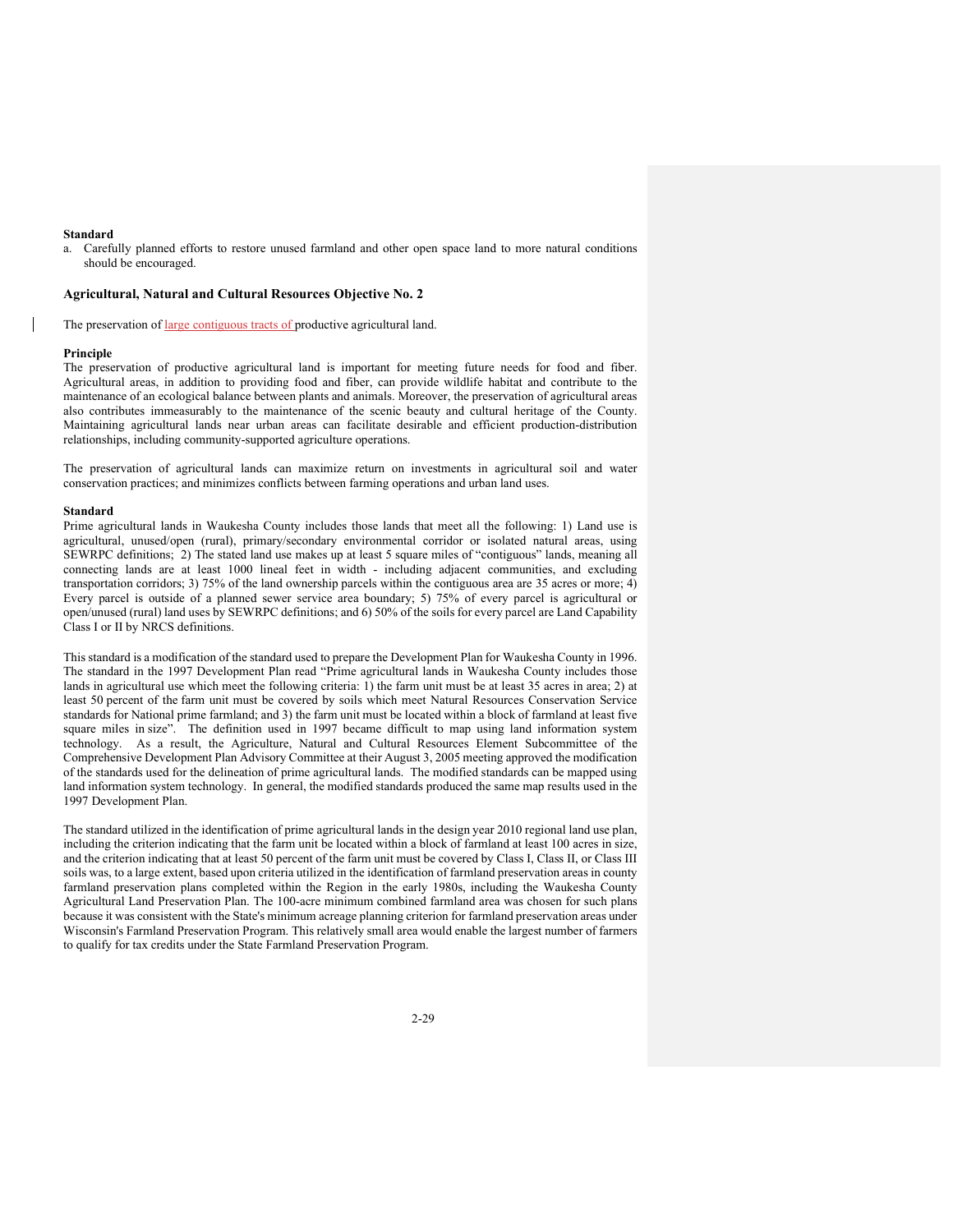**Standard**

a. Carefully planned efforts to restore unused farmland and other open space land to more natural conditions should be encouraged.

### Agricultural, Natural and Cultural Resources Objective No. 2

The preservation of large contiguous tracts of productive agricultural land.

**Principle**

The preservation of productive agricultural land is important for meeting future needs for food and fiber. Agricultural areas, in addition to providing food and fiber, can provide wildlife habitat and contribute to the maintenance of an ecological balance between plants and animals. Moreover, the preservation of agricultural areas also contributes immeasurably to the maintenance of the scenic beauty and cultural heritage of the County. Maintaining agricultural lands near urban areas can facilitate desirable and efficient production-distribution relationships, including community-supported agriculture operations.

The preservation of agricultural lands can maximize return on investments in agricultural soil and water conservation practices; and minimizes conflicts between farming operations and urban land uses.

**Standard**

Prime agricultural lands in Waukesha County includes those lands that meet all the following: 1) Land use is agricultural, unused/open (rural), primary/secondary environmental corridor or isolated natural areas, using SEWRPC definitions; 2) The stated land use makes up at least 5 square miles of "contiguous" lands, meaning all connecting lands are at least 1000 lineal feet in width - including adjacent communities, and excluding transportation corridors; 3) 75% of the land ownership parcels within the contiguous area are 35 acres or more; 4) Every parcel is outside of a planned sewer service area boundary; 5) 75% of every parcel is agricultural or open/unused (rural) land uses by SEWRPC definitions; and 6) 50% of the soils for every parcel are Land Capability Class I or II by NRCS definitions.

This standard is a modification of the standard used to prepare the Development Plan for Waukesha County in 1996. The standard in the 1997 Development Plan read "Prime agricultural lands in Waukesha County includes those lands in agricultural use which meet the following criteria: 1) the farm unit must be at least 35 acres in area; 2) at least 50 percent of the farm unit must be covered by soils which meet Natural Resources Conservation Service standards for National prime farmland; and 3) the farm unit must be located within a block of farmland at least five square miles in size". The definition used in 1997 became difficult to map using land information system technology. As a result, the Agriculture, Natural and Cultural Resources Element Subcommittee of the Comprehensive Development Plan Advisory Committee at their August 3, 2005 meeting approved the modification of the standards used for the delineation of prime agricultural lands. The modified standards can be mapped using land information system technology. In general, the modified standards produced the same map results used in the 1997 Development Plan.

The standard utilized in the identification of prime agricultural lands in the design year 2010 regional land use plan, including the criterion indicating that the farm unit be located within a block of farmland at least 100 acres in size, and the criterion indicating that at least 50 percent of the farm unit must be covered by Class I, Class II, or Class III soils was, to a large extent, based upon criteria utilized in the identification of farmland preservation areas in county farmland preservation plans completed within the Region in the early 1980s, including the Waukesha County Agricultural Land Preservation Plan. The 100-acre minimum combined farmland area was chosen for such plans because it was consistent with the State's minimum acreage planning criterion for farmland preservation areas under Wisconsin's Farmland Preservation Program. This relatively small area would enable the largest number of farmers to qualify for tax credits under the State Farmland Preservation Program.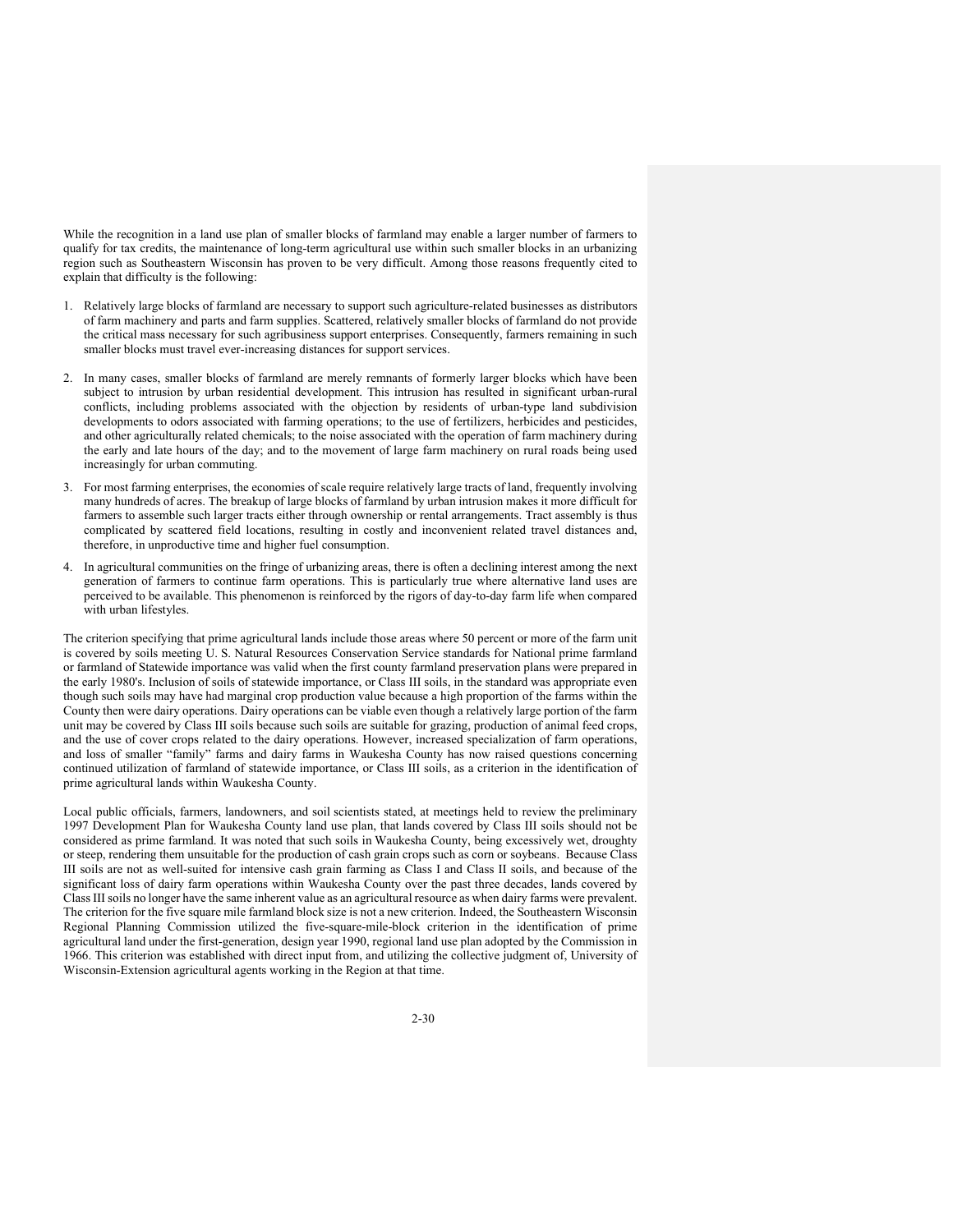While the recognition in a land use plan of smaller blocks of farmland may enable a larger number of farmers to qualify for tax credits, the maintenance of long-term agricultural use within such smaller blocks in an urbanizing region such as Southeastern Wisconsin has proven to be very difficult. Among those reasons frequently cited to explain that difficulty is the following:

1. Relatively large blocks of farmland are necessary to support such agriculture-related businesses as distributors of farm machinery and parts and farm supplies. Scattered, relatively smaller blocks of farmland do not provide the critical mass necessary for such agribusiness support enterprises. Consequently, farmers remaining in such smaller blocks must travel ever-increasing distances for support services.

2. In many cases, smaller blocks of farmland are merely remnants of formerly larger blocks which have been subject to intrusion by urban residential development. This intrusion has resulted in significant urban-rural conflicts, including problems associated with the objection by residents of urban-type land subdivision developments to odors associated with farming operations; to the use of fertilizers, herbicides and pesticides, and other agriculturally related chemicals; to the noise associated with the operation of farm machinery during the early and late hours of the day; and to the movement of large farm machinery on rural roads being used increasingly for urban commuting.

3. For most farming enterprises, the economies of scale require relatively large tracts of land, frequently involving many hundreds of acres. The breakup of large blocks of farmland by urban intrusion makes it more difficult for farmers to assemble such larger tracts either through ownership or rental arrangements. Tract assembly is thus complicated by scattered field locations, resulting in costly and inconvenient related travel distances and, therefore, in unproductive time and higher fuel consumption.

4. In agricultural communities on the fringe of urbanizing areas, there is often a declining interest among the next generation of farmers to continue farm operations. This is particularly true where alternative land uses are perceived to be available. This phenomenon is reinforced by the rigors of day-to-day farm life when compared with urban lifestyles.

The criterion specifying that prime agricultural lands include those areas where 50 percent or more of the farm unit is covered by soils meeting U. S. Natural Resources Conservation Service standards for National prime farmland or farmland of Statewide importance was valid when the first county farmland preservation plans were prepared in the early 1980's. Inclusion of soils of statewide importance, or Class III soils, in the standard was appropriate even though such soils may have had marginal crop production value because a high proportion of the farms within the County then were dairy operations. Dairy operations can be viable even though a relatively large portion of the farm unit may be covered by Class III soils because such soils are suitable for grazing, production of animal feed crops, and the use of cover crops related to the dairy operations. However, increased specialization of farm operations, and loss of smaller "family" farms and dairy farms in Waukesha County has now raised questions concerning continued utilization of farmland of statewide importance, or Class III soils, as a criterion in the identification of prime agricultural lands within Waukesha County.

Local public officials, farmers, landowners, and soil scientists stated, at meetings held to review the preliminary 1997 Development Plan for Waukesha County land use plan, that lands covered by Class III soils should not be considered as prime farmland. It was noted that such soils in Waukesha County, being excessively wet, droughty or steep, rendering them unsuitable for the production of cash grain crops such as corn or soybeans. Because Class III soils are not as well-suited for intensive cash grain farming as Class I and Class II soils, and because of the significant loss of dairy farm operations within Waukesha County over the past three decades, lands covered by Class III soils no longer have the same inherent value as an agricultural resource as when dairy farms were prevalent. The criterion for the five square mile farmland block size is not a new criterion. Indeed, the Southeastern Wisconsin Regional Planning Commission utilized the five-square-mile-block criterion in the identification of prime agricultural land under the first-generation, design year 1990, regional land use plan adopted by the Commission in 1966. This criterion was established with direct input from, and utilizing the collective judgment of, University of Wisconsin-Extension agricultural agents working in the Region at that time.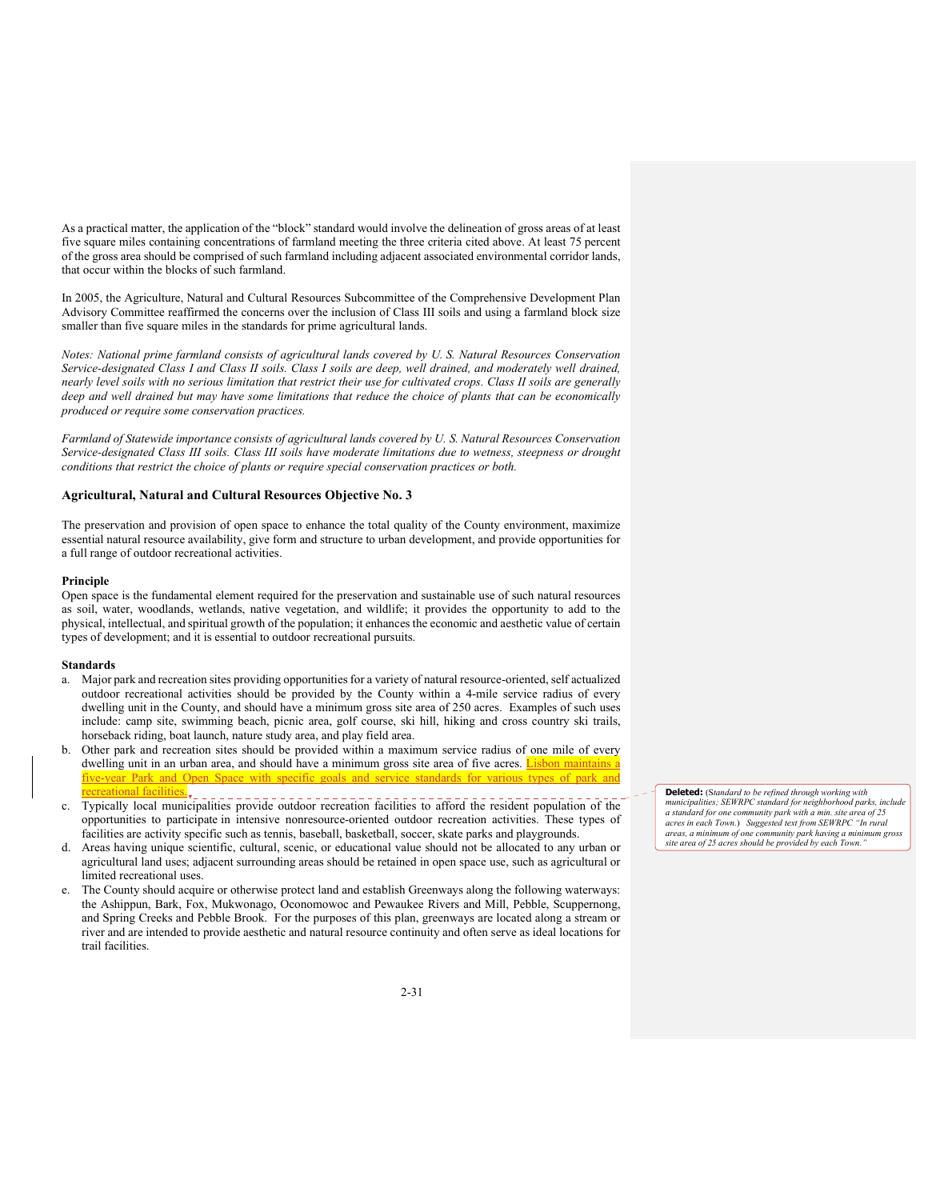As a practical matter, the application of the "block" standard would involve the delineation of gross areas of at least five square miles containing concentrations of farmland meeting the three criteria cited above. At least 75 percent of the gross area should be comprised of such farmland including adjacent associated environmental corridor lands, that occur within the blocks of such farmland.

In 2005, the Agriculture, Natural and Cultural Resources Subcommittee of the Comprehensive Development Plan Advisory Committee reaffirmed the concerns over the inclusion of Class III soils and using a farmland block size smaller than five square miles in the standards for prime agricultural lands.

*Notes: National prime farmland consists of agricultural lands covered by U. S. Natural Resources Conservation Service-designated Class I and Class II soils. Class I soils are deep, well drained, and moderately well drained, nearly level soils with no serious limitation that restrict their use for cultivated crops. Class II soils are generally deep and well drained but may have some limitations that reduce the choice of plants that can be economically produced or require some conservation practices.*

*Farmland of Statewide importance consists of agricultural lands covered by U. S. Natural Resources Conservation Service-designated Class III soils. Class III soils have moderate limitations due to wetness, steepness or drought conditions that restrict the choice of plants or require special conservation practices or both.*

### Agricultural, Natural and Cultural Resources Objective No. 3

The preservation and provision of open space to enhance the total quality of the County environment, maximize essential natural resource availability, give form and structure to urban development, and provide opportunities for a full range of outdoor recreational activities.

**Principle**

Open space is the fundamental element required for the preservation and sustainable use of such natural resources as soil, water, woodlands, wetlands, native vegetation, and wildlife; it provides the opportunity to add to the physical, intellectual, and spiritual growth of the population; it enhances the economic and aesthetic value of certain types of development; and it is essential to outdoor recreational pursuits.

**Standards**

a. Major park and recreation sites providing opportunities for a variety of natural resource-oriented, self actualized outdoor recreational activities should be provided by the County within a 4-mile service radius of every dwelling unit in the County, and should have a minimum gross site area of 250 acres. Examples of such uses include: camp site, swimming beach, picnic area, golf course, ski hill, hiking and cross country ski trails, horseback riding, boat launch, nature study area, and play field area.
b. Other park and recreation sites should be provided within a maximum service radius of one mile of every dwelling unit in an urban area, and should have a minimum gross site area of five acres. Lisbon maintains a five-year Park and Open Space with specific goals and service standards for various types of park and recreational facilities.
c. Typically local municipalities provide outdoor recreation facilities to afford the resident population of the opportunities to participate in intensive nonresource-oriented outdoor recreation activities. These types of facilities are activity specific such as tennis, baseball, basketball, soccer, skate parks and playgrounds.
d. Areas having unique scientific, cultural, scenic, or educational value should not be allocated to any urban or agricultural land uses; adjacent surrounding areas should be retained in open space use, such as agricultural or limited recreational uses.
e. The County should acquire or otherwise protect land and establish Greenways along the following waterways: the Ashippun, Bark, Fox, Mukwonago, Oconomowoc and Pewaukee Rivers and Mill, Pebble, Scuppernong, and Spring Creeks and Pebble Brook. For the purposes of this plan, greenways are located along a stream or river and are intended to provide aesthetic and natural resource continuity and often serve as ideal locations for trail facilities.

**Deleted:** (*Standard to be refined through working with municipalities; SEWRPC standard for neighborhood parks, include a standard for one community park with a min. site area of 25 acres in each Town.*) *Suggested text from SEWRPC "In rural areas, a minimum of one community park having a minimum gross site area of 25 acres should be provided by each Town."*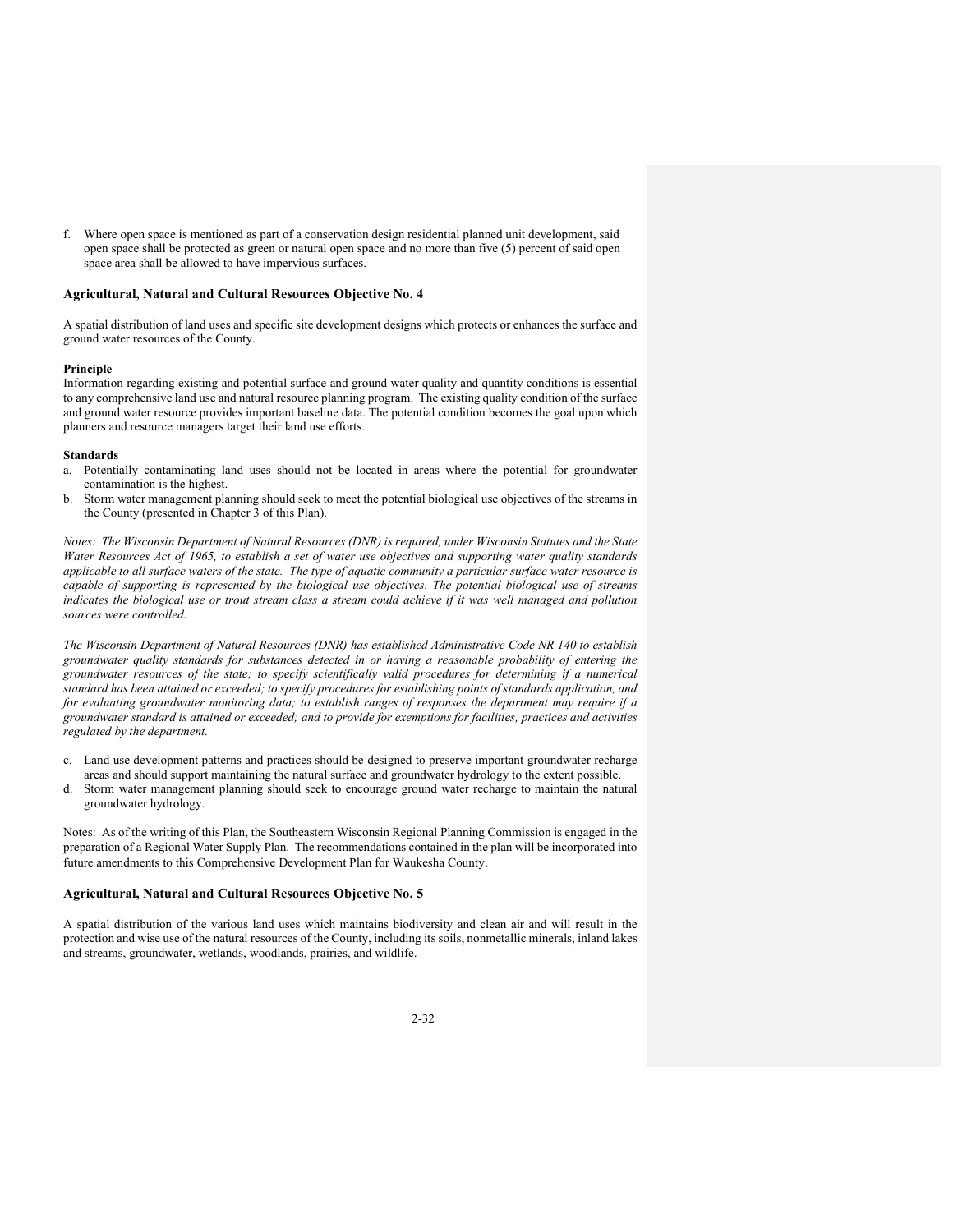f. Where open space is mentioned as part of a conservation design residential planned unit development, said open space shall be protected as green or natural open space and no more than five (5) percent of said open space area shall be allowed to have impervious surfaces.

### Agricultural, Natural and Cultural Resources Objective No. 4

A spatial distribution of land uses and specific site development designs which protects or enhances the surface and ground water resources of the County.

**Principle**
Information regarding existing and potential surface and ground water quality and quantity conditions is essential to any comprehensive land use and natural resource planning program. The existing quality condition of the surface and ground water resource provides important baseline data. The potential condition becomes the goal upon which planners and resource managers target their land use efforts.

**Standards**

a. Potentially contaminating land uses should not be located in areas where the potential for groundwater contamination is the highest.
b. Storm water management planning should seek to meet the potential biological use objectives of the streams in the County (presented in Chapter 3 of this Plan).

*Notes: The Wisconsin Department of Natural Resources (DNR) is required, under Wisconsin Statutes and the State Water Resources Act of 1965, to establish a set of water use objectives and supporting water quality standards applicable to all surface waters of the state. The type of aquatic community a particular surface water resource is capable of supporting is represented by the biological use objectives. The potential biological use of streams indicates the biological use or trout stream class a stream could achieve if it was well managed and pollution sources were controlled.*

*The Wisconsin Department of Natural Resources (DNR) has established Administrative Code NR 140 to establish groundwater quality standards for substances detected in or having a reasonable probability of entering the groundwater resources of the state; to specify scientifically valid procedures for determining if a numerical standard has been attained or exceeded; to specify procedures for establishing points of standards application, and for evaluating groundwater monitoring data; to establish ranges of responses the department may require if a groundwater standard is attained or exceeded; and to provide for exemptions for facilities, practices and activities regulated by the department.*

c. Land use development patterns and practices should be designed to preserve important groundwater recharge areas and should support maintaining the natural surface and groundwater hydrology to the extent possible.
d. Storm water management planning should seek to encourage ground water recharge to maintain the natural groundwater hydrology.

Notes: As of the writing of this Plan, the Southeastern Wisconsin Regional Planning Commission is engaged in the preparation of a Regional Water Supply Plan. The recommendations contained in the plan will be incorporated into future amendments to this Comprehensive Development Plan for Waukesha County.

### Agricultural, Natural and Cultural Resources Objective No. 5

A spatial distribution of the various land uses which maintains biodiversity and clean air and will result in the protection and wise use of the natural resources of the County, including its soils, nonmetallic minerals, inland lakes and streams, groundwater, wetlands, woodlands, prairies, and wildlife.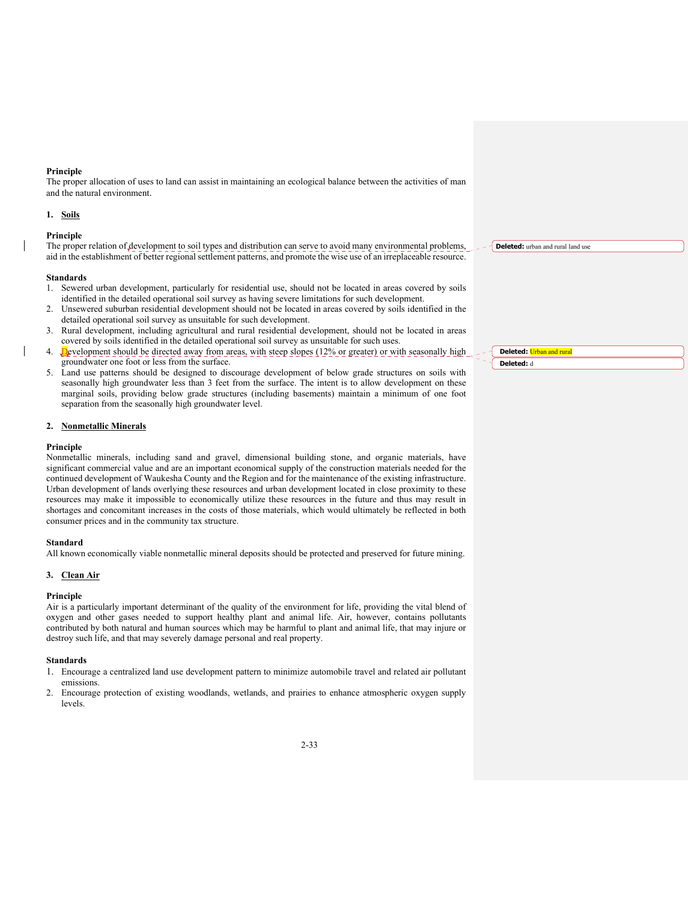**Principle**
The proper allocation of uses to land can assist in maintaining an ecological balance between the activities of man and the natural environment.

1. **Soils**

**Principle**
The proper relation of development to soil types and distribution can serve to avoid many environmental problems, aid in the establishment of better regional settlement patterns, and promote the wise use of an irreplaceable resource.

**Standards**
1. Sewered urban development, particularly for residential use, should not be located in areas covered by soils identified in the detailed operational soil survey as having severe limitations for such development.
2. Unsewered suburban residential development should not be located in areas covered by soils identified in the detailed operational soil survey as unsuitable for such development.
3. Rural development, including agricultural and rural residential development, should not be located in areas covered by soils identified in the detailed operational soil survey as unsuitable for such uses.
4. Development should be directed away from areas, with steep slopes (12% or greater) or with seasonally high groundwater one foot or less from the surface.
5. Land use patterns should be designed to discourage development of below grade structures on soils with seasonally high groundwater less than 3 feet from the surface. The intent is to allow development on these marginal soils, providing below grade structures (including basements) maintain a minimum of one foot separation from the seasonally high groundwater level.

2. **Nonmetallic Minerals**

**Principle**
Nonmetallic minerals, including sand and gravel, dimensional building stone, and organic materials, have significant commercial value and are an important economical supply of the construction materials needed for the continued development of Waukesha County and the Region and for the maintenance of the existing infrastructure. Urban development of lands overlying these resources and urban development located in close proximity to these resources may make it impossible to economically utilize these resources in the future and thus may result in shortages and concomitant increases in the costs of those materials, which would ultimately be reflected in both consumer prices and in the community tax structure.

**Standard**
All known economically viable nonmetallic mineral deposits should be protected and preserved for future mining.

3. **Clean Air**

**Principle**
Air is a particularly important determinant of the quality of the environment for life, providing the vital blend of oxygen and other gases needed to support healthy plant and animal life. Air, however, contains pollutants contributed by both natural and human sources which may be harmful to plant and animal life, that may injure or destroy such life, and that may severely damage personal and real property.

**Standards**
1. Encourage a centralized land use development pattern to minimize automobile travel and related air pollutant emissions.
2. Encourage protection of existing woodlands, wetlands, and prairies to enhance atmospheric oxygen supply levels.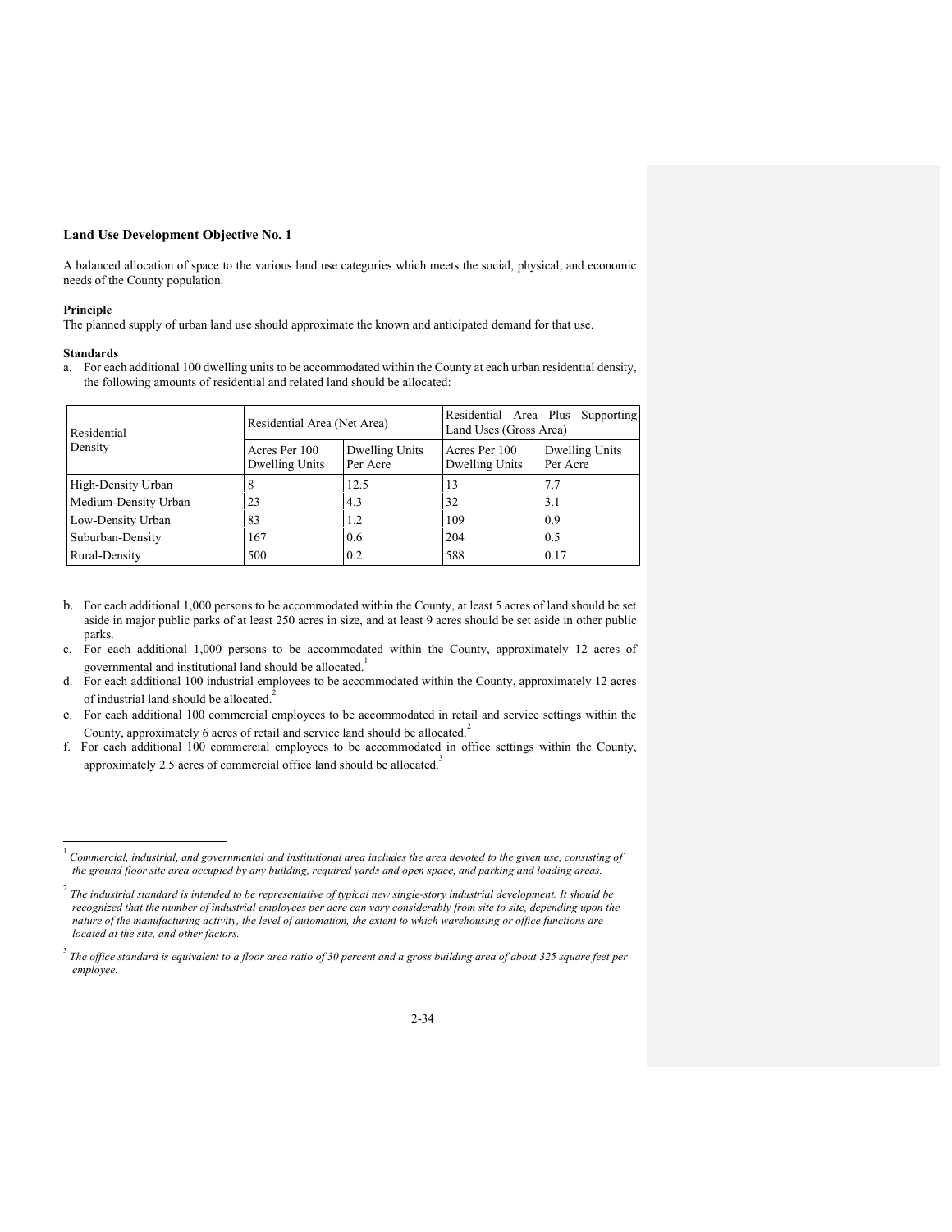**Land Use Development Objective No. 1**

A balanced allocation of space to the various land use categories which meets the social, physical, and economic needs of the County population.

**Principle**

The planned supply of urban land use should approximate the known and anticipated demand for that use.

**Standards**

a. For each additional 100 dwelling units to be accommodated within the County at each urban residential density, the following amounts of residential and related land should be allocated:

| Residential Density | Residential Area (Net Area) | | Residential Area Plus Supporting Land Uses (Gross Area) | |
|---|---|---|---|---|
| | Acres Per 100 Dwelling Units | Dwelling Units Per Acre | Acres Per 100 Dwelling Units | Dwelling Units Per Acre |
| High-Density Urban | 8 | 12.5 | 13 | 7.7 |
| Medium-Density Urban | 23 | 4.3 | 32 | 3.1 |
| Low-Density Urban | 83 | 1.2 | 109 | 0.9 |
| Suburban-Density | 167 | 0.6 | 204 | 0.5 |
| Rural-Density | 500 | 0.2 | 588 | 0.17 |

b. For each additional 1,000 persons to be accommodated within the County, at least 5 acres of land should be set aside in major public parks of at least 250 acres in size, and at least 9 acres should be set aside in other public parks.

c. For each additional 1,000 persons to be accommodated within the County, approximately 12 acres of governmental and institutional land should be allocated.[1]

d. For each additional 100 industrial employees to be accommodated within the County, approximately 12 acres of industrial land should be allocated.[2]

e. For each additional 100 commercial employees to be accommodated in retail and service settings within the County, approximately 6 acres of retail and service land should be allocated.[2]

f. For each additional 100 commercial employees to be accommodated in office settings within the County, approximately 2.5 acres of commercial office land should be allocated.[3]

---

[1] *Commercial, industrial, and governmental and institutional area includes the area devoted to the given use, consisting of the ground floor site area occupied by any building, required yards and open space, and parking and loading areas.*

[2] *The industrial standard is intended to be representative of typical new single-story industrial development. It should be recognized that the number of industrial employees per acre can vary considerably from site to site, depending upon the nature of the manufacturing activity, the level of automation, the extent to which warehousing or office functions are located at the site, and other factors.*

[3] *The office standard is equivalent to a floor area ratio of 30 percent and a gross building area of about 325 square feet per employee.*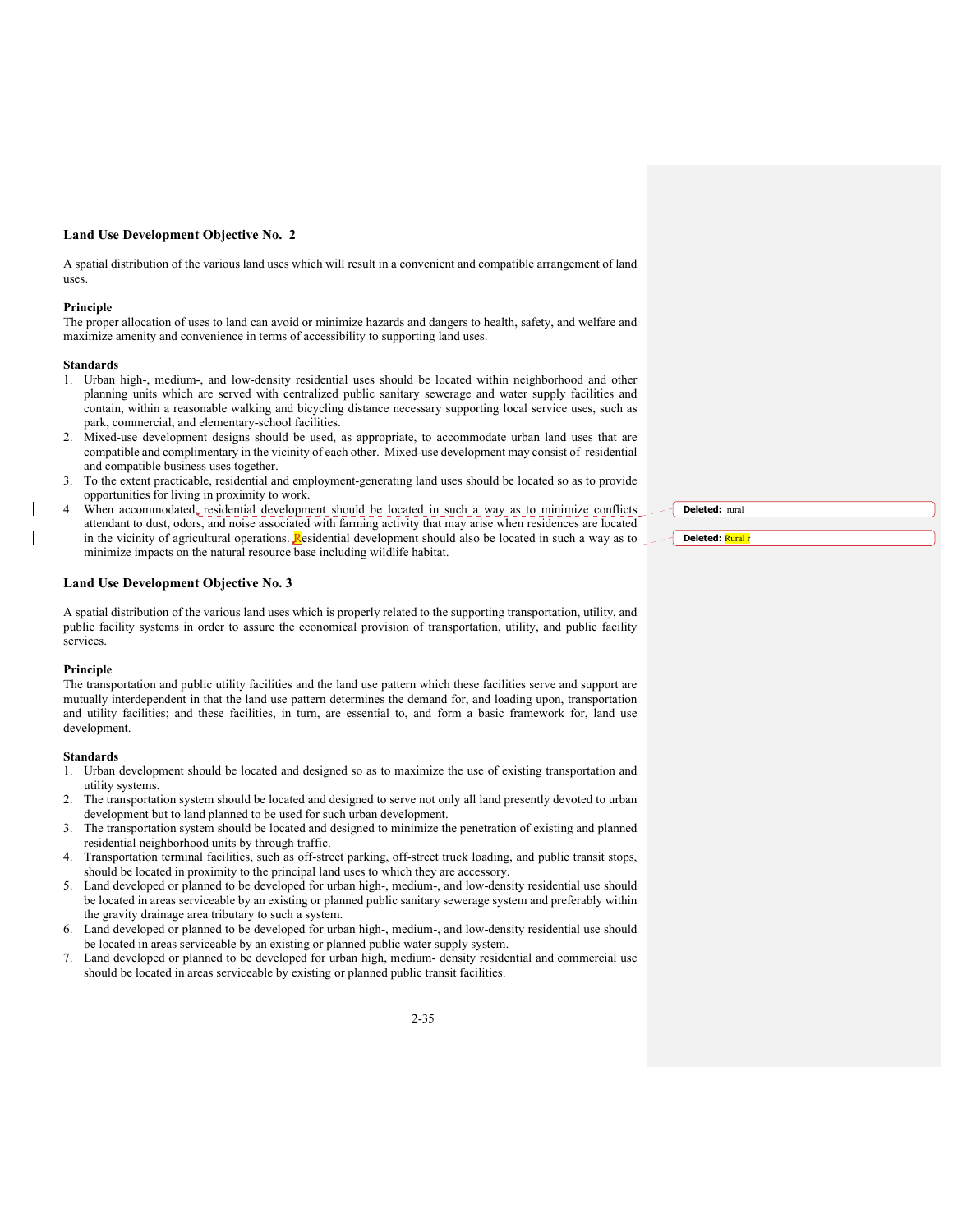## Land Use Development Objective No. 2

A spatial distribution of the various land uses which will result in a convenient and compatible arrangement of land uses.

### Principle

The proper allocation of uses to land can avoid or minimize hazards and dangers to health, safety, and welfare and maximize amenity and convenience in terms of accessibility to supporting land uses.

### Standards

1. Urban high-, medium-, and low-density residential uses should be located within neighborhood and other planning units which are served with centralized public sanitary sewerage and water supply facilities and contain, within a reasonable walking and bicycling distance necessary supporting local service uses, such as park, commercial, and elementary-school facilities.
2. Mixed-use development designs should be used, as appropriate, to accommodate urban land uses that are compatible and complimentary in the vicinity of each other. Mixed-use development may consist of residential and compatible business uses together.
3. To the extent practicable, residential and employment-generating land uses should be located so as to provide opportunities for living in proximity to work.
4. When accommodated, residential development should be located in such a way as to minimize conflicts attendant to dust, odors, and noise associated with farming activity that may arise when residences are located in the vicinity of agricultural operations. Residential development should also be located in such a way as to minimize impacts on the natural resource base including wildlife habitat.

Deleted: rural

Deleted: Rural r

## Land Use Development Objective No. 3

A spatial distribution of the various land uses which is properly related to the supporting transportation, utility, and public facility systems in order to assure the economical provision of transportation, utility, and public facility services.

### Principle

The transportation and public utility facilities and the land use pattern which these facilities serve and support are mutually interdependent in that the land use pattern determines the demand for, and loading upon, transportation and utility facilities; and these facilities, in turn, are essential to, and form a basic framework for, land use development.

### Standards

1. Urban development should be located and designed so as to maximize the use of existing transportation and utility systems.
2. The transportation system should be located and designed to serve not only all land presently devoted to urban development but to land planned to be used for such urban development.
3. The transportation system should be located and designed to minimize the penetration of existing and planned residential neighborhood units by through traffic.
4. Transportation terminal facilities, such as off-street parking, off-street truck loading, and public transit stops, should be located in proximity to the principal land uses to which they are accessory.
5. Land developed or planned to be developed for urban high-, medium-, and low-density residential use should be located in areas serviceable by an existing or planned public sanitary sewerage system and preferably within the gravity drainage area tributary to such a system.
6. Land developed or planned to be developed for urban high-, medium-, and low-density residential use should be located in areas serviceable by an existing or planned public water supply system.
7. Land developed or planned to be developed for urban high, medium- density residential and commercial use should be located in areas serviceable by existing or planned public transit facilities.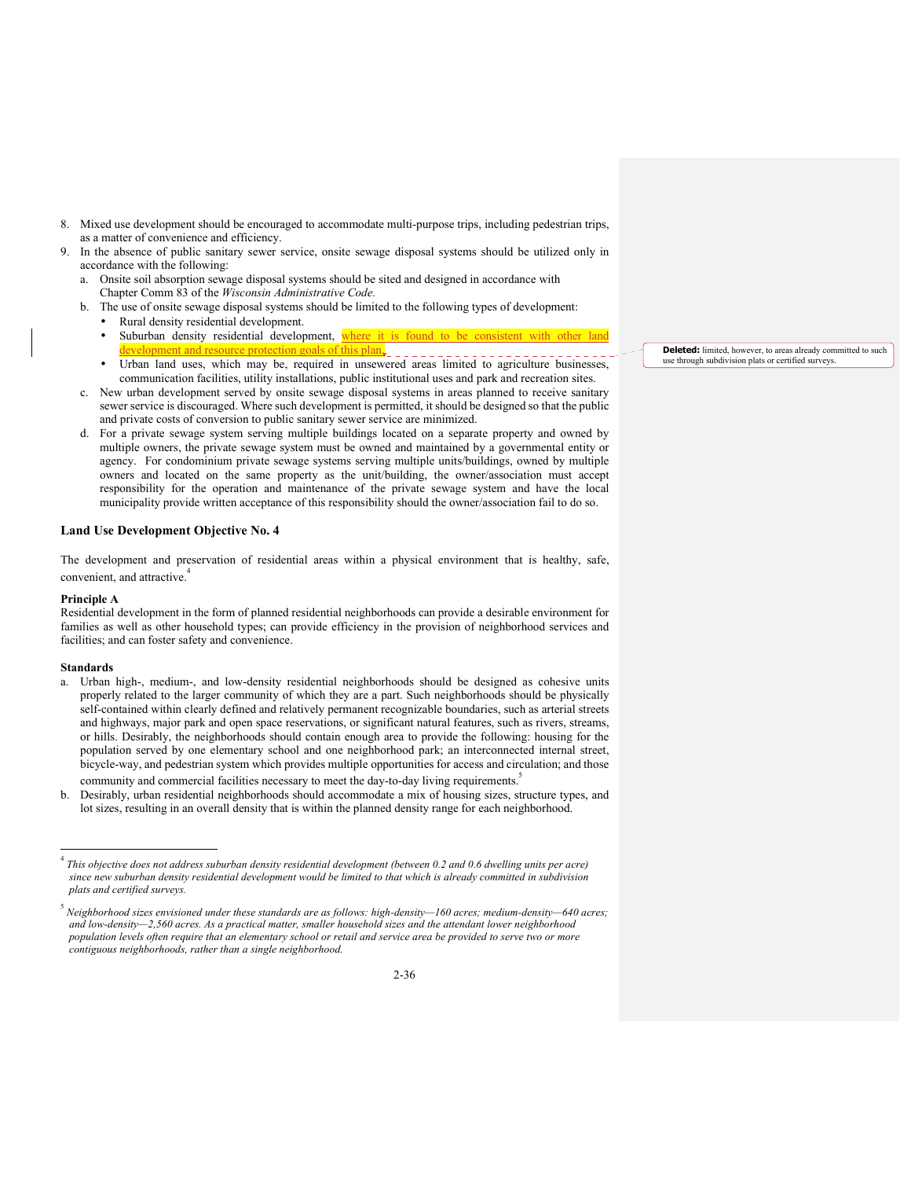8. Mixed use development should be encouraged to accommodate multi-purpose trips, including pedestrian trips, as a matter of convenience and efficiency.
9. In the absence of public sanitary sewer service, onsite sewage disposal systems should be utilized only in accordance with the following:
   a. Onsite soil absorption sewage disposal systems should be sited and designed in accordance with Chapter Comm 83 of the *Wisconsin Administrative Code.*
   b. The use of onsite sewage disposal systems should be limited to the following types of development:
      - Rural density residential development.
      - Suburban density residential development, where it is found to be consistent with other land development and resource protection goals of this plan.
      - Urban land uses, which may be, required in unsewered areas limited to agriculture businesses, communication facilities, utility installations, public institutional uses and park and recreation sites.
   c. New urban development served by onsite sewage disposal systems in areas planned to receive sanitary sewer service is discouraged. Where such development is permitted, it should be designed so that the public and private costs of conversion to public sanitary sewer service are minimized.
   d. For a private sewage system serving multiple buildings located on a separate property and owned by multiple owners, the private sewage system must be owned and maintained by a governmental entity or agency. For condominium private sewage systems serving multiple units/buildings, owned by multiple owners and located on the same property as the unit/building, the owner/association must accept responsibility for the operation and maintenance of the private sewage system and have the local municipality provide written acceptance of this responsibility should the owner/association fail to do so.

**Deleted:** limited, however, to areas already committed to such use through subdivision plats or certified surveys.

### Land Use Development Objective No. 4

The development and preservation of residential areas within a physical environment that is healthy, safe, convenient, and attractive.[4]

**Principle A**

Residential development in the form of planned residential neighborhoods can provide a desirable environment for families as well as other household types; can provide efficiency in the provision of neighborhood services and facilities; and can foster safety and convenience.

**Standards**

a. Urban high-, medium-, and low-density residential neighborhoods should be designed as cohesive units properly related to the larger community of which they are a part. Such neighborhoods should be physically self-contained within clearly defined and relatively permanent recognizable boundaries, such as arterial streets and highways, major park and open space reservations, or significant natural features, such as rivers, streams, or hills. Desirably, the neighborhoods should contain enough area to provide the following: housing for the population served by one elementary school and one neighborhood park; an interconnected internal street, bicycle-way, and pedestrian system which provides multiple opportunities for access and circulation; and those community and commercial facilities necessary to meet the day-to-day living requirements.[5]
b. Desirably, urban residential neighborhoods should accommodate a mix of housing sizes, structure types, and lot sizes, resulting in an overall density that is within the planned density range for each neighborhood.

---

[4] *This objective does not address suburban density residential development (between 0.2 and 0.6 dwelling units per acre) since new suburban density residential development would be limited to that which is already committed in subdivision plats and certified surveys.*

[5] *Neighborhood sizes envisioned under these standards are as follows: high-density—160 acres; medium-density—640 acres; and low-density—2,560 acres. As a practical matter, smaller household sizes and the attendant lower neighborhood population levels often require that an elementary school or retail and service area be provided to serve two or more contiguous neighborhoods, rather than a single neighborhood.*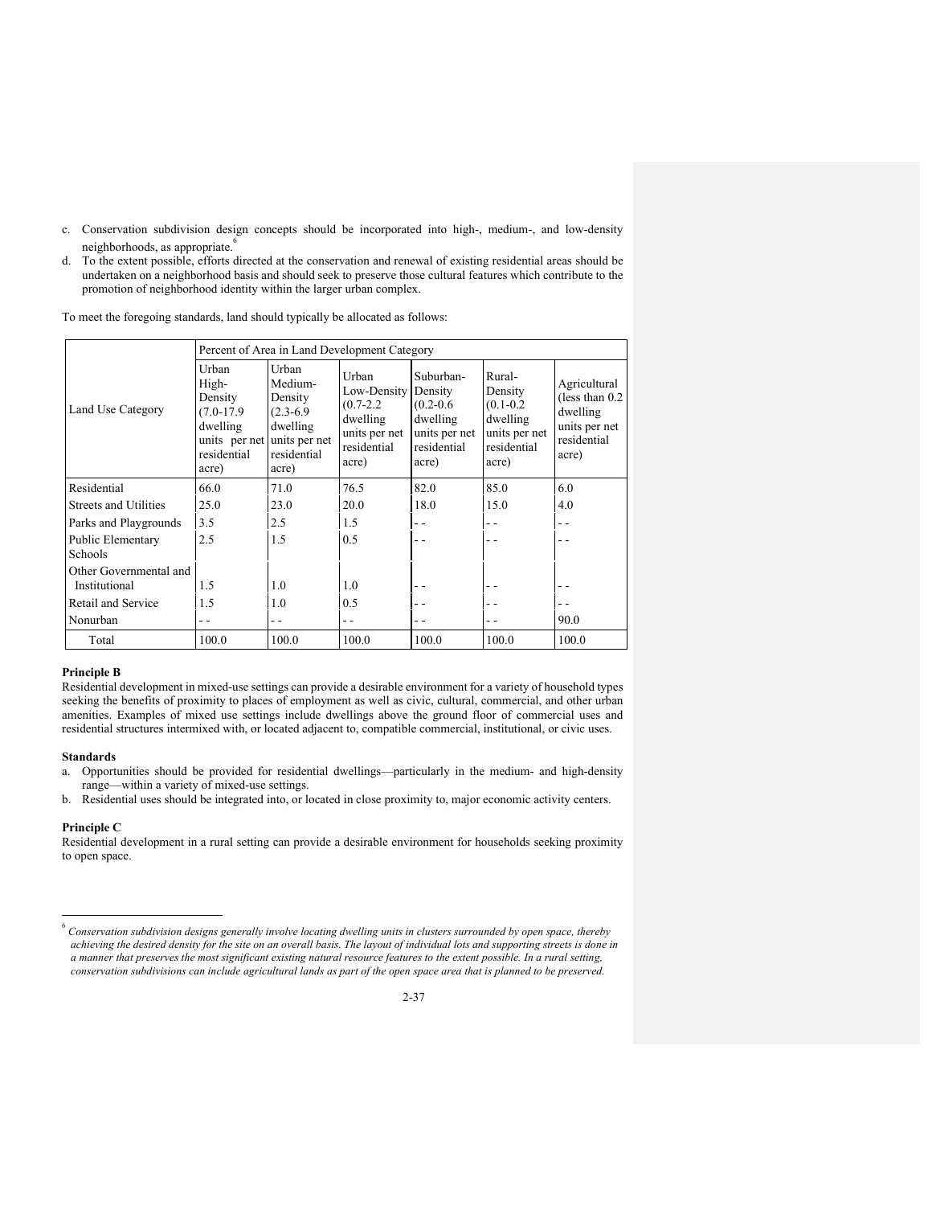c. Conservation subdivision design concepts should be incorporated into high-, medium-, and low-density neighborhoods, as appropriate.[6]
d. To the extent possible, efforts directed at the conservation and renewal of existing residential areas should be undertaken on a neighborhood basis and should seek to preserve those cultural features which contribute to the promotion of neighborhood identity within the larger urban complex.

To meet the foregoing standards, land should typically be allocated as follows:

| Land Use Category | Percent of Area in Land Development Category | | | | | |
|---|---|---|---|---|---|---|
| | Urban High-Density (7.0-17.9 dwelling units per net residential acre) | Urban Medium-Density (2.3-6.9 dwelling units per net residential acre) | Urban Low-Density (0.7-2.2 dwelling units per net residential acre) | Suburban-Density (0.2-0.6 dwelling units per net residential acre) | Rural-Density (0.1-0.2 dwelling units per net residential acre) | Agricultural (less than 0.2 dwelling units per net residential acre) |
| Residential | 66.0 | 71.0 | 76.5 | 82.0 | 85.0 | 6.0 |
| Streets and Utilities | 25.0 | 23.0 | 20.0 | 18.0 | 15.0 | 4.0 |
| Parks and Playgrounds | 3.5 | 2.5 | 1.5 | - - | - - | - - |
| Public Elementary Schools | 2.5 | 1.5 | 0.5 | - - | - - | - - |
| Other Governmental and Institutional | 1.5 | 1.0 | 1.0 | - - | - - | - - |
| Retail and Service | 1.5 | 1.0 | 0.5 | - - | - - | - - |
| Nonurban | - - | - - | - - | - - | - - | 90.0 |
| Total | 100.0 | 100.0 | 100.0 | 100.0 | 100.0 | 100.0 |

**Principle B**

Residential development in mixed-use settings can provide a desirable environment for a variety of household types seeking the benefits of proximity to places of employment as well as civic, cultural, commercial, and other urban amenities. Examples of mixed use settings include dwellings above the ground floor of commercial uses and residential structures intermixed with, or located adjacent to, compatible commercial, institutional, or civic uses.

**Standards**

a. Opportunities should be provided for residential dwellings—particularly in the medium- and high-density range—within a variety of mixed-use settings.
b. Residential uses should be integrated into, or located in close proximity to, major economic activity centers.

**Principle C**

Residential development in a rural setting can provide a desirable environment for households seeking proximity to open space.

[6] *Conservation subdivision designs generally involve locating dwelling units in clusters surrounded by open space, thereby achieving the desired density for the site on an overall basis. The layout of individual lots and supporting streets is done in a manner that preserves the most significant existing natural resource features to the extent possible. In a rural setting, conservation subdivisions can include agricultural lands as part of the open space area that is planned to be preserved.*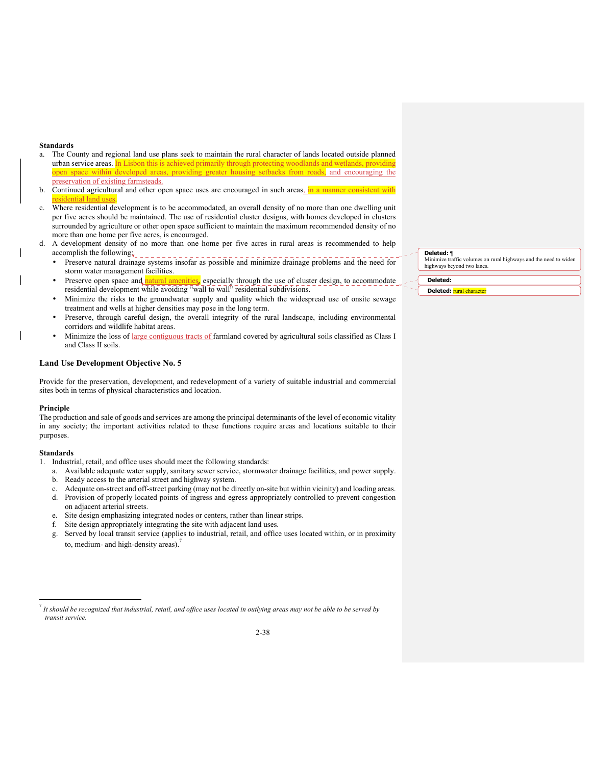**Standards**

a. The County and regional land use plans seek to maintain the rural character of lands located outside planned urban service areas. In Lisbon this is achieved primarily through protecting woodlands and wetlands, providing open space within developed areas, providing greater housing setbacks from roads, and encouraging the preservation of existing farmsteads.
b. Continued agricultural and other open space uses are encouraged in such areas, in a manner consistent with residential land uses.
c. Where residential development is to be accommodated, an overall density of no more than one dwelling unit per five acres should be maintained. The use of residential cluster designs, with homes developed in clusters surrounded by agriculture or other open space sufficient to maintain the maximum recommended density of no more than one home per five acres, is encouraged.
d. A development density of no more than one home per five acres in rural areas is recommended to help accomplish the following:
   - Preserve natural drainage systems insofar as possible and minimize drainage problems and the need for storm water management facilities.
   - Preserve open space and natural amenities, especially through the use of cluster design, to accommodate residential development while avoiding "wall to wall" residential subdivisions.
   - Minimize the risks to the groundwater supply and quality which the widespread use of onsite sewage treatment and wells at higher densities may pose in the long term.
   - Preserve, through careful design, the overall integrity of the rural landscape, including environmental corridors and wildlife habitat areas.
   - Minimize the loss of large contiguous tracts of farmland covered by agricultural soils classified as Class I and Class II soils.

Deleted: ¶
Minimize traffic volumes on rural highways and the need to widen highways beyond two lanes.

Deleted:

Deleted: rural character

### Land Use Development Objective No. 5

Provide for the preservation, development, and redevelopment of a variety of suitable industrial and commercial sites both in terms of physical characteristics and location.

**Principle**

The production and sale of goods and services are among the principal determinants of the level of economic vitality in any society; the important activities related to these functions require areas and locations suitable to their purposes.

**Standards**

1. Industrial, retail, and office uses should meet the following standards:
   a. Available adequate water supply, sanitary sewer service, stormwater drainage facilities, and power supply.
   b. Ready access to the arterial street and highway system.
   c. Adequate on-street and off-street parking (may not be directly on-site but within vicinity) and loading areas.
   d. Provision of properly located points of ingress and egress appropriately controlled to prevent congestion on adjacent arterial streets.
   e. Site design emphasizing integrated nodes or centers, rather than linear strips.
   f. Site design appropriately integrating the site with adjacent land uses.
   g. Served by local transit service (applies to industrial, retail, and office uses located within, or in proximity to, medium- and high-density areas).[7]

[7] *It should be recognized that industrial, retail, and office uses located in outlying areas may not be able to be served by transit service.*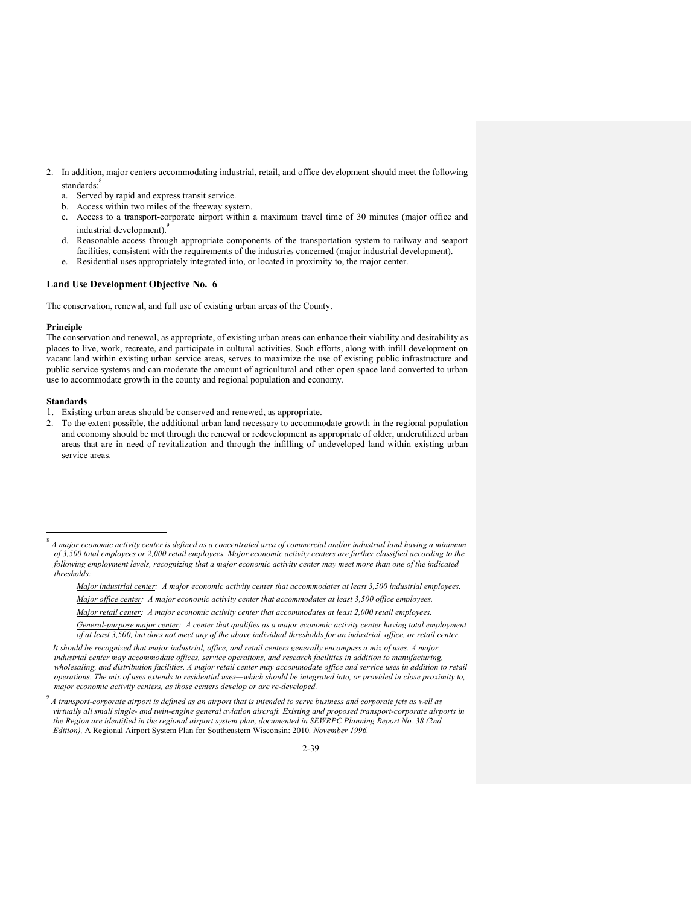2. In addition, major centers accommodating industrial, retail, and office development should meet the following standards:[8]
   a. Served by rapid and express transit service.
   b. Access within two miles of the freeway system.
   c. Access to a transport-corporate airport within a maximum travel time of 30 minutes (major office and industrial development).[9]
   d. Reasonable access through appropriate components of the transportation system to railway and seaport facilities, consistent with the requirements of the industries concerned (major industrial development).
   e. Residential uses appropriately integrated into, or located in proximity to, the major center.

### Land Use Development Objective No. 6

The conservation, renewal, and full use of existing urban areas of the County.

**Principle**

The conservation and renewal, as appropriate, of existing urban areas can enhance their viability and desirability as places to live, work, recreate, and participate in cultural activities. Such efforts, along with infill development on vacant land within existing urban service areas, serves to maximize the use of existing public infrastructure and public service systems and can moderate the amount of agricultural and other open space land converted to urban use to accommodate growth in the county and regional population and economy.

**Standards**

1. Existing urban areas should be conserved and renewed, as appropriate.
2. To the extent possible, the additional urban land necessary to accommodate growth in the regional population and economy should be met through the renewal or redevelopment as appropriate of older, underutilized urban areas that are in need of revitalization and through the infilling of undeveloped land within existing urban service areas.

---

[8] *A major economic activity center is defined as a concentrated area of commercial and/or industrial land having a minimum of 3,500 total employees or 2,000 retail employees. Major economic activity centers are further classified according to the following employment levels, recognizing that a major economic activity center may meet more than one of the indicated thresholds:*

> *Major industrial center: A major economic activity center that accommodates at least 3,500 industrial employees.*
>
> *Major office center: A major economic activity center that accommodates at least 3,500 office employees.*
>
> *Major retail center: A major economic activity center that accommodates at least 2,000 retail employees.*
>
> *General-purpose major center: A center that qualifies as a major economic activity center having total employment of at least 3,500, but does not meet any of the above individual thresholds for an industrial, office, or retail center.*

*It should be recognized that major industrial, office, and retail centers generally encompass a mix of uses. A major industrial center may accommodate offices, service operations, and research facilities in addition to manufacturing, wholesaling, and distribution facilities. A major retail center may accommodate office and service uses in addition to retail operations. The mix of uses extends to residential uses—which should be integrated into, or provided in close proximity to, major economic activity centers, as those centers develop or are re-developed.*

[9] *A transport-corporate airport is defined as an airport that is intended to serve business and corporate jets as well as virtually all small single- and twin-engine general aviation aircraft. Existing and proposed transport-corporate airports in the Region are identified in the regional airport system plan, documented in SEWRPC Planning Report No. 38 (2nd Edition),* A Regional Airport System Plan for Southeastern Wisconsin: 2010*, November 1996.*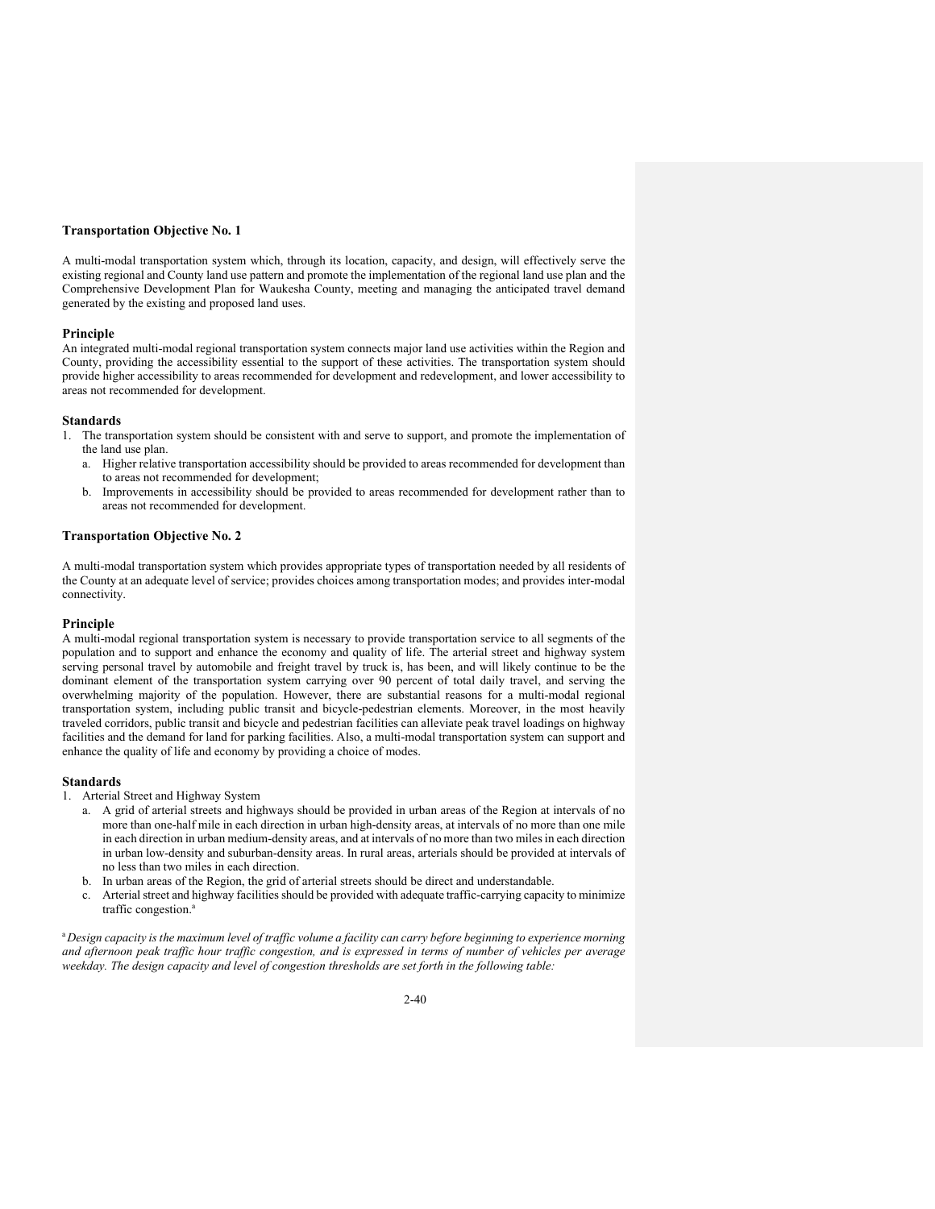### Transportation Objective No. 1

A multi-modal transportation system which, through its location, capacity, and design, will effectively serve the existing regional and County land use pattern and promote the implementation of the regional land use plan and the Comprehensive Development Plan for Waukesha County, meeting and managing the anticipated travel demand generated by the existing and proposed land uses.

#### Principle

An integrated multi-modal regional transportation system connects major land use activities within the Region and County, providing the accessibility essential to the support of these activities. The transportation system should provide higher accessibility to areas recommended for development and redevelopment, and lower accessibility to areas not recommended for development.

#### Standards

1. The transportation system should be consistent with and serve to support, and promote the implementation of the land use plan.
   a. Higher relative transportation accessibility should be provided to areas recommended for development than to areas not recommended for development;
   b. Improvements in accessibility should be provided to areas recommended for development rather than to areas not recommended for development.

### Transportation Objective No. 2

A multi-modal transportation system which provides appropriate types of transportation needed by all residents of the County at an adequate level of service; provides choices among transportation modes; and provides inter-modal connectivity.

#### Principle

A multi-modal regional transportation system is necessary to provide transportation service to all segments of the population and to support and enhance the economy and quality of life. The arterial street and highway system serving personal travel by automobile and freight travel by truck is, has been, and will likely continue to be the dominant element of the transportation system carrying over 90 percent of total daily travel, and serving the overwhelming majority of the population. However, there are substantial reasons for a multi-modal regional transportation system, including public transit and bicycle-pedestrian elements. Moreover, in the most heavily traveled corridors, public transit and bicycle and pedestrian facilities can alleviate peak travel loadings on highway facilities and the demand for land for parking facilities. Also, a multi-modal transportation system can support and enhance the quality of life and economy by providing a choice of modes.

#### Standards

1. Arterial Street and Highway System
   a. A grid of arterial streets and highways should be provided in urban areas of the Region at intervals of no more than one-half mile in each direction in urban high-density areas, at intervals of no more than one mile in each direction in urban medium-density areas, and at intervals of no more than two miles in each direction in urban low-density and suburban-density areas. In rural areas, arterials should be provided at intervals of no less than two miles in each direction.
   b. In urban areas of the Region, the grid of arterial streets should be direct and understandable.
   c. Arterial street and highway facilities should be provided with adequate traffic-carrying capacity to minimize traffic congestion.[a]

[a] *Design capacity is the maximum level of traffic volume a facility can carry before beginning to experience morning and afternoon peak traffic hour traffic congestion, and is expressed in terms of number of vehicles per average weekday. The design capacity and level of congestion thresholds are set forth in the following table:*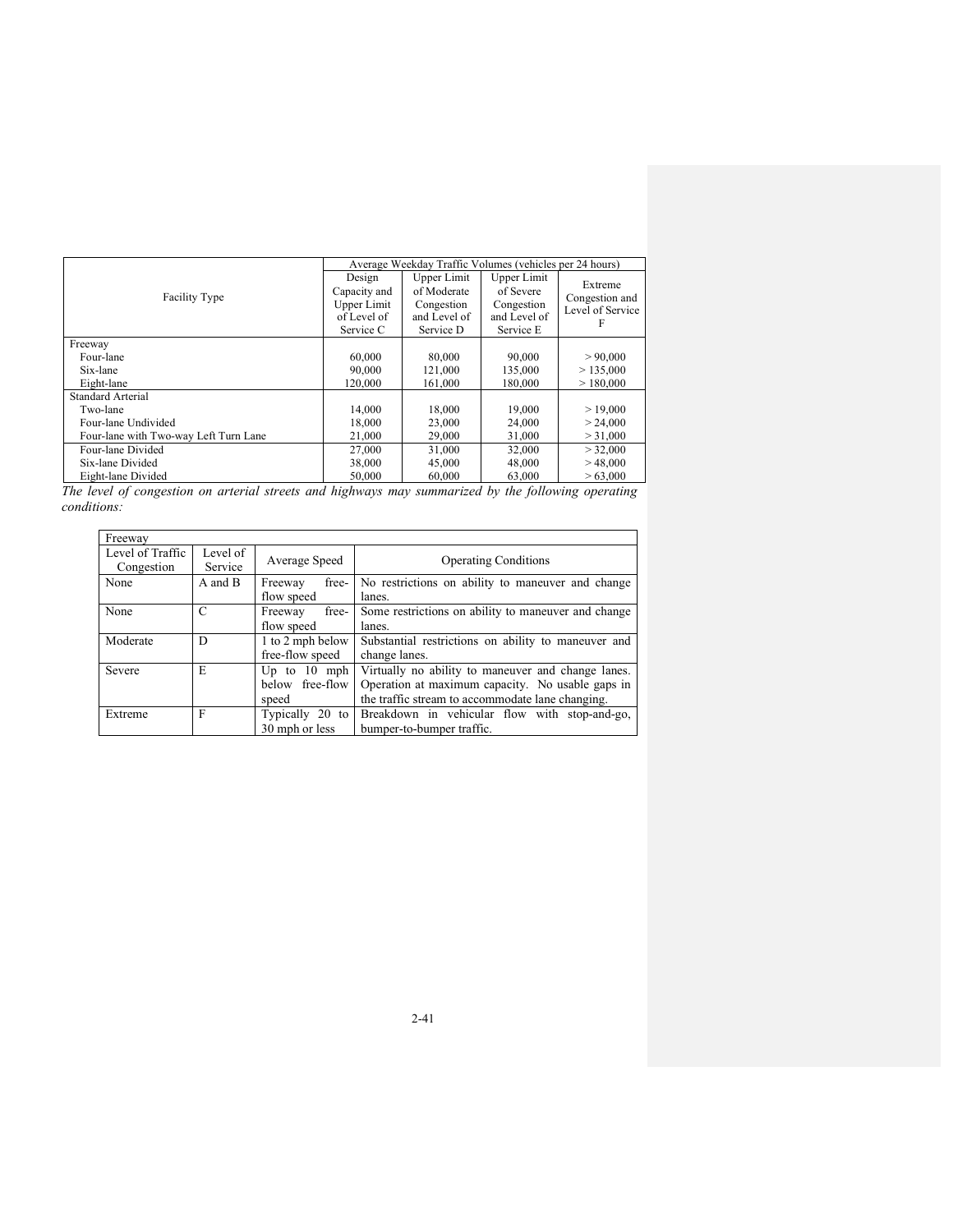| Facility Type | Average Weekday Traffic Volumes (vehicles per 24 hours) | | | |
|---|---|---|---|---|
| | Design Capacity and Upper Limit of Level of Service C | Upper Limit of Moderate Congestion and Level of Service D | Upper Limit of Severe Congestion and Level of Service E | Extreme Congestion and Level of Service F |
| Freeway | | | | |
| Four-lane | 60,000 | 80,000 | 90,000 | > 90,000 |
| Six-lane | 90,000 | 121,000 | 135,000 | > 135,000 |
| Eight-lane | 120,000 | 161,000 | 180,000 | > 180,000 |
| Standard Arterial | | | | |
| Two-lane | 14,000 | 18,000 | 19,000 | > 19,000 |
| Four-lane Undivided | 18,000 | 23,000 | 24,000 | > 24,000 |
| Four-lane with Two-way Left Turn Lane | 21,000 | 29,000 | 31,000 | > 31,000 |
| Four-lane Divided | 27,000 | 31,000 | 32,000 | > 32,000 |
| Six-lane Divided | 38,000 | 45,000 | 48,000 | > 48,000 |
| Eight-lane Divided | 50,000 | 60,000 | 63,000 | > 63,000 |

*The level of congestion on arterial streets and highways may summarized by the following operating conditions:*

| Freeway | | | |
|---|---|---|---|
| Level of Traffic Congestion | Level of Service | Average Speed | Operating Conditions |
| None | A and B | Freeway free-flow speed | No restrictions on ability to maneuver and change lanes. |
| None | C | Freeway free-flow speed | Some restrictions on ability to maneuver and change lanes. |
| Moderate | D | 1 to 2 mph below free-flow speed | Substantial restrictions on ability to maneuver and change lanes. |
| Severe | E | Up to 10 mph below free-flow speed | Virtually no ability to maneuver and change lanes. Operation at maximum capacity. No usable gaps in the traffic stream to accommodate lane changing. |
| Extreme | F | Typically 20 to 30 mph or less | Breakdown in vehicular flow with stop-and-go, bumper-to-bumper traffic. |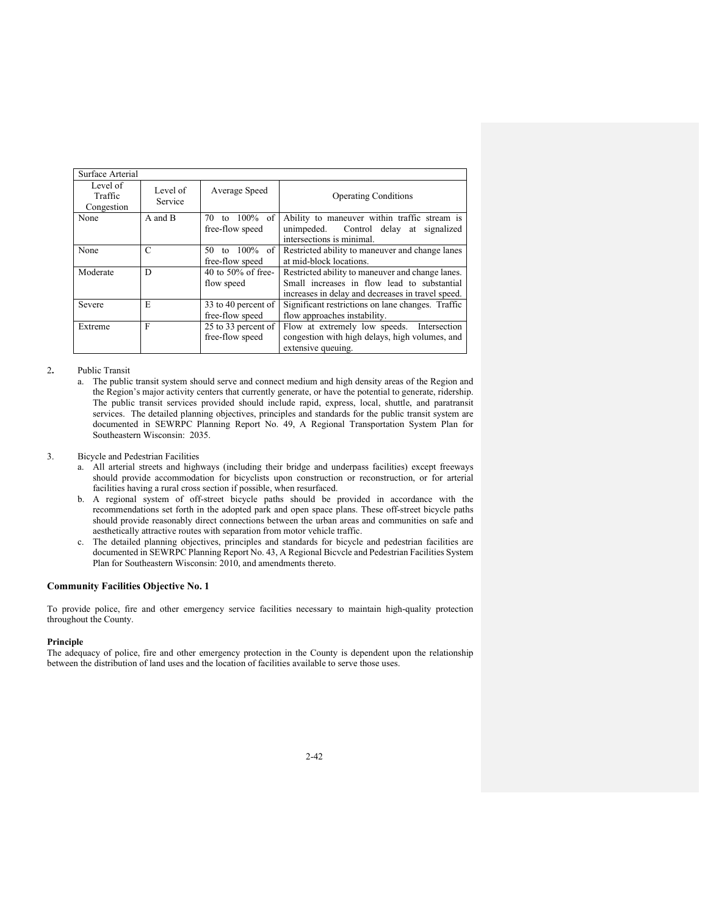| Surface Arterial | | | |
|---|---|---|---|
| Level of Traffic Congestion | Level of Service | Average Speed | Operating Conditions |
| None | A and B | 70 to 100% of free-flow speed | Ability to maneuver within traffic stream is unimpeded. Control delay at signalized intersections is minimal. |
| None | C | 50 to 100% of free-flow speed | Restricted ability to maneuver and change lanes at mid-block locations. |
| Moderate | D | 40 to 50% of free-flow speed | Restricted ability to maneuver and change lanes. Small increases in flow lead to substantial increases in delay and decreases in travel speed. |
| Severe | E | 33 to 40 percent of free-flow speed | Significant restrictions on lane changes. Traffic flow approaches instability. |
| Extreme | F | 25 to 33 percent of free-flow speed | Flow at extremely low speeds. Intersection congestion with high delays, high volumes, and extensive queuing. |

2. Public Transit
   a. The public transit system should serve and connect medium and high density areas of the Region and the Region's major activity centers that currently generate, or have the potential to generate, ridership. The public transit services provided should include rapid, express, local, shuttle, and paratransit services. The detailed planning objectives, principles and standards for the public transit system are documented in SEWRPC Planning Report No. 49, A Regional Transportation System Plan for Southeastern Wisconsin: 2035.

3. Bicycle and Pedestrian Facilities
   a. All arterial streets and highways (including their bridge and underpass facilities) except freeways should provide accommodation for bicyclists upon construction or reconstruction, or for arterial facilities having a rural cross section if possible, when resurfaced.
   b. A regional system of off-street bicycle paths should be provided in accordance with the recommendations set forth in the adopted park and open space plans. These off-street bicycle paths should provide reasonably direct connections between the urban areas and communities on safe and aesthetically attractive routes with separation from motor vehicle traffic.
   c. The detailed planning objectives, principles and standards for bicycle and pedestrian facilities are documented in SEWRPC Planning Report No. 43, A Regional Bicycle and Pedestrian Facilities System Plan for Southeastern Wisconsin: 2010, and amendments thereto.

### Community Facilities Objective No. 1

To provide police, fire and other emergency service facilities necessary to maintain high-quality protection throughout the County.

**Principle**

The adequacy of police, fire and other emergency protection in the County is dependent upon the relationship between the distribution of land uses and the location of facilities available to serve those uses.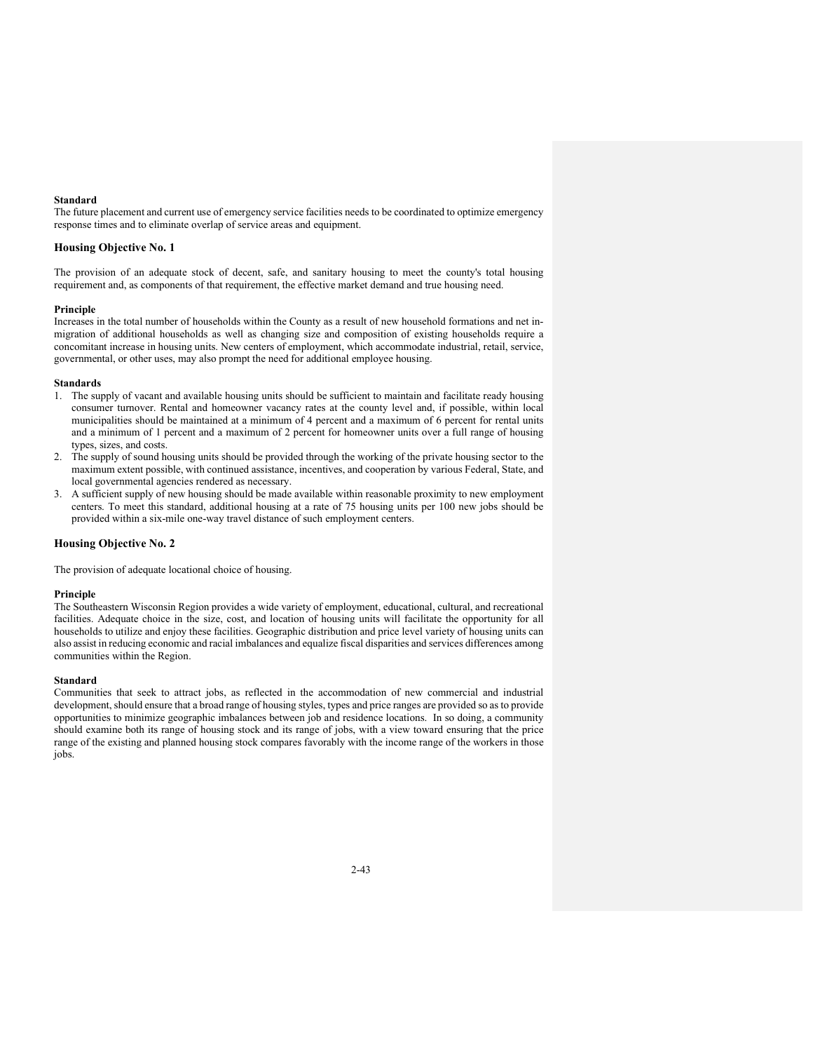**Standard**
The future placement and current use of emergency service facilities needs to be coordinated to optimize emergency response times and to eliminate overlap of service areas and equipment.

### Housing Objective No. 1

The provision of an adequate stock of decent, safe, and sanitary housing to meet the county's total housing requirement and, as components of that requirement, the effective market demand and true housing need.

**Principle**
Increases in the total number of households within the County as a result of new household formations and net in-migration of additional households as well as changing size and composition of existing households require a concomitant increase in housing units. New centers of employment, which accommodate industrial, retail, service, governmental, or other uses, may also prompt the need for additional employee housing.

**Standards**

1. The supply of vacant and available housing units should be sufficient to maintain and facilitate ready housing consumer turnover. Rental and homeowner vacancy rates at the county level and, if possible, within local municipalities should be maintained at a minimum of 4 percent and a maximum of 6 percent for rental units and a minimum of 1 percent and a maximum of 2 percent for homeowner units over a full range of housing types, sizes, and costs.
2. The supply of sound housing units should be provided through the working of the private housing sector to the maximum extent possible, with continued assistance, incentives, and cooperation by various Federal, State, and local governmental agencies rendered as necessary.
3. A sufficient supply of new housing should be made available within reasonable proximity to new employment centers. To meet this standard, additional housing at a rate of 75 housing units per 100 new jobs should be provided within a six-mile one-way travel distance of such employment centers.

### Housing Objective No. 2

The provision of adequate locational choice of housing.

**Principle**
The Southeastern Wisconsin Region provides a wide variety of employment, educational, cultural, and recreational facilities. Adequate choice in the size, cost, and location of housing units will facilitate the opportunity for all households to utilize and enjoy these facilities. Geographic distribution and price level variety of housing units can also assist in reducing economic and racial imbalances and equalize fiscal disparities and services differences among communities within the Region.

**Standard**
Communities that seek to attract jobs, as reflected in the accommodation of new commercial and industrial development, should ensure that a broad range of housing styles, types and price ranges are provided so as to provide opportunities to minimize geographic imbalances between job and residence locations. In so doing, a community should examine both its range of housing stock and its range of jobs, with a view toward ensuring that the price range of the existing and planned housing stock compares favorably with the income range of the workers in those jobs.